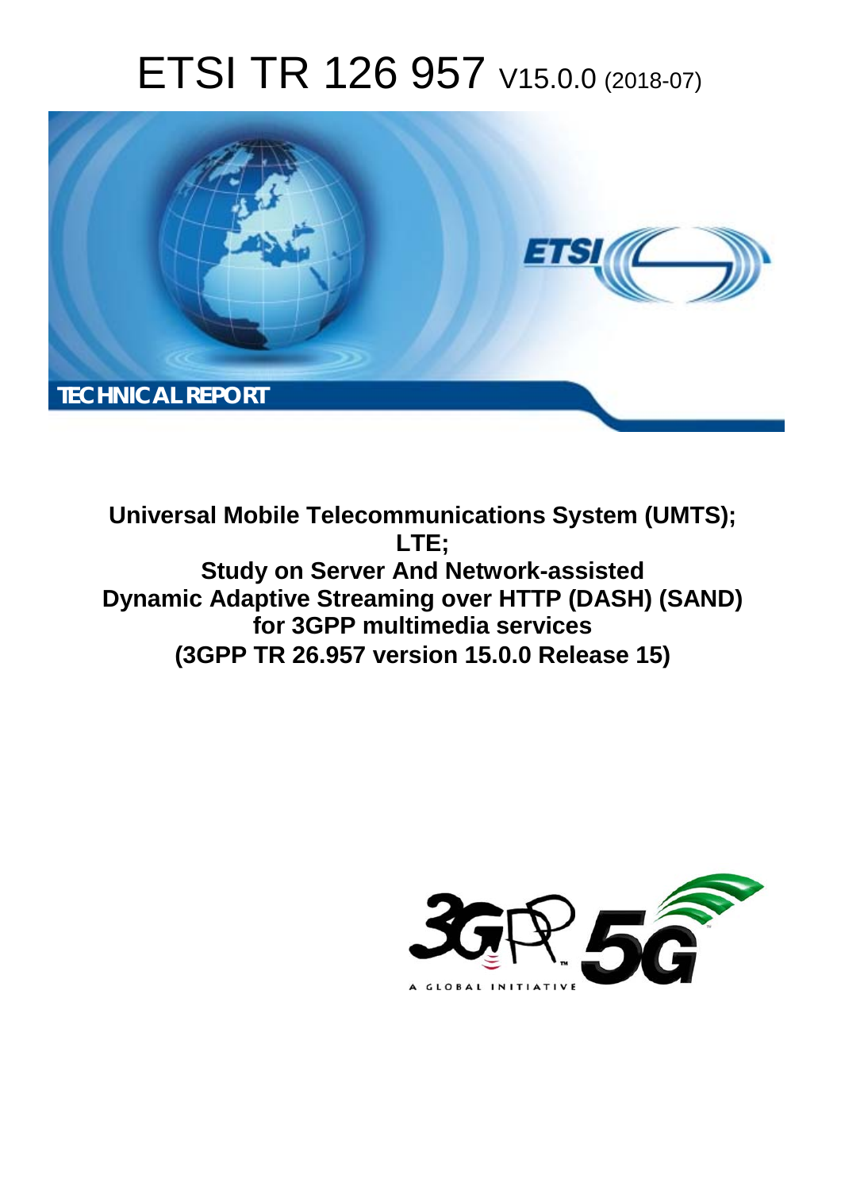# ETSI TR 126 957 V15.0.0 (2018-07)

TECHNICAL REPORT

**Universal Mobile Telecommunications System (UMTS);**
**LTE;**
**Study on Server And Network-assisted Dynamic Adaptive Streaming over HTTP (DASH) (SAND) for 3GPP multimedia services**
**(3GPP TR 26.957 version 15.0.0 Release 15)**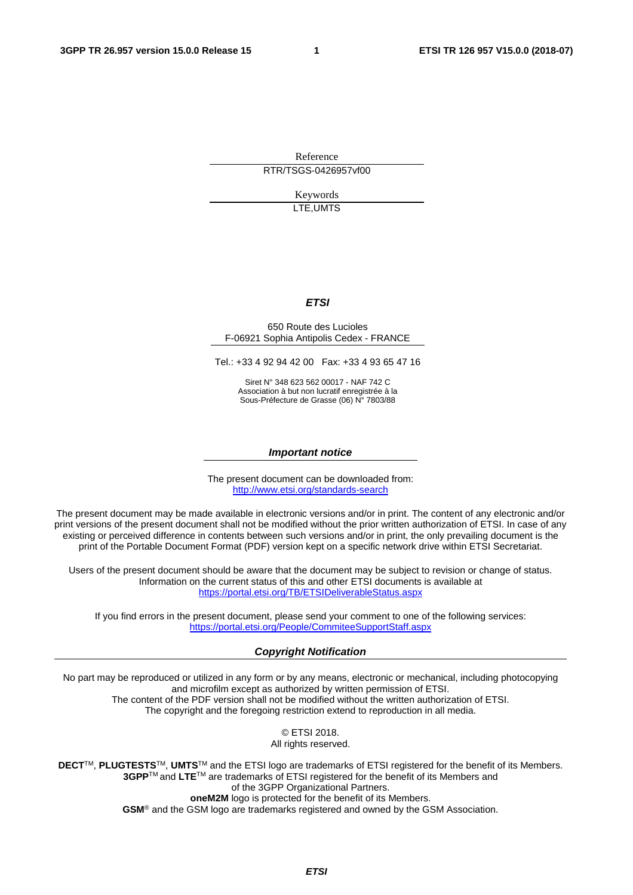Reference

RTR/TSGS-0426957vf00

Keywords

LTE,UMTS

***ETSI***

650 Route des Lucioles
F-06921 Sophia Antipolis Cedex - FRANCE

Tel.: +33 4 92 94 42 00   Fax: +33 4 93 65 47 16

Siret N° 348 623 562 00017 - NAF 742 C
Association à but non lucratif enregistrée à la
Sous-Préfecture de Grasse (06) N° 7803/88

***Important notice***

The present document can be downloaded from:
http://www.etsi.org/standards-search

The present document may be made available in electronic versions and/or in print. The content of any electronic and/or print versions of the present document shall not be modified without the prior written authorization of ETSI. In case of any existing or perceived difference in contents between such versions and/or in print, the only prevailing document is the print of the Portable Document Format (PDF) version kept on a specific network drive within ETSI Secretariat.

Users of the present document should be aware that the document may be subject to revision or change of status. Information on the current status of this and other ETSI documents is available at
https://portal.etsi.org/TB/ETSIDeliverableStatus.aspx

If you find errors in the present document, please send your comment to one of the following services:
https://portal.etsi.org/People/CommiteeSupportStaff.aspx

***Copyright Notification***

No part may be reproduced or utilized in any form or by any means, electronic or mechanical, including photocopying and microfilm except as authorized by written permission of ETSI.
The content of the PDF version shall not be modified without the written authorization of ETSI.
The copyright and the foregoing restriction extend to reproduction in all media.

© ETSI 2018.
All rights reserved.

**DECT**TM, **PLUGTESTS**TM, **UMTS**TM and the ETSI logo are trademarks of ETSI registered for the benefit of its Members.
**3GPP**TM and **LTE**TM are trademarks of ETSI registered for the benefit of its Members and of the 3GPP Organizational Partners.
**oneM2M** logo is protected for the benefit of its Members.
**GSM**® and the GSM logo are trademarks registered and owned by the GSM Association.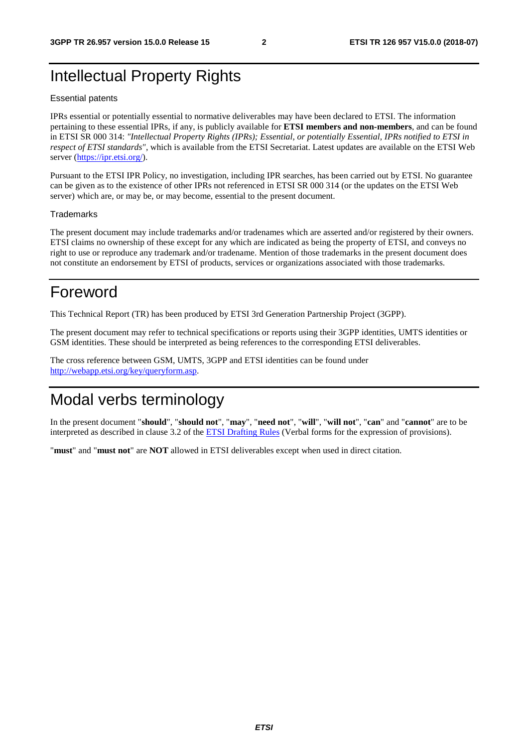# Intellectual Property Rights

Essential patents

IPRs essential or potentially essential to normative deliverables may have been declared to ETSI. The information pertaining to these essential IPRs, if any, is publicly available for **ETSI members and non-members**, and can be found in ETSI SR 000 314: *"Intellectual Property Rights (IPRs); Essential, or potentially Essential, IPRs notified to ETSI in respect of ETSI standards"*, which is available from the ETSI Secretariat. Latest updates are available on the ETSI Web server (https://ipr.etsi.org/).

Pursuant to the ETSI IPR Policy, no investigation, including IPR searches, has been carried out by ETSI. No guarantee can be given as to the existence of other IPRs not referenced in ETSI SR 000 314 (or the updates on the ETSI Web server) which are, or may be, or may become, essential to the present document.

Trademarks

The present document may include trademarks and/or tradenames which are asserted and/or registered by their owners. ETSI claims no ownership of these except for any which are indicated as being the property of ETSI, and conveys no right to use or reproduce any trademark and/or tradename. Mention of those trademarks in the present document does not constitute an endorsement by ETSI of products, services or organizations associated with those trademarks.

# Foreword

This Technical Report (TR) has been produced by ETSI 3rd Generation Partnership Project (3GPP).

The present document may refer to technical specifications or reports using their 3GPP identities, UMTS identities or GSM identities. These should be interpreted as being references to the corresponding ETSI deliverables.

The cross reference between GSM, UMTS, 3GPP and ETSI identities can be found under http://webapp.etsi.org/key/queryform.asp.

# Modal verbs terminology

In the present document "**should**", "**should not**", "**may**", "**need not**", "**will**", "**will not**", "**can**" and "**cannot**" are to be interpreted as described in clause 3.2 of the ETSI Drafting Rules (Verbal forms for the expression of provisions).

"**must**" and "**must not**" are **NOT** allowed in ETSI deliverables except when used in direct citation.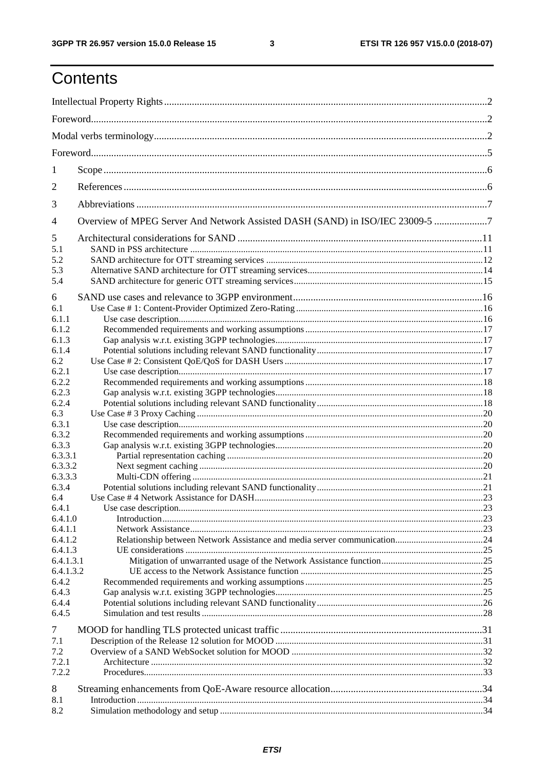# Contents

Intellectual Property Rights ........................................................................................................................ 2

Foreword ..................................................................................................................................................... 2

Modal verbs terminology ............................................................................................................................. 2

Foreword ..................................................................................................................................................... 5

1 Scope ....................................................................................................................................................... 6

2 References ............................................................................................................................................... 6

3 Abbreviations .......................................................................................................................................... 7

4 Overview of MPEG Server And Network Assisted DASH (SAND) in ISO/IEC 23009-5 ..................... 7

5 Architectural considerations for SAND ................................................................................................ 11

5.1 SAND in PSS architecture ................................................................................................................. 11

5.2 SAND architecture for OTT streaming services ................................................................................ 12

5.3 Alternative SAND architecture for OTT streaming services ............................................................... 14

5.4 SAND architecture for generic OTT streaming services .................................................................... 15

6 SAND use cases and relevance to 3GPP environment .......................................................................... 16

6.1 Use Case # 1: Content-Provider Optimized Zero-Rating ..................................................................... 16

6.1.1 Use case description ......................................................................................................................... 16

6.1.2 Recommended requirements and working assumptions ..................................................................... 17

6.1.3 Gap analysis w.r.t. existing 3GPP technologies .................................................................................. 17

6.1.4 Potential solutions including relevant SAND functionality ................................................................ 17

6.2 Use Case # 2: Consistent QoE/QoS for DASH Users ......................................................................... 17

6.2.1 Use case description ......................................................................................................................... 17

6.2.2 Recommended requirements and working assumptions ..................................................................... 18

6.2.3 Gap analysis w.r.t. existing 3GPP technologies .................................................................................. 18

6.2.4 Potential solutions including relevant SAND functionality ................................................................ 18

6.3 Use Case # 3 Proxy Caching .............................................................................................................. 20

6.3.1 Use case description ......................................................................................................................... 20

6.3.2 Recommended requirements and working assumptions ..................................................................... 20

6.3.3 Gap analysis w.r.t. existing 3GPP technologies .................................................................................. 20

6.3.3.1 Partial representation caching ......................................................................................................... 20

6.3.3.2 Next segment caching ..................................................................................................................... 20

6.3.3.3 Multi-CDN offering ........................................................................................................................ 21

6.3.4 Potential solutions including relevant SAND functionality ................................................................ 21

6.4 Use Case # 4 Network Assistance for DASH ...................................................................................... 23

6.4.1 Use case description ......................................................................................................................... 23

6.4.1.0 Introduction .................................................................................................................................... 23

6.4.1.1 Network Assistance ........................................................................................................................ 23

6.4.1.2 Relationship between Network Assistance and media server communication .................................. 24

6.4.1.3 UE considerations .......................................................................................................................... 25

6.4.1.3.1 Mitigation of unwarranted usage of the Network Assistance function ........................................... 25

6.4.1.3.2 UE access to the Network Assistance function ............................................................................. 25

6.4.2 Recommended requirements and working assumptions ..................................................................... 25

6.4.3 Gap analysis w.r.t. existing 3GPP technologies .................................................................................. 25

6.4.4 Potential solutions including relevant SAND functionality ................................................................ 26

6.4.5 Simulation and test results ................................................................................................................. 28

7 MOOD for handling TLS protected unicast traffic ................................................................................ 31

7.1 Description of the Release 12 solution for MOOD ............................................................................. 31

7.2 Overview of a SAND WebSocket solution for MOOD ....................................................................... 32

7.2.1 Architecture ..................................................................................................................................... 32

7.2.2 Procedures ........................................................................................................................................ 33

8 Streaming enhancements from QoE-Aware resource allocation ........................................................... 34

8.1 Introduction ....................................................................................................................................... 34

8.2 Simulation methodology and setup .................................................................................................... 34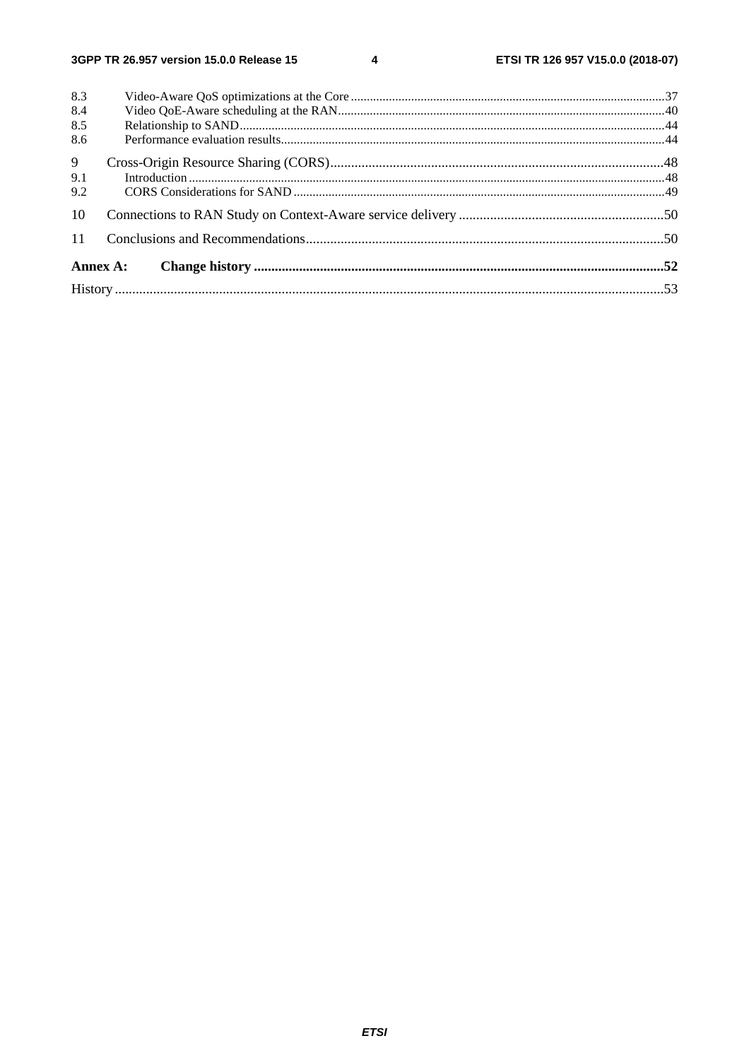8.3 Video-Aware QoS optimizations at the Core ...37
8.4 Video QoE-Aware scheduling at the RAN...40
8.5 Relationship to SAND...44
8.6 Performance evaluation results...44

9 Cross-Origin Resource Sharing (CORS)...48
9.1 Introduction...48
9.2 CORS Considerations for SAND...49

10 Connections to RAN Study on Context-Aware service delivery...50

11 Conclusions and Recommendations...50

**Annex A: Change history...52**

History...53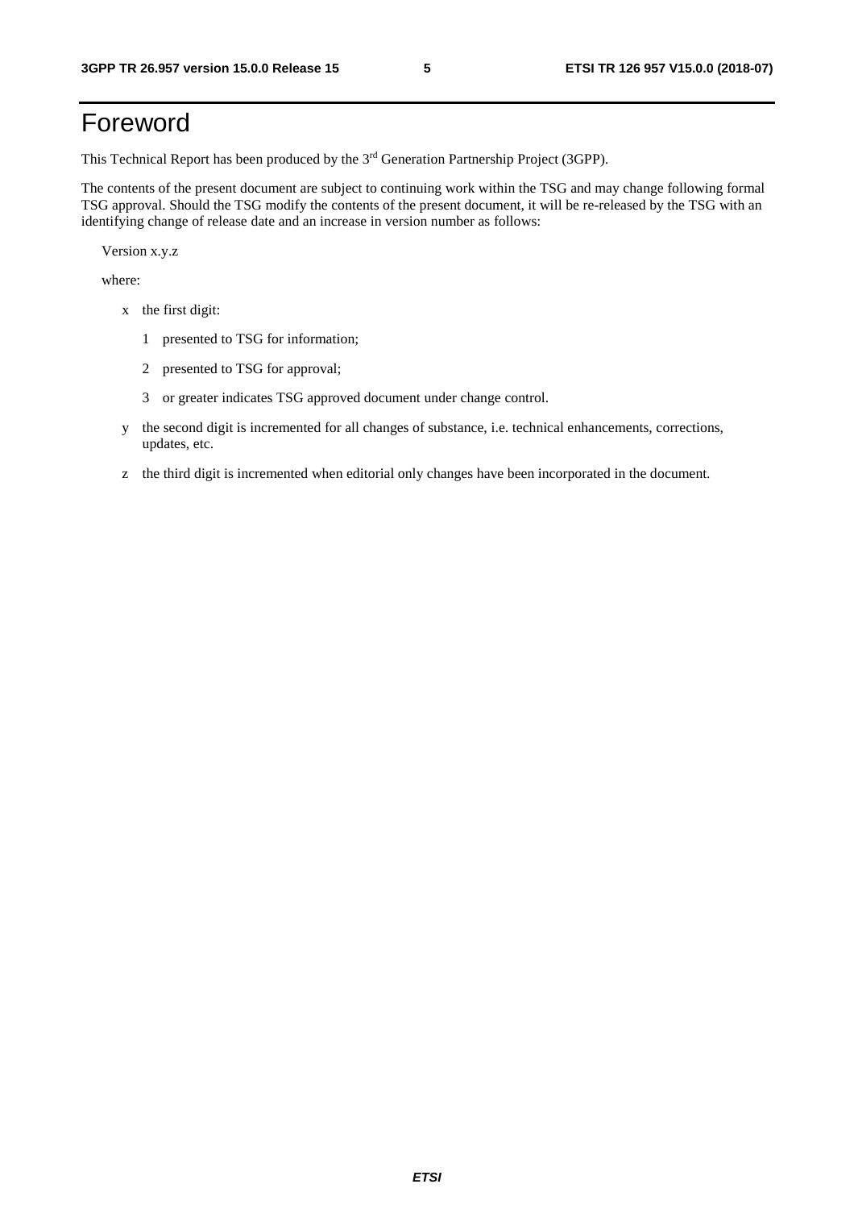# Foreword

This Technical Report has been produced by the 3rd Generation Partnership Project (3GPP).

The contents of the present document are subject to continuing work within the TSG and may change following formal TSG approval. Should the TSG modify the contents of the present document, it will be re-released by the TSG with an identifying change of release date and an increase in version number as follows:

Version x.y.z

where:

- x the first digit:
  - 1 presented to TSG for information;
  - 2 presented to TSG for approval;
  - 3 or greater indicates TSG approved document under change control.
- y the second digit is incremented for all changes of substance, i.e. technical enhancements, corrections, updates, etc.
- z the third digit is incremented when editorial only changes have been incorporated in the document.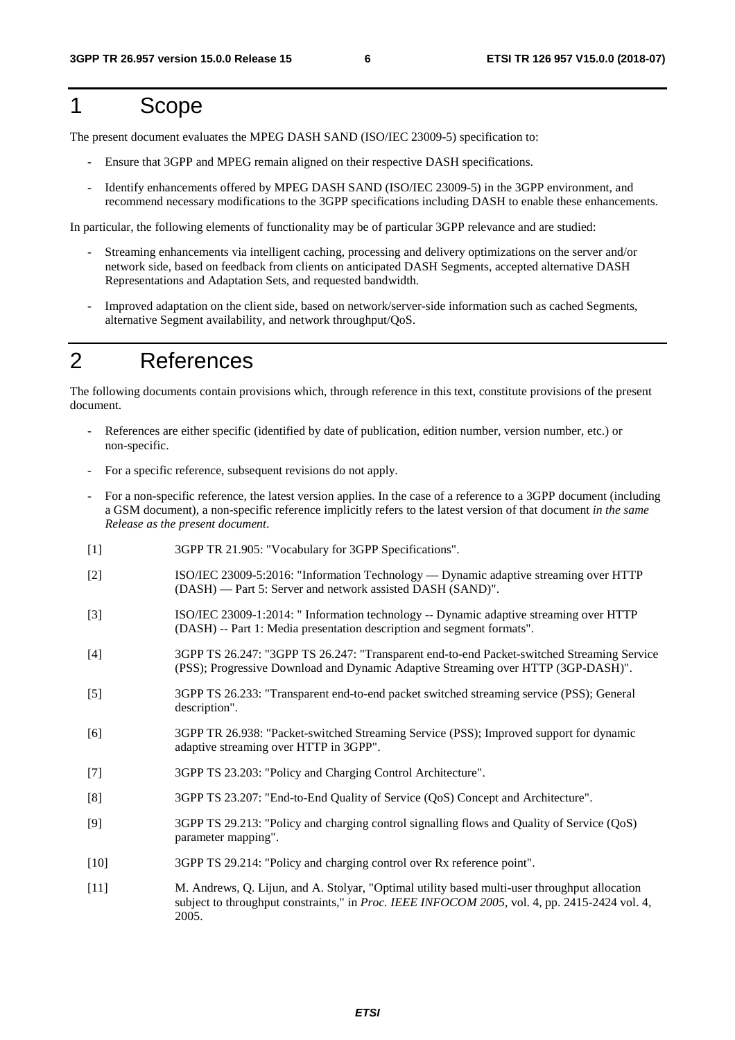# 1 Scope

The present document evaluates the MPEG DASH SAND (ISO/IEC 23009-5) specification to:

- Ensure that 3GPP and MPEG remain aligned on their respective DASH specifications.
- Identify enhancements offered by MPEG DASH SAND (ISO/IEC 23009-5) in the 3GPP environment, and recommend necessary modifications to the 3GPP specifications including DASH to enable these enhancements.

In particular, the following elements of functionality may be of particular 3GPP relevance and are studied:

- Streaming enhancements via intelligent caching, processing and delivery optimizations on the server and/or network side, based on feedback from clients on anticipated DASH Segments, accepted alternative DASH Representations and Adaptation Sets, and requested bandwidth.
- Improved adaptation on the client side, based on network/server-side information such as cached Segments, alternative Segment availability, and network throughput/QoS.

# 2 References

The following documents contain provisions which, through reference in this text, constitute provisions of the present document.

- References are either specific (identified by date of publication, edition number, version number, etc.) or non-specific.
- For a specific reference, subsequent revisions do not apply.
- For a non-specific reference, the latest version applies. In the case of a reference to a 3GPP document (including a GSM document), a non-specific reference implicitly refers to the latest version of that document *in the same Release as the present document*.

[1] 3GPP TR 21.905: "Vocabulary for 3GPP Specifications".

[2] ISO/IEC 23009-5:2016: "Information Technology — Dynamic adaptive streaming over HTTP (DASH) — Part 5: Server and network assisted DASH (SAND)".

[3] ISO/IEC 23009-1:2014: " Information technology -- Dynamic adaptive streaming over HTTP (DASH) -- Part 1: Media presentation description and segment formats".

[4] 3GPP TS 26.247: "3GPP TS 26.247: "Transparent end-to-end Packet-switched Streaming Service (PSS); Progressive Download and Dynamic Adaptive Streaming over HTTP (3GP-DASH)".

[5] 3GPP TS 26.233: "Transparent end-to-end packet switched streaming service (PSS); General description".

[6] 3GPP TR 26.938: "Packet-switched Streaming Service (PSS); Improved support for dynamic adaptive streaming over HTTP in 3GPP".

[7] 3GPP TS 23.203: "Policy and Charging Control Architecture".

[8] 3GPP TS 23.207: "End-to-End Quality of Service (QoS) Concept and Architecture".

[9] 3GPP TS 29.213: "Policy and charging control signalling flows and Quality of Service (QoS) parameter mapping".

[10] 3GPP TS 29.214: "Policy and charging control over Rx reference point".

[11] M. Andrews, Q. Lijun, and A. Stolyar, "Optimal utility based multi-user throughput allocation subject to throughput constraints," in *Proc. IEEE INFOCOM 2005*, vol. 4, pp. 2415-2424 vol. 4, 2005.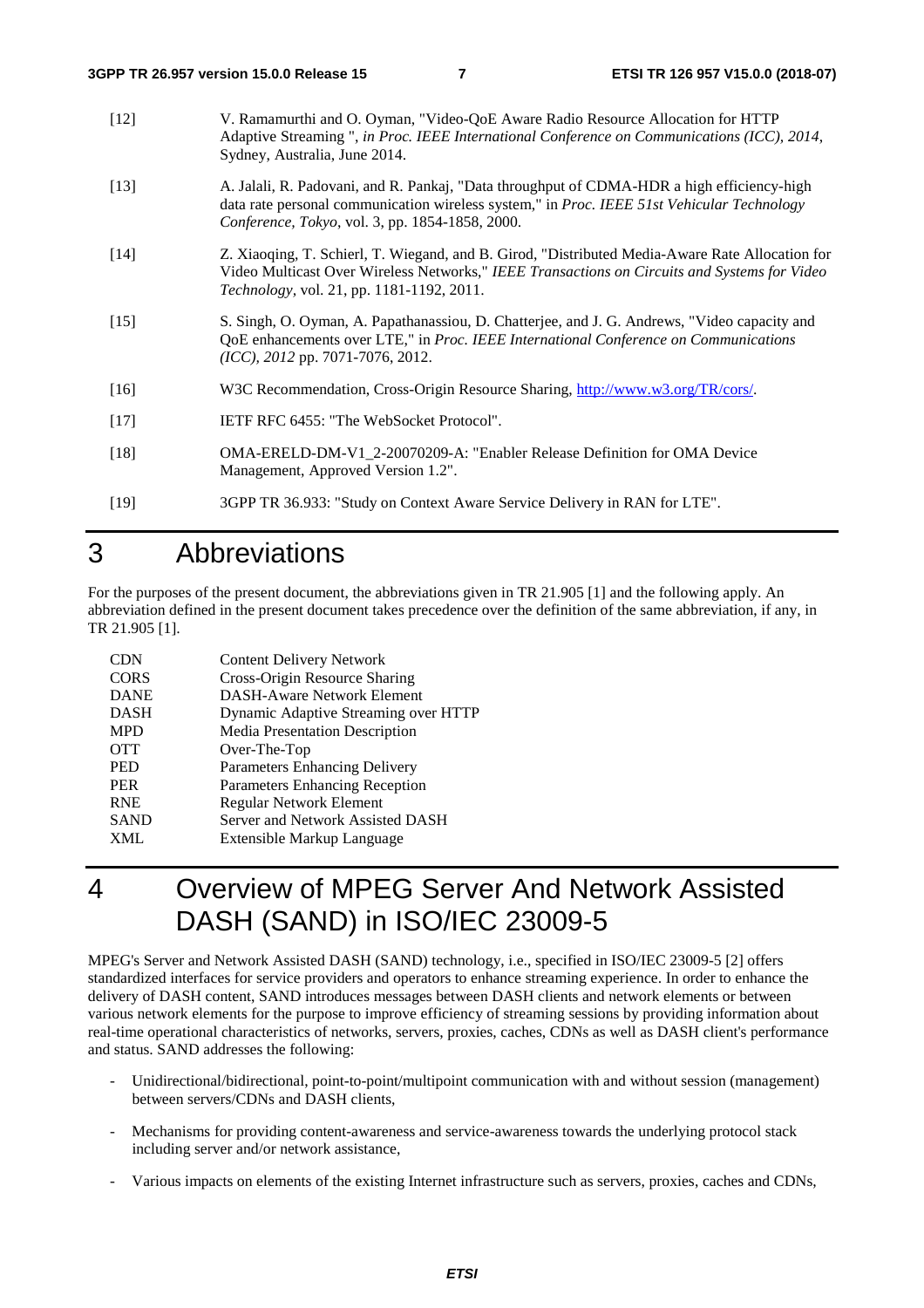[12] V. Ramamurthi and O. Oyman, "Video-QoE Aware Radio Resource Allocation for HTTP Adaptive Streaming ", *in Proc. IEEE International Conference on Communications (ICC), 2014*, Sydney, Australia, June 2014.

[13] A. Jalali, R. Padovani, and R. Pankaj, "Data throughput of CDMA-HDR a high efficiency-high data rate personal communication wireless system," in *Proc. IEEE 51st Vehicular Technology Conference, Tokyo*, vol. 3, pp. 1854-1858, 2000.

[14] Z. Xiaoqing, T. Schierl, T. Wiegand, and B. Girod, "Distributed Media-Aware Rate Allocation for Video Multicast Over Wireless Networks," *IEEE Transactions on Circuits and Systems for Video Technology*, vol. 21, pp. 1181-1192, 2011.

[15] S. Singh, O. Oyman, A. Papathanassiou, D. Chatterjee, and J. G. Andrews, "Video capacity and QoE enhancements over LTE," in *Proc. IEEE International Conference on Communications (ICC), 2012* pp. 7071-7076, 2012.

[16] W3C Recommendation, Cross-Origin Resource Sharing, http://www.w3.org/TR/cors/.

[17] IETF RFC 6455: "The WebSocket Protocol".

[18] OMA-ERELD-DM-V1_2-20070209-A: "Enabler Release Definition for OMA Device Management, Approved Version 1.2".

[19] 3GPP TR 36.933: "Study on Context Aware Service Delivery in RAN for LTE".

# 3 Abbreviations

For the purposes of the present document, the abbreviations given in TR 21.905 [1] and the following apply. An abbreviation defined in the present document takes precedence over the definition of the same abbreviation, if any, in TR 21.905 [1].

CDN Content Delivery Network
CORS Cross-Origin Resource Sharing
DANE DASH-Aware Network Element
DASH Dynamic Adaptive Streaming over HTTP
MPD Media Presentation Description
OTT Over-The-Top
PED Parameters Enhancing Delivery
PER Parameters Enhancing Reception
RNE Regular Network Element
SAND Server and Network Assisted DASH
XML Extensible Markup Language

# 4 Overview of MPEG Server And Network Assisted DASH (SAND) in ISO/IEC 23009-5

MPEG's Server and Network Assisted DASH (SAND) technology, i.e., specified in ISO/IEC 23009-5 [2] offers standardized interfaces for service providers and operators to enhance streaming experience. In order to enhance the delivery of DASH content, SAND introduces messages between DASH clients and network elements or between various network elements for the purpose to improve efficiency of streaming sessions by providing information about real-time operational characteristics of networks, servers, proxies, caches, CDNs as well as DASH client's performance and status. SAND addresses the following:

- Unidirectional/bidirectional, point-to-point/multipoint communication with and without session (management) between servers/CDNs and DASH clients,
- Mechanisms for providing content-awareness and service-awareness towards the underlying protocol stack including server and/or network assistance,
- Various impacts on elements of the existing Internet infrastructure such as servers, proxies, caches and CDNs,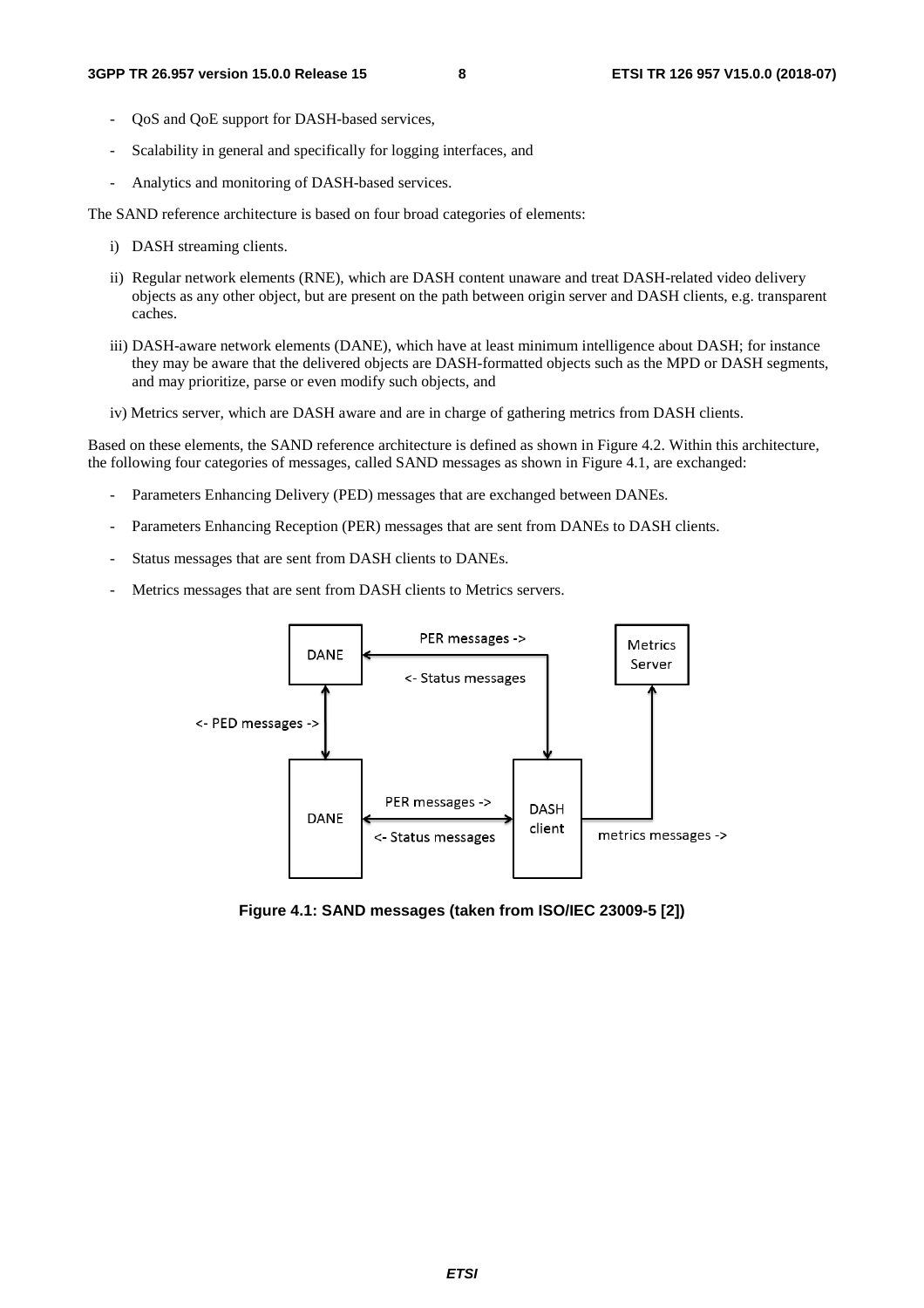- QoS and QoE support for DASH-based services,
- Scalability in general and specifically for logging interfaces, and
- Analytics and monitoring of DASH-based services.

The SAND reference architecture is based on four broad categories of elements:

i) DASH streaming clients.

ii) Regular network elements (RNE), which are DASH content unaware and treat DASH-related video delivery objects as any other object, but are present on the path between origin server and DASH clients, e.g. transparent caches.

iii) DASH-aware network elements (DANE), which have at least minimum intelligence about DASH; for instance they may be aware that the delivered objects are DASH-formatted objects such as the MPD or DASH segments, and may prioritize, parse or even modify such objects, and

iv) Metrics server, which are DASH aware and are in charge of gathering metrics from DASH clients.

Based on these elements, the SAND reference architecture is defined as shown in Figure 4.2. Within this architecture, the following four categories of messages, called SAND messages as shown in Figure 4.1, are exchanged:

- Parameters Enhancing Delivery (PED) messages that are exchanged between DANEs.
- Parameters Enhancing Reception (PER) messages that are sent from DANEs to DASH clients.
- Status messages that are sent from DASH clients to DANEs.
- Metrics messages that are sent from DASH clients to Metrics servers.

**Figure 4.1: SAND messages (taken from ISO/IEC 23009-5 [2])**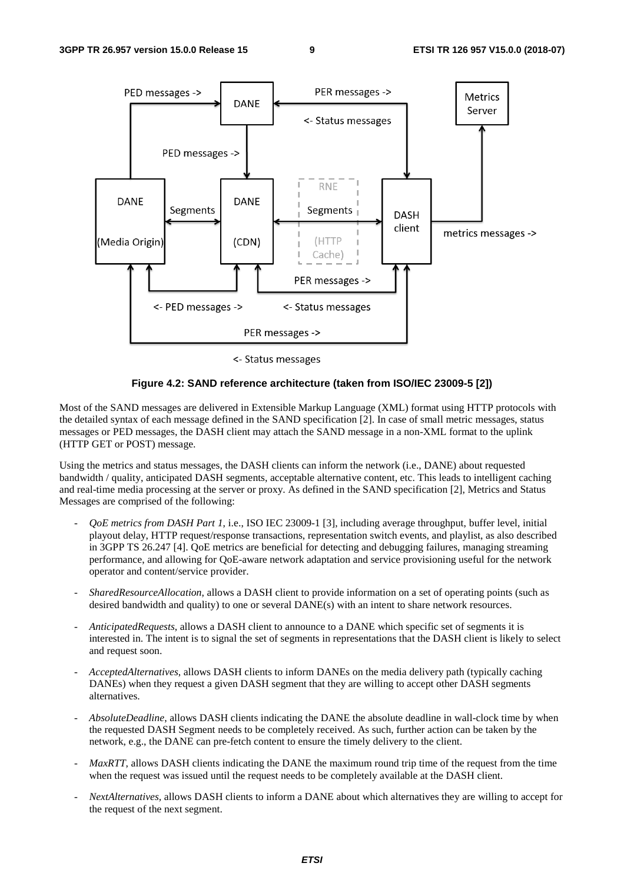**Figure 4.2: SAND reference architecture (taken from ISO/IEC 23009-5 [2])**

Most of the SAND messages are delivered in Extensible Markup Language (XML) format using HTTP protocols with the detailed syntax of each message defined in the SAND specification [2]. In case of small metric messages, status messages or PED messages, the DASH client may attach the SAND message in a non-XML format to the uplink (HTTP GET or POST) message.

Using the metrics and status messages, the DASH clients can inform the network (i.e., DANE) about requested bandwidth / quality, anticipated DASH segments, acceptable alternative content, etc. This leads to intelligent caching and real-time media processing at the server or proxy. As defined in the SAND specification [2], Metrics and Status Messages are comprised of the following:

- *QoE metrics from DASH Part 1*, i.e., ISO IEC 23009-1 [3], including average throughput, buffer level, initial playout delay, HTTP request/response transactions, representation switch events, and playlist, as also described in 3GPP TS 26.247 [4]. QoE metrics are beneficial for detecting and debugging failures, managing streaming performance, and allowing for QoE-aware network adaptation and service provisioning useful for the network operator and content/service provider.
- *SharedResourceAllocation*, allows a DASH client to provide information on a set of operating points (such as desired bandwidth and quality) to one or several DANE(s) with an intent to share network resources.
- *AnticipatedRequests*, allows a DASH client to announce to a DANE which specific set of segments it is interested in. The intent is to signal the set of segments in representations that the DASH client is likely to select and request soon.
- *AcceptedAlternatives*, allows DASH clients to inform DANEs on the media delivery path (typically caching DANEs) when they request a given DASH segment that they are willing to accept other DASH segments alternatives.
- *AbsoluteDeadline*, allows DASH clients indicating the DANE the absolute deadline in wall-clock time by when the requested DASH Segment needs to be completely received. As such, further action can be taken by the network, e.g., the DANE can pre-fetch content to ensure the timely delivery to the client.
- *MaxRTT*, allows DASH clients indicating the DANE the maximum round trip time of the request from the time when the request was issued until the request needs to be completely available at the DASH client.
- *NextAlternatives*, allows DASH clients to inform a DANE about which alternatives they are willing to accept for the request of the next segment.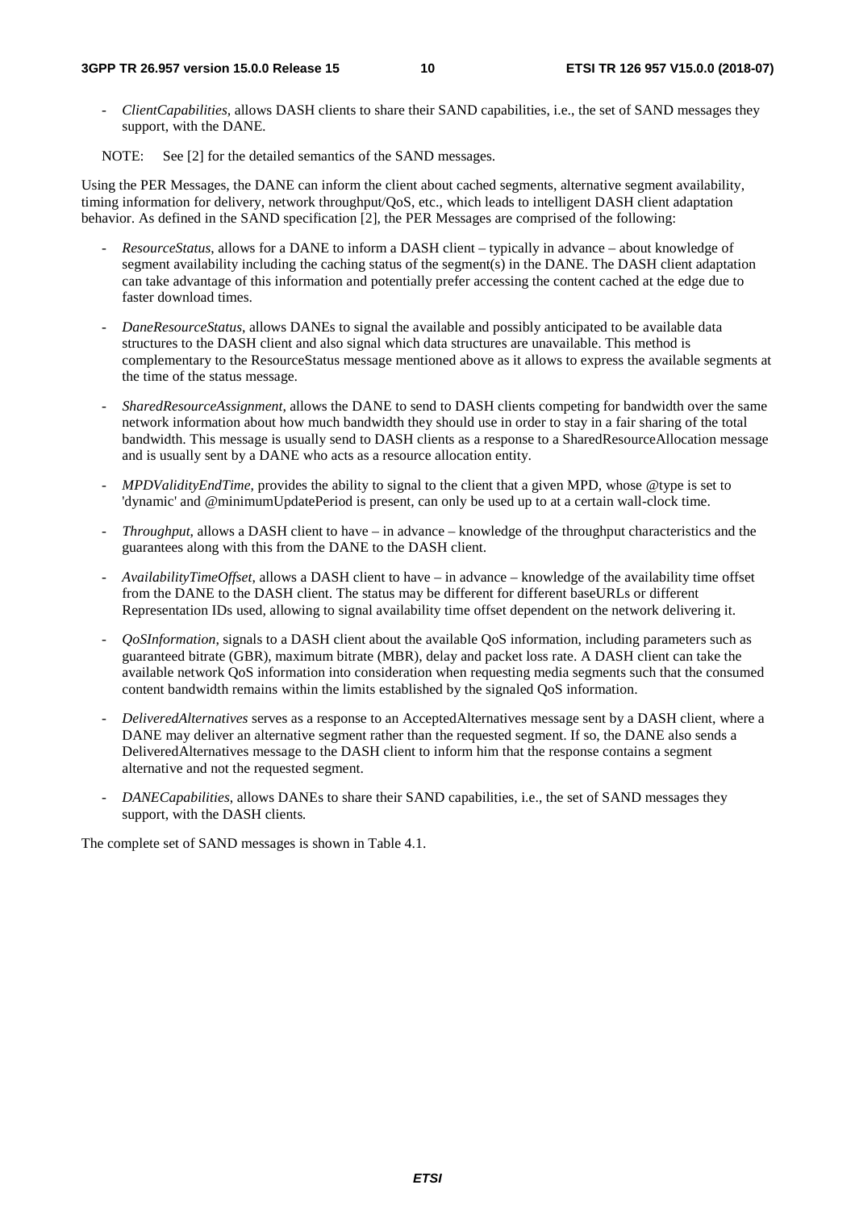- *ClientCapabilities*, allows DASH clients to share their SAND capabilities, i.e., the set of SAND messages they support, with the DANE.

NOTE: See [2] for the detailed semantics of the SAND messages.

Using the PER Messages, the DANE can inform the client about cached segments, alternative segment availability, timing information for delivery, network throughput/QoS, etc., which leads to intelligent DASH client adaptation behavior. As defined in the SAND specification [2], the PER Messages are comprised of the following:

- *ResourceStatus*, allows for a DANE to inform a DASH client – typically in advance – about knowledge of segment availability including the caching status of the segment(s) in the DANE. The DASH client adaptation can take advantage of this information and potentially prefer accessing the content cached at the edge due to faster download times.

- *DaneResourceStatus*, allows DANEs to signal the available and possibly anticipated to be available data structures to the DASH client and also signal which data structures are unavailable. This method is complementary to the ResourceStatus message mentioned above as it allows to express the available segments at the time of the status message.

- *SharedResourceAssignment*, allows the DANE to send to DASH clients competing for bandwidth over the same network information about how much bandwidth they should use in order to stay in a fair sharing of the total bandwidth. This message is usually send to DASH clients as a response to a SharedResourceAllocation message and is usually sent by a DANE who acts as a resource allocation entity.

- *MPDValidityEndTime*, provides the ability to signal to the client that a given MPD, whose @type is set to 'dynamic' and @minimumUpdatePeriod is present, can only be used up to at a certain wall-clock time.

- *Throughput,* allows a DASH client to have – in advance – knowledge of the throughput characteristics and the guarantees along with this from the DANE to the DASH client.

- *AvailabilityTimeOffset,* allows a DASH client to have – in advance – knowledge of the availability time offset from the DANE to the DASH client. The status may be different for different baseURLs or different Representation IDs used, allowing to signal availability time offset dependent on the network delivering it.

- *QoSInformation*, signals to a DASH client about the available QoS information, including parameters such as guaranteed bitrate (GBR), maximum bitrate (MBR), delay and packet loss rate. A DASH client can take the available network QoS information into consideration when requesting media segments such that the consumed content bandwidth remains within the limits established by the signaled QoS information.

- *DeliveredAlternatives* serves as a response to an AcceptedAlternatives message sent by a DASH client, where a DANE may deliver an alternative segment rather than the requested segment. If so, the DANE also sends a DeliveredAlternatives message to the DASH client to inform him that the response contains a segment alternative and not the requested segment.

- *DANECapabilities*, allows DANEs to share their SAND capabilities, i.e., the set of SAND messages they support, with the DASH clients*.*

The complete set of SAND messages is shown in Table 4.1.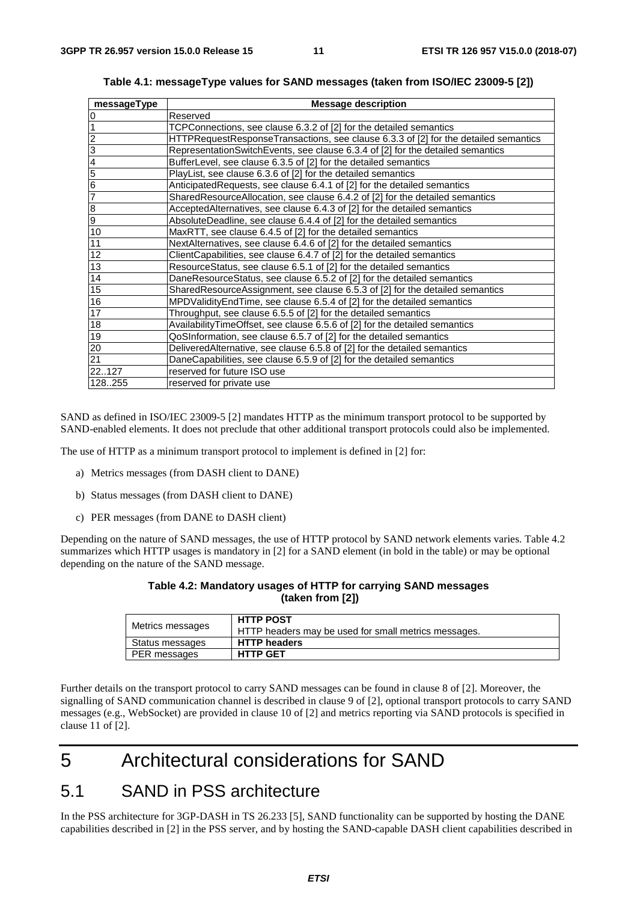**Table 4.1: messageType values for SAND messages (taken from ISO/IEC 23009-5 [2])**

| messageType | Message description |
|---|---|
| 0 | Reserved |
| 1 | TCPConnections, see clause 6.3.2 of [2] for the detailed semantics |
| 2 | HTTPRequestResponseTransactions, see clause 6.3.3 of [2] for the detailed semantics |
| 3 | RepresentationSwitchEvents, see clause 6.3.4 of [2] for the detailed semantics |
| 4 | BufferLevel, see clause 6.3.5 of [2] for the detailed semantics |
| 5 | PlayList, see clause 6.3.6 of [2] for the detailed semantics |
| 6 | AnticipatedRequests, see clause 6.4.1 of [2] for the detailed semantics |
| 7 | SharedResourceAllocation, see clause 6.4.2 of [2] for the detailed semantics |
| 8 | AcceptedAlternatives, see clause 6.4.3 of [2] for the detailed semantics |
| 9 | AbsoluteDeadline, see clause 6.4.4 of [2] for the detailed semantics |
| 10 | MaxRTT, see clause 6.4.5 of [2] for the detailed semantics |
| 11 | NextAlternatives, see clause 6.4.6 of [2] for the detailed semantics |
| 12 | ClientCapabilities, see clause 6.4.7 of [2] for the detailed semantics |
| 13 | ResourceStatus, see clause 6.5.1 of [2] for the detailed semantics |
| 14 | DaneResourceStatus, see clause 6.5.2 of [2] for the detailed semantics |
| 15 | SharedResourceAssignment, see clause 6.5.3 of [2] for the detailed semantics |
| 16 | MPDValidityEndTime, see clause 6.5.4 of [2] for the detailed semantics |
| 17 | Throughput, see clause 6.5.5 of [2] for the detailed semantics |
| 18 | AvailabilityTimeOffset, see clause 6.5.6 of [2] for the detailed semantics |
| 19 | QoSInformation, see clause 6.5.7 of [2] for the detailed semantics |
| 20 | DeliveredAlternative, see clause 6.5.8 of [2] for the detailed semantics |
| 21 | DaneCapabilities, see clause 6.5.9 of [2] for the detailed semantics |
| 22..127 | reserved for future ISO use |
| 128..255 | reserved for private use |

SAND as defined in ISO/IEC 23009-5 [2] mandates HTTP as the minimum transport protocol to be supported by SAND-enabled elements. It does not preclude that other additional transport protocols could also be implemented.

The use of HTTP as a minimum transport protocol to implement is defined in [2] for:

a) Metrics messages (from DASH client to DANE)

b) Status messages (from DASH client to DANE)

c) PER messages (from DANE to DASH client)

Depending on the nature of SAND messages, the use of HTTP protocol by SAND network elements varies. Table 4.2 summarizes which HTTP usages is mandatory in [2] for a SAND element (in bold in the table) or may be optional depending on the nature of the SAND message.

**Table 4.2: Mandatory usages of HTTP for carrying SAND messages (taken from [2])**

| | |
|---|---|
| Metrics messages | **HTTP POST** <br> HTTP headers may be used for small metrics messages. |
| Status messages | **HTTP headers** |
| PER messages | **HTTP GET** |

Further details on the transport protocol to carry SAND messages can be found in clause 8 of [2]. Moreover, the signalling of SAND communication channel is described in clause 9 of [2], optional transport protocols to carry SAND messages (e.g., WebSocket) are provided in clause 10 of [2] and metrics reporting via SAND protocols is specified in clause 11 of [2].

# 5 Architectural considerations for SAND

## 5.1 SAND in PSS architecture

In the PSS architecture for 3GP-DASH in TS 26.233 [5], SAND functionality can be supported by hosting the DANE capabilities described in [2] in the PSS server, and by hosting the SAND-capable DASH client capabilities described in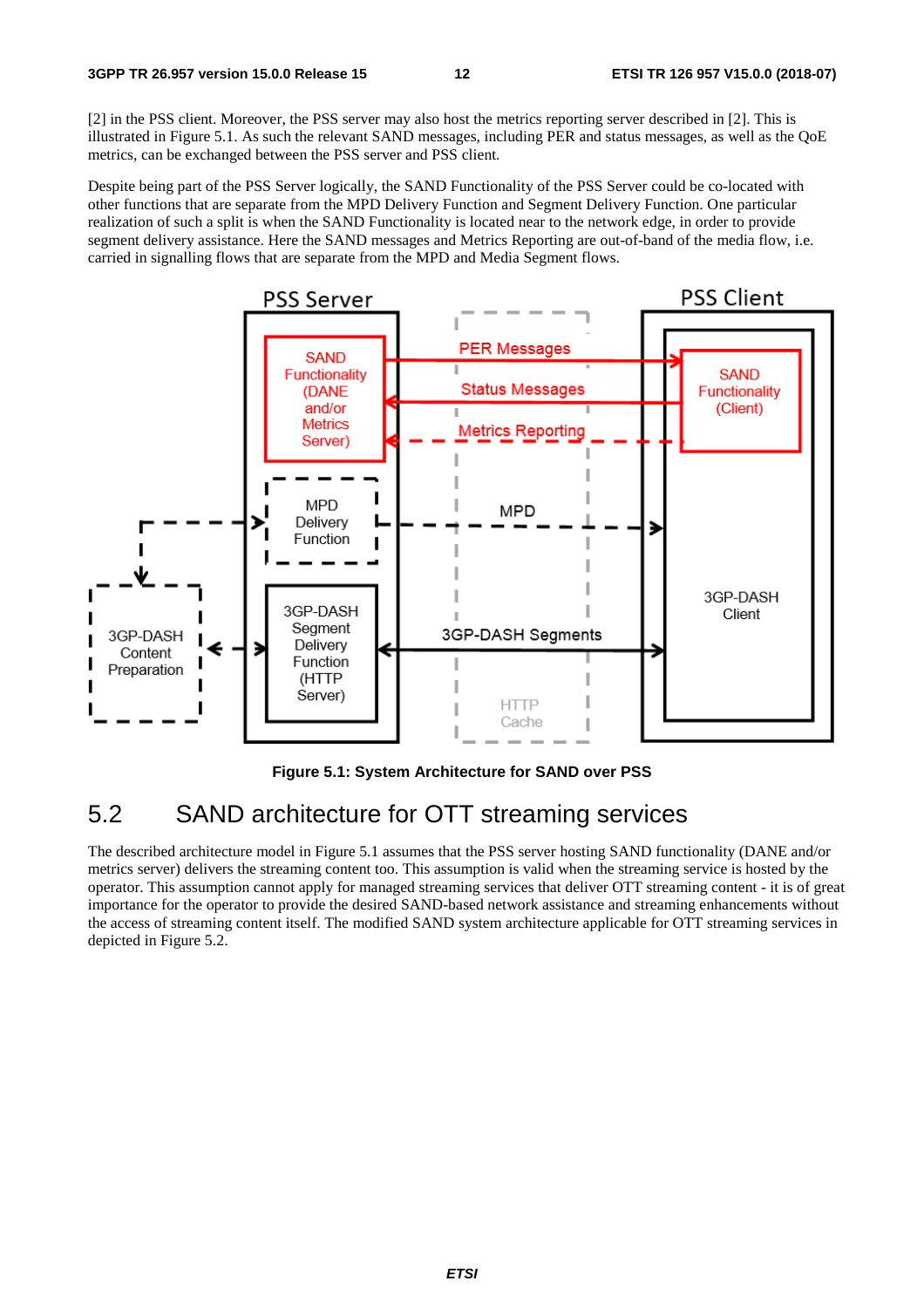[2] in the PSS client. Moreover, the PSS server may also host the metrics reporting server described in [2]. This is illustrated in Figure 5.1. As such the relevant SAND messages, including PER and status messages, as well as the QoE metrics, can be exchanged between the PSS server and PSS client.

Despite being part of the PSS Server logically, the SAND Functionality of the PSS Server could be co-located with other functions that are separate from the MPD Delivery Function and Segment Delivery Function. One particular realization of such a split is when the SAND Functionality is located near to the network edge, in order to provide segment delivery assistance. Here the SAND messages and Metrics Reporting are out-of-band of the media flow, i.e. carried in signalling flows that are separate from the MPD and Media Segment flows.

**Figure 5.1: System Architecture for SAND over PSS**

## 5.2 SAND architecture for OTT streaming services

The described architecture model in Figure 5.1 assumes that the PSS server hosting SAND functionality (DANE and/or metrics server) delivers the streaming content too. This assumption is valid when the streaming service is hosted by the operator. This assumption cannot apply for managed streaming services that deliver OTT streaming content - it is of great importance for the operator to provide the desired SAND-based network assistance and streaming enhancements without the access of streaming content itself. The modified SAND system architecture applicable for OTT streaming services in depicted in Figure 5.2.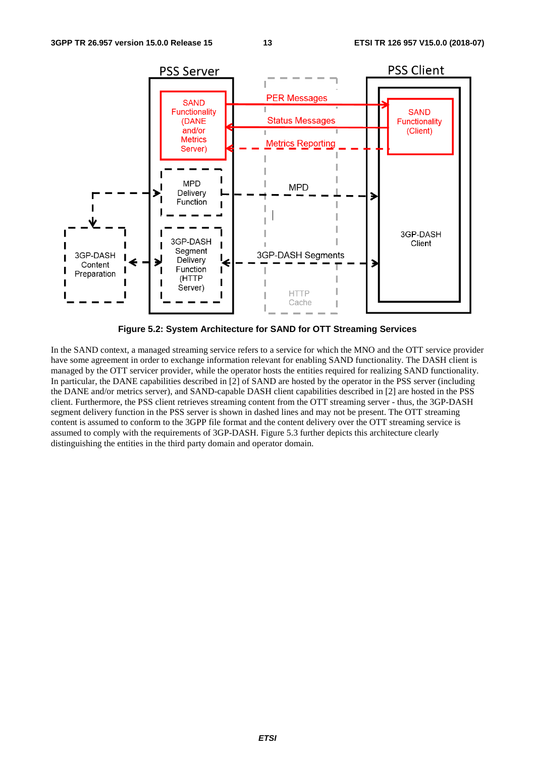**Figure 5.2: System Architecture for SAND for OTT Streaming Services**

In the SAND context, a managed streaming service refers to a service for which the MNO and the OTT service provider have some agreement in order to exchange information relevant for enabling SAND functionality. The DASH client is managed by the OTT servicer provider, while the operator hosts the entities required for realizing SAND functionality. In particular, the DANE capabilities described in [2] of SAND are hosted by the operator in the PSS server (including the DANE and/or metrics server), and SAND-capable DASH client capabilities described in [2] are hosted in the PSS client. Furthermore, the PSS client retrieves streaming content from the OTT streaming server - thus, the 3GP-DASH segment delivery function in the PSS server is shown in dashed lines and may not be present. The OTT streaming content is assumed to conform to the 3GPP file format and the content delivery over the OTT streaming service is assumed to comply with the requirements of 3GP-DASH. Figure 5.3 further depicts this architecture clearly distinguishing the entities in the third party domain and operator domain.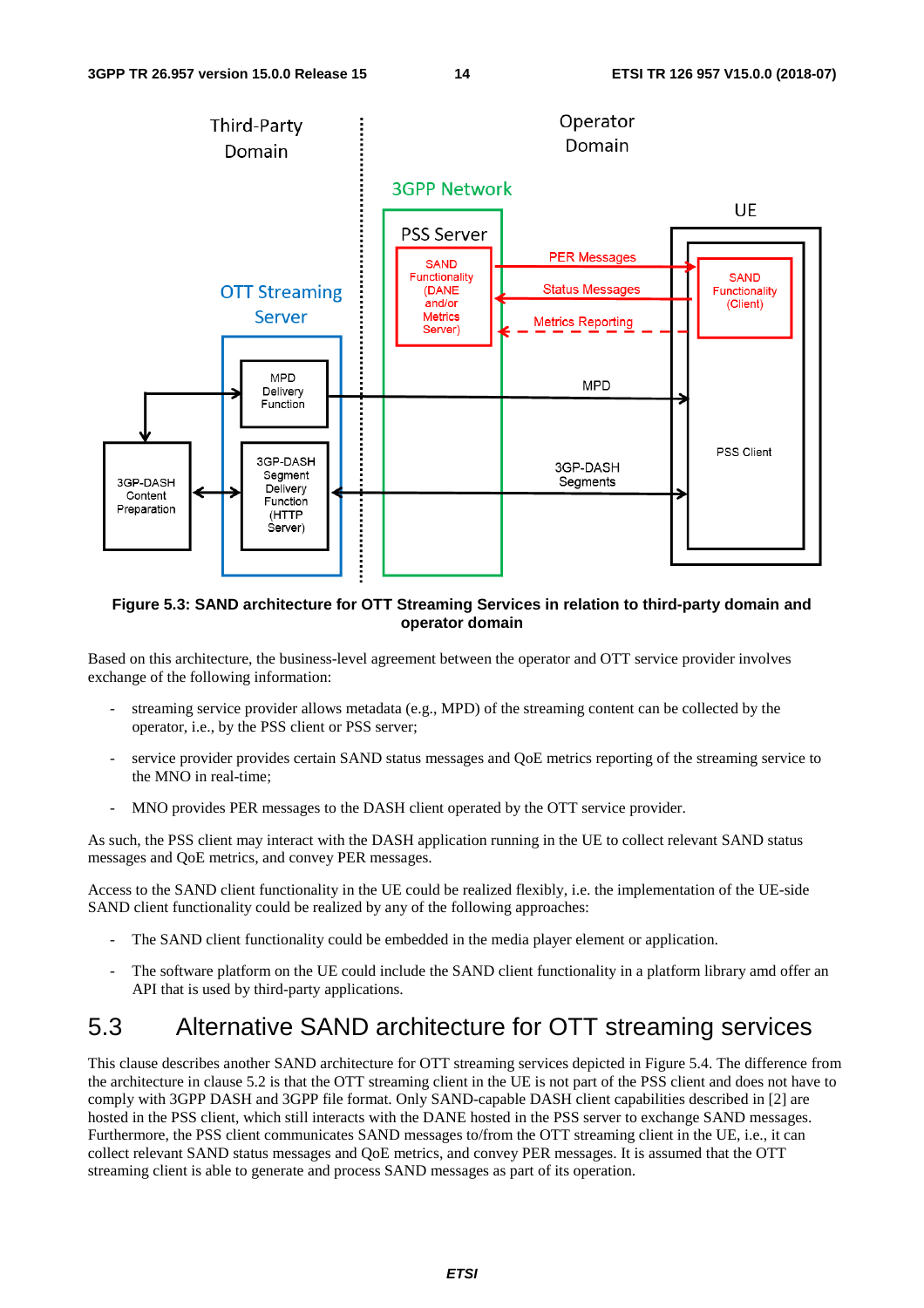**Figure 5.3: SAND architecture for OTT Streaming Services in relation to third-party domain and operator domain**

Based on this architecture, the business-level agreement between the operator and OTT service provider involves exchange of the following information:

- streaming service provider allows metadata (e.g., MPD) of the streaming content can be collected by the operator, i.e., by the PSS client or PSS server;
- service provider provides certain SAND status messages and QoE metrics reporting of the streaming service to the MNO in real-time;
- MNO provides PER messages to the DASH client operated by the OTT service provider.

As such, the PSS client may interact with the DASH application running in the UE to collect relevant SAND status messages and QoE metrics, and convey PER messages.

Access to the SAND client functionality in the UE could be realized flexibly, i.e. the implementation of the UE-side SAND client functionality could be realized by any of the following approaches:

- The SAND client functionality could be embedded in the media player element or application.
- The software platform on the UE could include the SAND client functionality in a platform library amd offer an API that is used by third-party applications.

## 5.3 Alternative SAND architecture for OTT streaming services

This clause describes another SAND architecture for OTT streaming services depicted in Figure 5.4. The difference from the architecture in clause 5.2 is that the OTT streaming client in the UE is not part of the PSS client and does not have to comply with 3GPP DASH and 3GPP file format. Only SAND-capable DASH client capabilities described in [2] are hosted in the PSS client, which still interacts with the DANE hosted in the PSS server to exchange SAND messages. Furthermore, the PSS client communicates SAND messages to/from the OTT streaming client in the UE, i.e., it can collect relevant SAND status messages and QoE metrics, and convey PER messages. It is assumed that the OTT streaming client is able to generate and process SAND messages as part of its operation.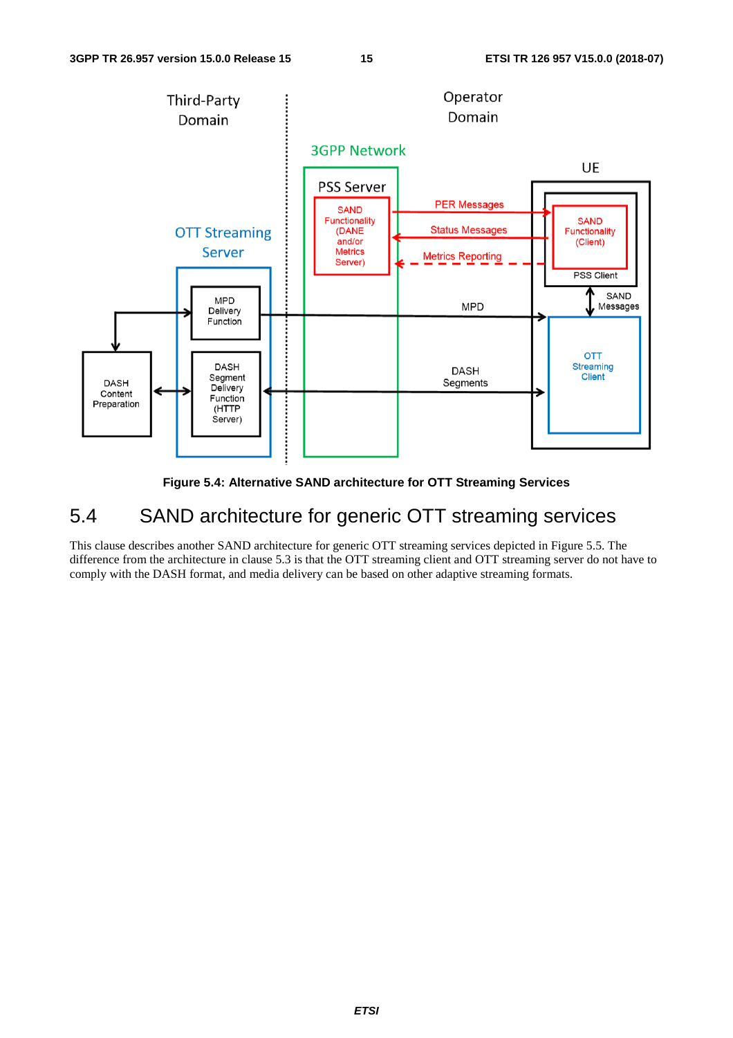Figure 5.4: Alternative SAND architecture for OTT Streaming Services

## 5.4 SAND architecture for generic OTT streaming services

This clause describes another SAND architecture for generic OTT streaming services depicted in Figure 5.5. The difference from the architecture in clause 5.3 is that the OTT streaming client and OTT streaming server do not have to comply with the DASH format, and media delivery can be based on other adaptive streaming formats.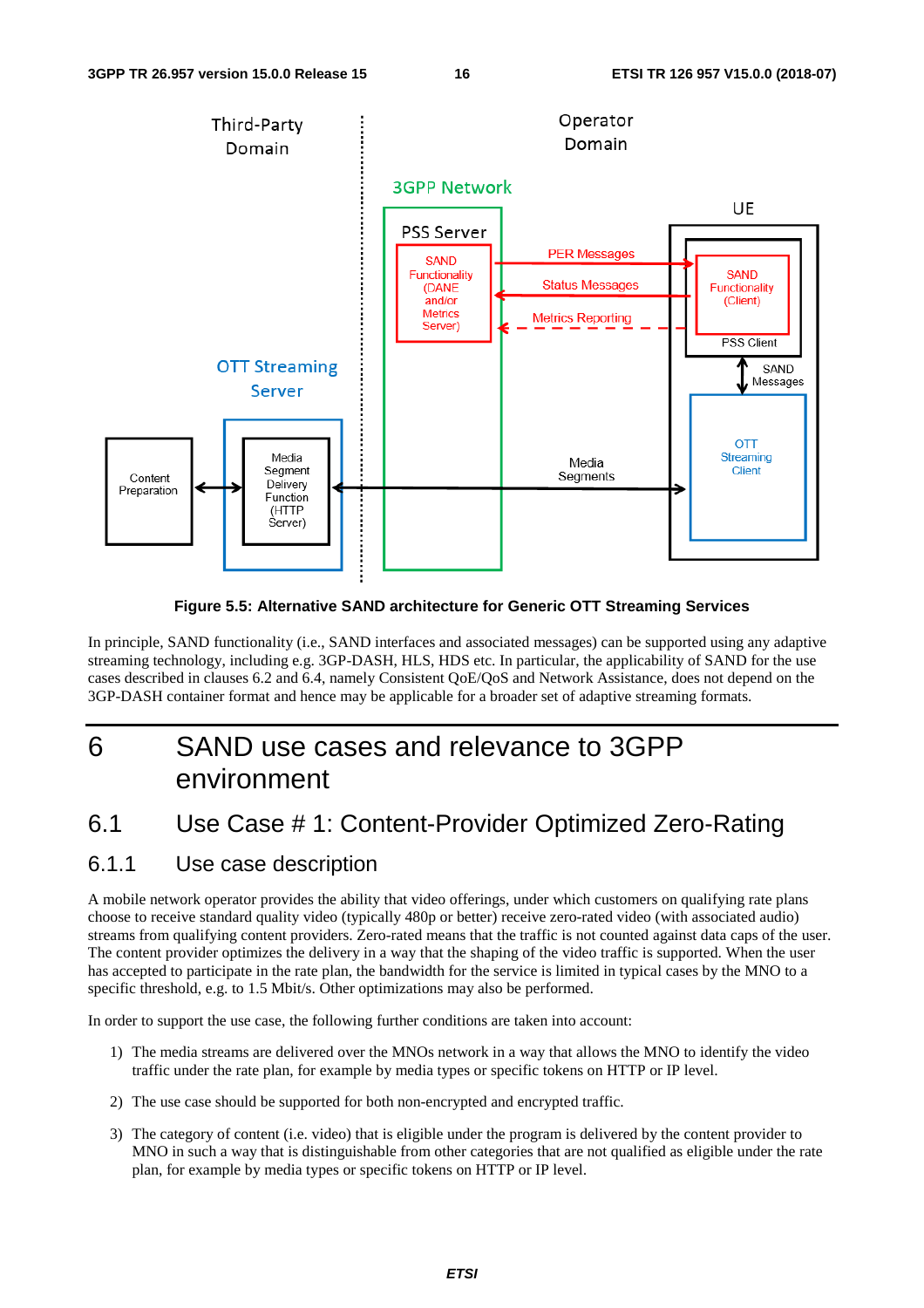Figure 5.5: Alternative SAND architecture for Generic OTT Streaming Services

In principle, SAND functionality (i.e., SAND interfaces and associated messages) can be supported using any adaptive streaming technology, including e.g. 3GP-DASH, HLS, HDS etc. In particular, the applicability of SAND for the use cases described in clauses 6.2 and 6.4, namely Consistent QoE/QoS and Network Assistance, does not depend on the 3GP-DASH container format and hence may be applicable for a broader set of adaptive streaming formats.

# 6 SAND use cases and relevance to 3GPP environment

## 6.1 Use Case # 1: Content-Provider Optimized Zero-Rating

### 6.1.1 Use case description

A mobile network operator provides the ability that video offerings, under which customers on qualifying rate plans choose to receive standard quality video (typically 480p or better) receive zero-rated video (with associated audio) streams from qualifying content providers. Zero-rated means that the traffic is not counted against data caps of the user. The content provider optimizes the delivery in a way that the shaping of the video traffic is supported. When the user has accepted to participate in the rate plan, the bandwidth for the service is limited in typical cases by the MNO to a specific threshold, e.g. to 1.5 Mbit/s. Other optimizations may also be performed.

In order to support the use case, the following further conditions are taken into account:

1) The media streams are delivered over the MNOs network in a way that allows the MNO to identify the video traffic under the rate plan, for example by media types or specific tokens on HTTP or IP level.

2) The use case should be supported for both non-encrypted and encrypted traffic.

3) The category of content (i.e. video) that is eligible under the program is delivered by the content provider to MNO in such a way that is distinguishable from other categories that are not qualified as eligible under the rate plan, for example by media types or specific tokens on HTTP or IP level.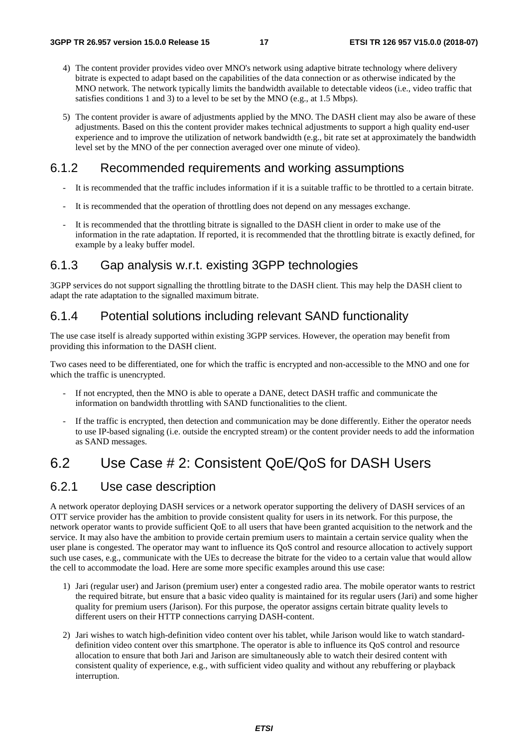4) The content provider provides video over MNO's network using adaptive bitrate technology where delivery bitrate is expected to adapt based on the capabilities of the data connection or as otherwise indicated by the MNO network. The network typically limits the bandwidth available to detectable videos (i.e., video traffic that satisfies conditions 1 and 3) to a level to be set by the MNO (e.g., at 1.5 Mbps).

5) The content provider is aware of adjustments applied by the MNO. The DASH client may also be aware of these adjustments. Based on this the content provider makes technical adjustments to support a high quality end-user experience and to improve the utilization of network bandwidth (e.g., bit rate set at approximately the bandwidth level set by the MNO of the per connection averaged over one minute of video).

### 6.1.2 Recommended requirements and working assumptions

- It is recommended that the traffic includes information if it is a suitable traffic to be throttled to a certain bitrate.
- It is recommended that the operation of throttling does not depend on any messages exchange.
- It is recommended that the throttling bitrate is signalled to the DASH client in order to make use of the information in the rate adaptation. If reported, it is recommended that the throttling bitrate is exactly defined, for example by a leaky buffer model.

### 6.1.3 Gap analysis w.r.t. existing 3GPP technologies

3GPP services do not support signalling the throttling bitrate to the DASH client. This may help the DASH client to adapt the rate adaptation to the signalled maximum bitrate.

### 6.1.4 Potential solutions including relevant SAND functionality

The use case itself is already supported within existing 3GPP services. However, the operation may benefit from providing this information to the DASH client.

Two cases need to be differentiated, one for which the traffic is encrypted and non-accessible to the MNO and one for which the traffic is unencrypted.

- If not encrypted, then the MNO is able to operate a DANE, detect DASH traffic and communicate the information on bandwidth throttling with SAND functionalities to the client.
- If the traffic is encrypted, then detection and communication may be done differently. Either the operator needs to use IP-based signaling (i.e. outside the encrypted stream) or the content provider needs to add the information as SAND messages.

## 6.2 Use Case # 2: Consistent QoE/QoS for DASH Users

### 6.2.1 Use case description

A network operator deploying DASH services or a network operator supporting the delivery of DASH services of an OTT service provider has the ambition to provide consistent quality for users in its network. For this purpose, the network operator wants to provide sufficient QoE to all users that have been granted acquisition to the network and the service. It may also have the ambition to provide certain premium users to maintain a certain service quality when the user plane is congested. The operator may want to influence its QoS control and resource allocation to actively support such use cases, e.g., communicate with the UEs to decrease the bitrate for the video to a certain value that would allow the cell to accommodate the load. Here are some more specific examples around this use case:

1) Jari (regular user) and Jarison (premium user) enter a congested radio area. The mobile operator wants to restrict the required bitrate, but ensure that a basic video quality is maintained for its regular users (Jari) and some higher quality for premium users (Jarison). For this purpose, the operator assigns certain bitrate quality levels to different users on their HTTP connections carrying DASH-content.

2) Jari wishes to watch high-definition video content over his tablet, while Jarison would like to watch standard-definition video content over this smartphone. The operator is able to influence its QoS control and resource allocation to ensure that both Jari and Jarison are simultaneously able to watch their desired content with consistent quality of experience, e.g., with sufficient video quality and without any rebuffering or playback interruption.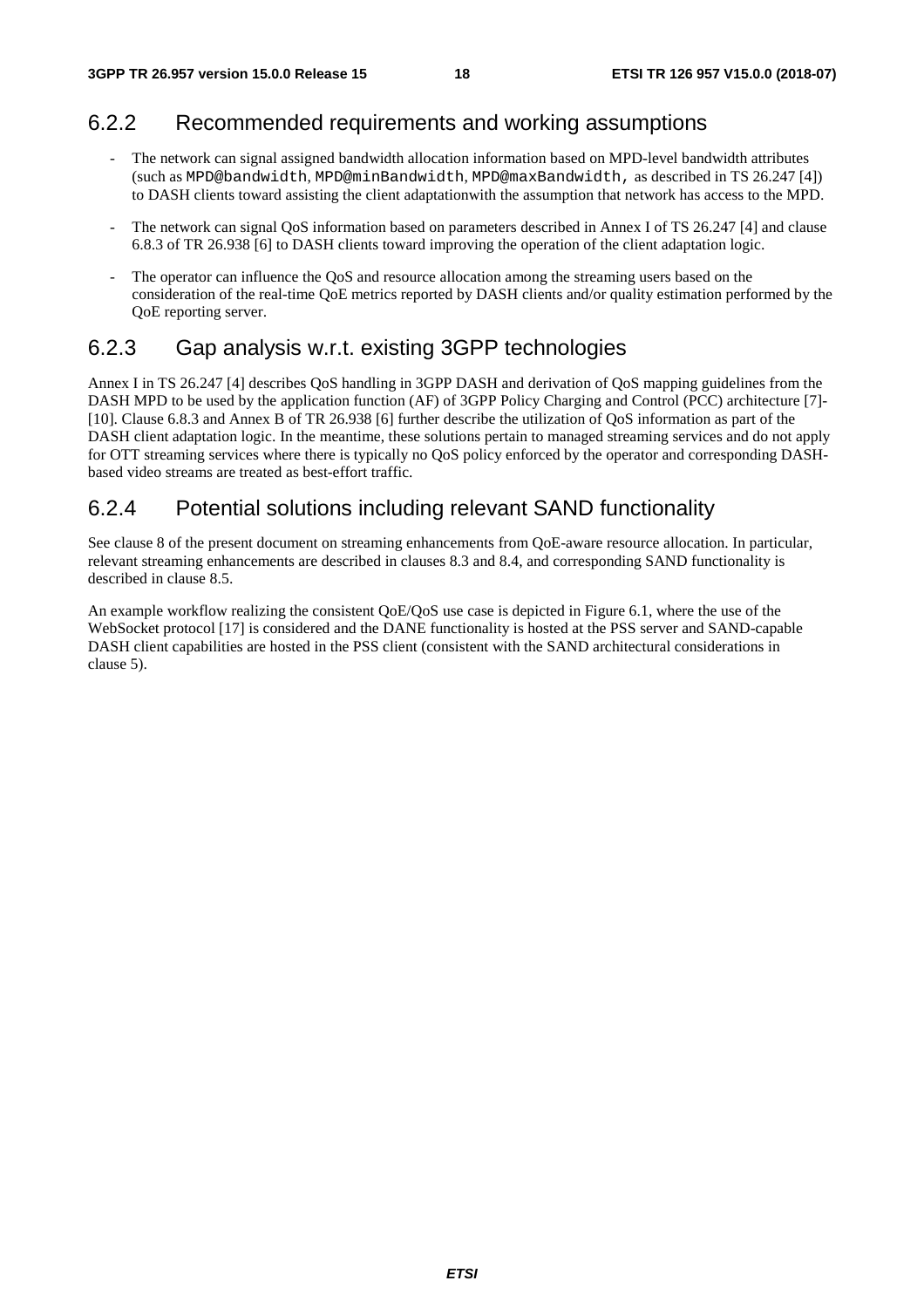### 6.2.2 Recommended requirements and working assumptions

- The network can signal assigned bandwidth allocation information based on MPD-level bandwidth attributes (such as `MPD@bandwidth`, `MPD@minBandwidth`, `MPD@maxBandwidth`, as described in TS 26.247 [4]) to DASH clients toward assisting the client adaptationwith the assumption that network has access to the MPD.
- The network can signal QoS information based on parameters described in Annex I of TS 26.247 [4] and clause 6.8.3 of TR 26.938 [6] to DASH clients toward improving the operation of the client adaptation logic.
- The operator can influence the QoS and resource allocation among the streaming users based on the consideration of the real-time QoE metrics reported by DASH clients and/or quality estimation performed by the QoE reporting server.

### 6.2.3 Gap analysis w.r.t. existing 3GPP technologies

Annex I in TS 26.247 [4] describes QoS handling in 3GPP DASH and derivation of QoS mapping guidelines from the DASH MPD to be used by the application function (AF) of 3GPP Policy Charging and Control (PCC) architecture [7]-[10]. Clause 6.8.3 and Annex B of TR 26.938 [6] further describe the utilization of QoS information as part of the DASH client adaptation logic. In the meantime, these solutions pertain to managed streaming services and do not apply for OTT streaming services where there is typically no QoS policy enforced by the operator and corresponding DASH-based video streams are treated as best-effort traffic.

### 6.2.4 Potential solutions including relevant SAND functionality

See clause 8 of the present document on streaming enhancements from QoE-aware resource allocation. In particular, relevant streaming enhancements are described in clauses 8.3 and 8.4, and corresponding SAND functionality is described in clause 8.5.

An example workflow realizing the consistent QoE/QoS use case is depicted in Figure 6.1, where the use of the WebSocket protocol [17] is considered and the DANE functionality is hosted at the PSS server and SAND-capable DASH client capabilities are hosted in the PSS client (consistent with the SAND architectural considerations in clause 5).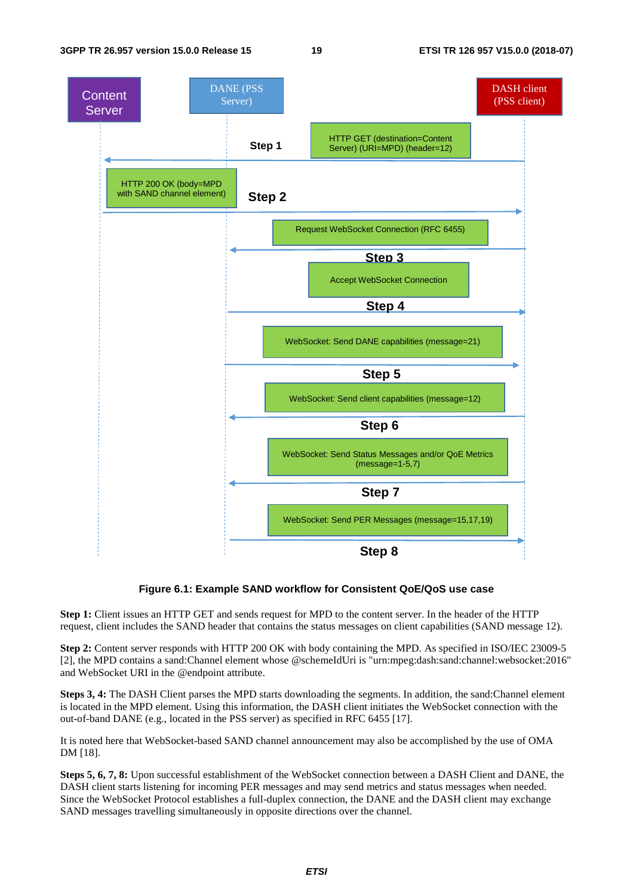Content Server | DANE (PSS Server) | DASH client (PSS client)

Step 1: HTTP GET (destination=Content Server) (URI=MPD) (header=12)

Step 2: HTTP 200 OK (body=MPD with SAND channel element)

Step 3: Request WebSocket Connection (RFC 6455)

Step 4: Accept WebSocket Connection

Step 5: WebSocket: Send DANE capabilities (message=21)

Step 6: WebSocket: Send client capabilities (message=12)

Step 7: WebSocket: Send Status Messages and/or QoE Metrics (message=1-5,7)

Step 8: WebSocket: Send PER Messages (message=15,17,19)

**Figure 6.1: Example SAND workflow for Consistent QoE/QoS use case**

**Step 1:** Client issues an HTTP GET and sends request for MPD to the content server. In the header of the HTTP request, client includes the SAND header that contains the status messages on client capabilities (SAND message 12).

**Step 2:** Content server responds with HTTP 200 OK with body containing the MPD. As specified in ISO/IEC 23009-5 [2], the MPD contains a sand:Channel element whose @schemeIdUri is "urn:mpeg:dash:sand:channel:websocket:2016" and WebSocket URI in the @endpoint attribute.

**Steps 3, 4:** The DASH Client parses the MPD starts downloading the segments. In addition, the sand:Channel element is located in the MPD element. Using this information, the DASH client initiates the WebSocket connection with the out-of-band DANE (e.g., located in the PSS server) as specified in RFC 6455 [17].

It is noted here that WebSocket-based SAND channel announcement may also be accomplished by the use of OMA DM [18].

**Steps 5, 6, 7, 8:** Upon successful establishment of the WebSocket connection between a DASH Client and DANE, the DASH client starts listening for incoming PER messages and may send metrics and status messages when needed. Since the WebSocket Protocol establishes a full-duplex connection, the DANE and the DASH client may exchange SAND messages travelling simultaneously in opposite directions over the channel.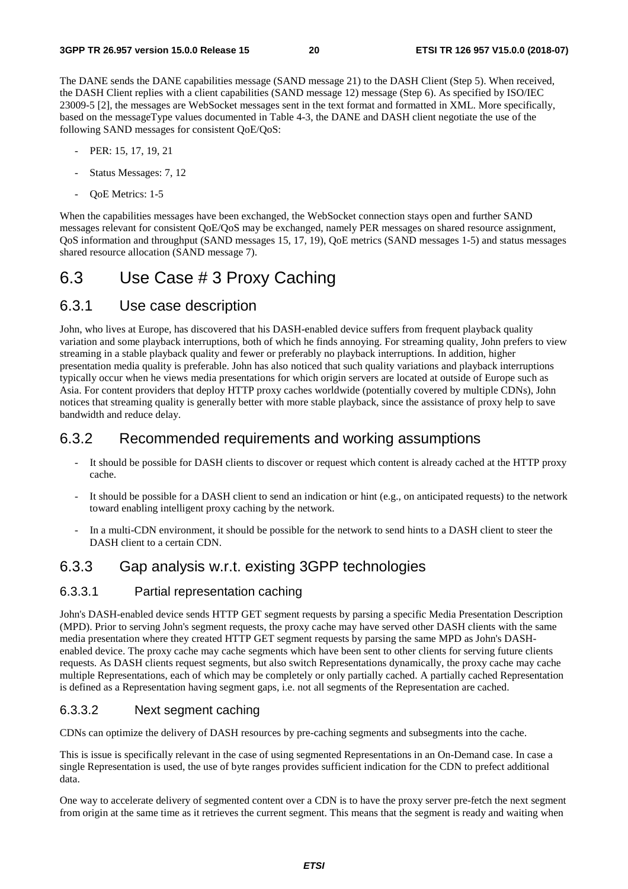The DANE sends the DANE capabilities message (SAND message 21) to the DASH Client (Step 5). When received, the DASH Client replies with a client capabilities (SAND message 12) message (Step 6). As specified by ISO/IEC 23009-5 [2], the messages are WebSocket messages sent in the text format and formatted in XML. More specifically, based on the messageType values documented in Table 4-3, the DANE and DASH client negotiate the use of the following SAND messages for consistent QoE/QoS:

- PER: 15, 17, 19, 21
- Status Messages: 7, 12
- QoE Metrics: 1-5

When the capabilities messages have been exchanged, the WebSocket connection stays open and further SAND messages relevant for consistent QoE/QoS may be exchanged, namely PER messages on shared resource assignment, QoS information and throughput (SAND messages 15, 17, 19), QoE metrics (SAND messages 1-5) and status messages shared resource allocation (SAND message 7).

## 6.3 Use Case # 3 Proxy Caching

### 6.3.1 Use case description

John, who lives at Europe, has discovered that his DASH-enabled device suffers from frequent playback quality variation and some playback interruptions, both of which he finds annoying. For streaming quality, John prefers to view streaming in a stable playback quality and fewer or preferably no playback interruptions. In addition, higher presentation media quality is preferable. John has also noticed that such quality variations and playback interruptions typically occur when he views media presentations for which origin servers are located at outside of Europe such as Asia. For content providers that deploy HTTP proxy caches worldwide (potentially covered by multiple CDNs), John notices that streaming quality is generally better with more stable playback, since the assistance of proxy help to save bandwidth and reduce delay.

### 6.3.2 Recommended requirements and working assumptions

- It should be possible for DASH clients to discover or request which content is already cached at the HTTP proxy cache.
- It should be possible for a DASH client to send an indication or hint (e.g., on anticipated requests) to the network toward enabling intelligent proxy caching by the network.
- In a multi-CDN environment, it should be possible for the network to send hints to a DASH client to steer the DASH client to a certain CDN.

### 6.3.3 Gap analysis w.r.t. existing 3GPP technologies

#### 6.3.3.1 Partial representation caching

John's DASH-enabled device sends HTTP GET segment requests by parsing a specific Media Presentation Description (MPD). Prior to serving John's segment requests, the proxy cache may have served other DASH clients with the same media presentation where they created HTTP GET segment requests by parsing the same MPD as John's DASH-enabled device. The proxy cache may cache segments which have been sent to other clients for serving future clients requests. As DASH clients request segments, but also switch Representations dynamically, the proxy cache may cache multiple Representations, each of which may be completely or only partially cached. A partially cached Representation is defined as a Representation having segment gaps, i.e. not all segments of the Representation are cached.

#### 6.3.3.2 Next segment caching

CDNs can optimize the delivery of DASH resources by pre-caching segments and subsegments into the cache.

This is issue is specifically relevant in the case of using segmented Representations in an On-Demand case. In case a single Representation is used, the use of byte ranges provides sufficient indication for the CDN to prefect additional data.

One way to accelerate delivery of segmented content over a CDN is to have the proxy server pre-fetch the next segment from origin at the same time as it retrieves the current segment. This means that the segment is ready and waiting when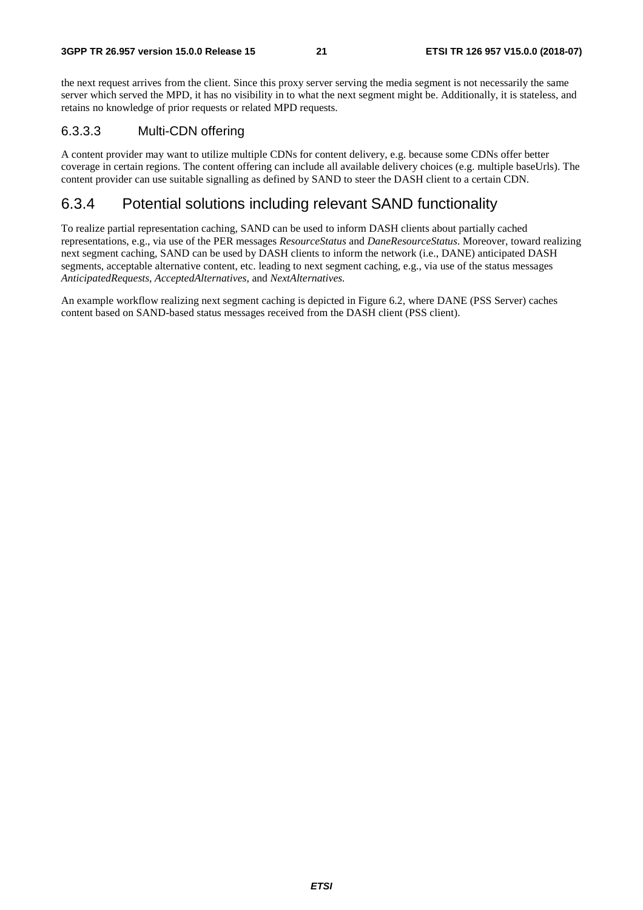the next request arrives from the client. Since this proxy server serving the media segment is not necessarily the same server which served the MPD, it has no visibility in to what the next segment might be. Additionally, it is stateless, and retains no knowledge of prior requests or related MPD requests.

#### 6.3.3.3 Multi-CDN offering

A content provider may want to utilize multiple CDNs for content delivery, e.g. because some CDNs offer better coverage in certain regions. The content offering can include all available delivery choices (e.g. multiple baseUrls). The content provider can use suitable signalling as defined by SAND to steer the DASH client to a certain CDN.

### 6.3.4 Potential solutions including relevant SAND functionality

To realize partial representation caching, SAND can be used to inform DASH clients about partially cached representations, e.g., via use of the PER messages *ResourceStatus* and *DaneResourceStatus*. Moreover, toward realizing next segment caching, SAND can be used by DASH clients to inform the network (i.e., DANE) anticipated DASH segments, acceptable alternative content, etc. leading to next segment caching, e.g., via use of the status messages *AnticipatedRequests*, *AcceptedAlternatives*, and *NextAlternatives.*

An example workflow realizing next segment caching is depicted in Figure 6.2, where DANE (PSS Server) caches content based on SAND-based status messages received from the DASH client (PSS client).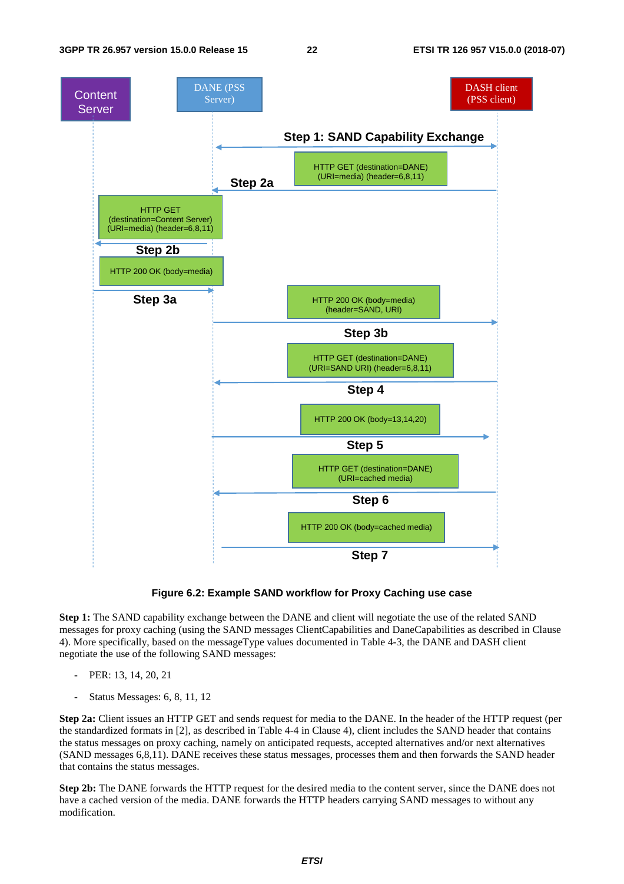**Figure 6.2: Example SAND workflow for Proxy Caching use case**

**Step 1:** The SAND capability exchange between the DANE and client will negotiate the use of the related SAND messages for proxy caching (using the SAND messages ClientCapabilities and DaneCapabilities as described in Clause 4). More specifically, based on the messageType values documented in Table 4-3, the DANE and DASH client negotiate the use of the following SAND messages:

- PER: 13, 14, 20, 21
- Status Messages: 6, 8, 11, 12

**Step 2a:** Client issues an HTTP GET and sends request for media to the DANE. In the header of the HTTP request (per the standardized formats in [2], as described in Table 4-4 in Clause 4), client includes the SAND header that contains the status messages on proxy caching, namely on anticipated requests, accepted alternatives and/or next alternatives (SAND messages 6,8,11). DANE receives these status messages, processes them and then forwards the SAND header that contains the status messages.

**Step 2b:** The DANE forwards the HTTP request for the desired media to the content server, since the DANE does not have a cached version of the media. DANE forwards the HTTP headers carrying SAND messages to without any modification.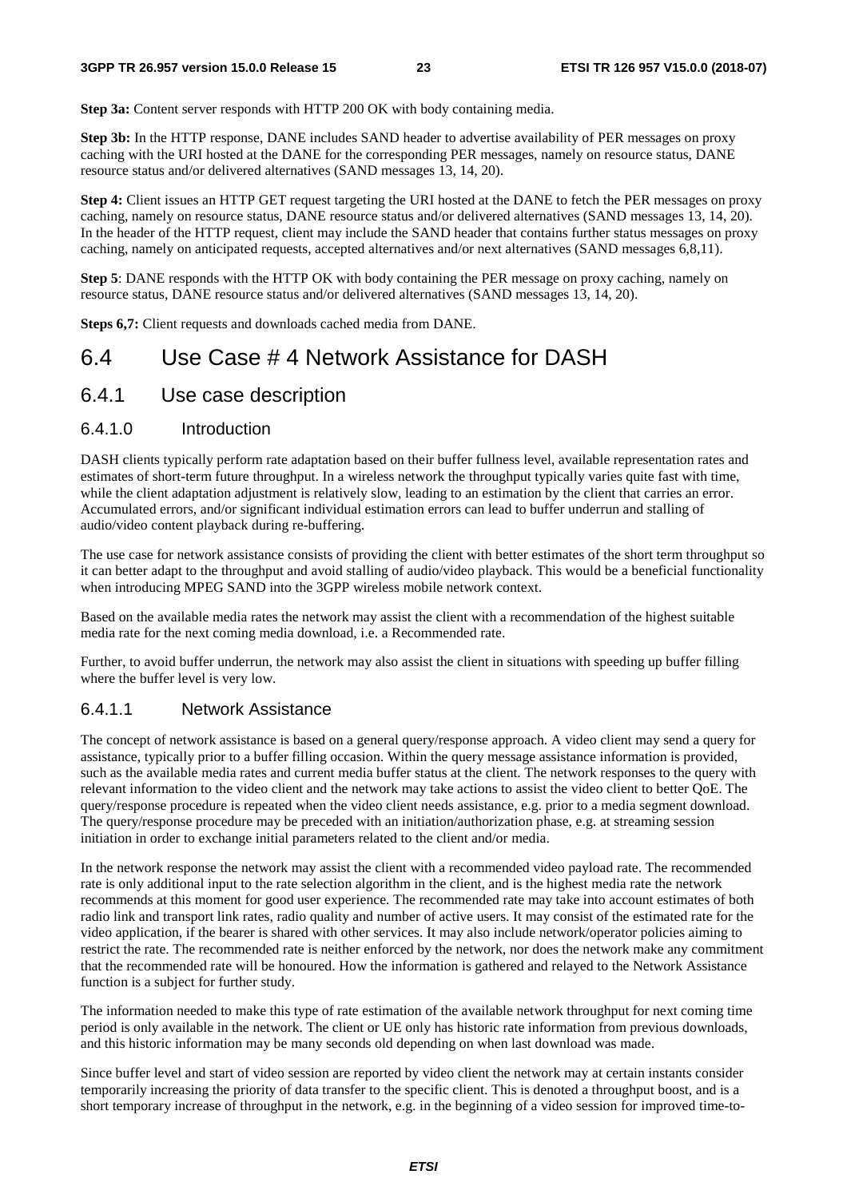**Step 3a:** Content server responds with HTTP 200 OK with body containing media.

**Step 3b:** In the HTTP response, DANE includes SAND header to advertise availability of PER messages on proxy caching with the URI hosted at the DANE for the corresponding PER messages, namely on resource status, DANE resource status and/or delivered alternatives (SAND messages 13, 14, 20).

**Step 4:** Client issues an HTTP GET request targeting the URI hosted at the DANE to fetch the PER messages on proxy caching, namely on resource status, DANE resource status and/or delivered alternatives (SAND messages 13, 14, 20). In the header of the HTTP request, client may include the SAND header that contains further status messages on proxy caching, namely on anticipated requests, accepted alternatives and/or next alternatives (SAND messages 6,8,11).

**Step 5**: DANE responds with the HTTP OK with body containing the PER message on proxy caching, namely on resource status, DANE resource status and/or delivered alternatives (SAND messages 13, 14, 20).

**Steps 6,7:** Client requests and downloads cached media from DANE.

## 6.4 Use Case # 4 Network Assistance for DASH

### 6.4.1 Use case description

#### 6.4.1.0 Introduction

DASH clients typically perform rate adaptation based on their buffer fullness level, available representation rates and estimates of short-term future throughput. In a wireless network the throughput typically varies quite fast with time, while the client adaptation adjustment is relatively slow, leading to an estimation by the client that carries an error. Accumulated errors, and/or significant individual estimation errors can lead to buffer underrun and stalling of audio/video content playback during re-buffering.

The use case for network assistance consists of providing the client with better estimates of the short term throughput so it can better adapt to the throughput and avoid stalling of audio/video playback. This would be a beneficial functionality when introducing MPEG SAND into the 3GPP wireless mobile network context.

Based on the available media rates the network may assist the client with a recommendation of the highest suitable media rate for the next coming media download, i.e. a Recommended rate.

Further, to avoid buffer underrun, the network may also assist the client in situations with speeding up buffer filling where the buffer level is very low.

#### 6.4.1.1 Network Assistance

The concept of network assistance is based on a general query/response approach. A video client may send a query for assistance, typically prior to a buffer filling occasion. Within the query message assistance information is provided, such as the available media rates and current media buffer status at the client. The network responses to the query with relevant information to the video client and the network may take actions to assist the video client to better QoE. The query/response procedure is repeated when the video client needs assistance, e.g. prior to a media segment download. The query/response procedure may be preceded with an initiation/authorization phase, e.g. at streaming session initiation in order to exchange initial parameters related to the client and/or media.

In the network response the network may assist the client with a recommended video payload rate. The recommended rate is only additional input to the rate selection algorithm in the client, and is the highest media rate the network recommends at this moment for good user experience. The recommended rate may take into account estimates of both radio link and transport link rates, radio quality and number of active users. It may consist of the estimated rate for the video application, if the bearer is shared with other services. It may also include network/operator policies aiming to restrict the rate. The recommended rate is neither enforced by the network, nor does the network make any commitment that the recommended rate will be honoured. How the information is gathered and relayed to the Network Assistance function is a subject for further study.

The information needed to make this type of rate estimation of the available network throughput for next coming time period is only available in the network. The client or UE only has historic rate information from previous downloads, and this historic information may be many seconds old depending on when last download was made.

Since buffer level and start of video session are reported by video client the network may at certain instants consider temporarily increasing the priority of data transfer to the specific client. This is denoted a throughput boost, and is a short temporary increase of throughput in the network, e.g. in the beginning of a video session for improved time-to-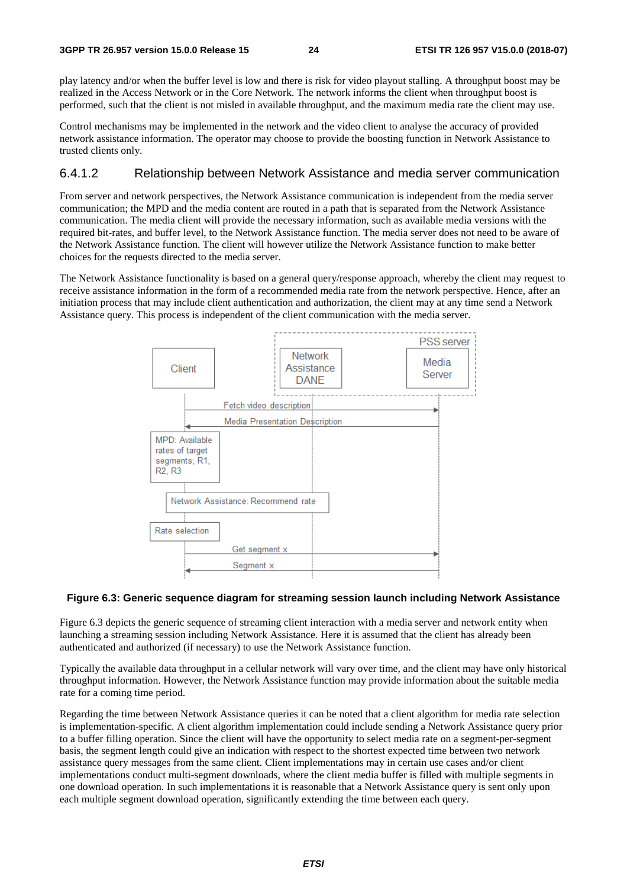play latency and/or when the buffer level is low and there is risk for video playout stalling. A throughput boost may be realized in the Access Network or in the Core Network. The network informs the client when throughput boost is performed, such that the client is not misled in available throughput, and the maximum media rate the client may use.

Control mechanisms may be implemented in the network and the video client to analyse the accuracy of provided network assistance information. The operator may choose to provide the boosting function in Network Assistance to trusted clients only.

### 6.4.1.2 Relationship between Network Assistance and media server communication

From server and network perspectives, the Network Assistance communication is independent from the media server communication; the MPD and the media content are routed in a path that is separated from the Network Assistance communication. The media client will provide the necessary information, such as available media versions with the required bit-rates, and buffer level, to the Network Assistance function. The media server does not need to be aware of the Network Assistance function. The client will however utilize the Network Assistance function to make better choices for the requests directed to the media server.

The Network Assistance functionality is based on a general query/response approach, whereby the client may request to receive assistance information in the form of a recommended media rate from the network perspective. Hence, after an initiation process that may include client authentication and authorization, the client may at any time send a Network Assistance query. This process is independent of the client communication with the media server.

**Figure 6.3: Generic sequence diagram for streaming session launch including Network Assistance**

Figure 6.3 depicts the generic sequence of streaming client interaction with a media server and network entity when launching a streaming session including Network Assistance. Here it is assumed that the client has already been authenticated and authorized (if necessary) to use the Network Assistance function.

Typically the available data throughput in a cellular network will vary over time, and the client may have only historical throughput information. However, the Network Assistance function may provide information about the suitable media rate for a coming time period.

Regarding the time between Network Assistance queries it can be noted that a client algorithm for media rate selection is implementation-specific. A client algorithm implementation could include sending a Network Assistance query prior to a buffer filling operation. Since the client will have the opportunity to select media rate on a segment-per-segment basis, the segment length could give an indication with respect to the shortest expected time between two network assistance query messages from the same client. Client implementations may in certain use cases and/or client implementations conduct multi-segment downloads, where the client media buffer is filled with multiple segments in one download operation. In such implementations it is reasonable that a Network Assistance query is sent only upon each multiple segment download operation, significantly extending the time between each query.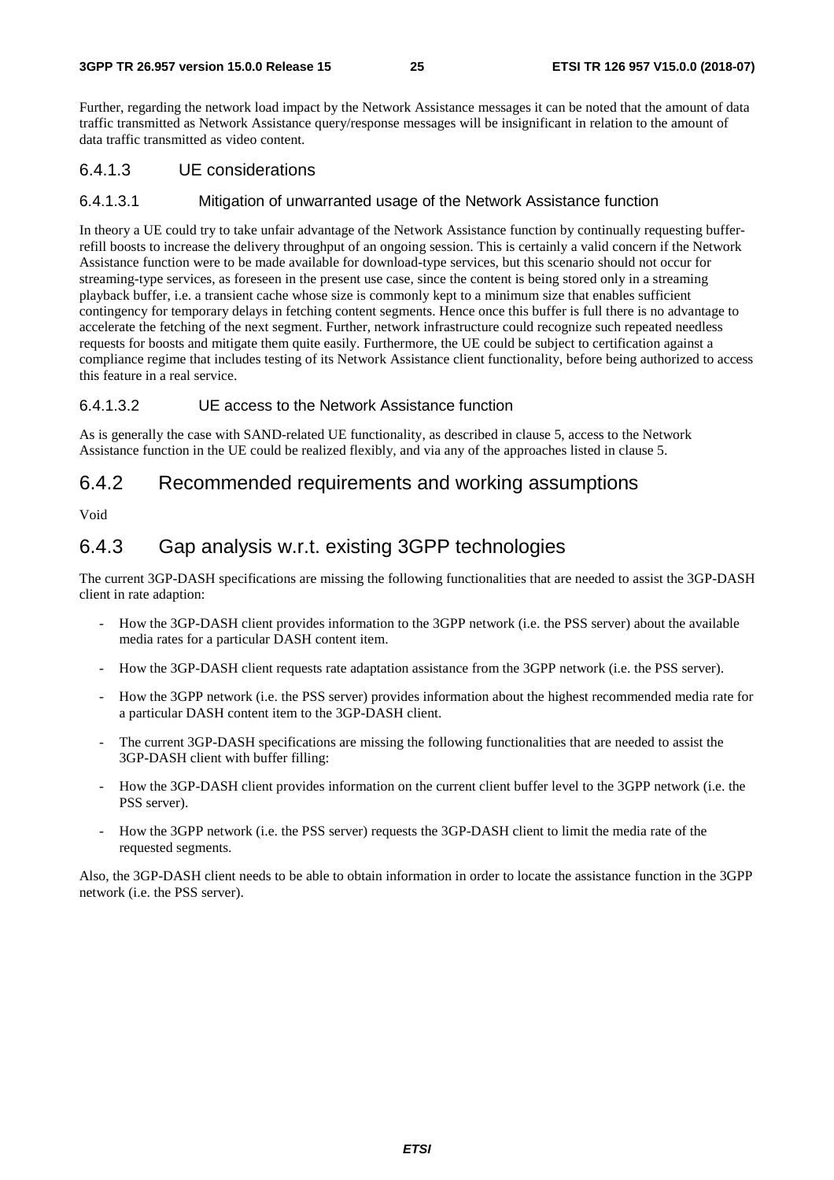Further, regarding the network load impact by the Network Assistance messages it can be noted that the amount of data traffic transmitted as Network Assistance query/response messages will be insignificant in relation to the amount of data traffic transmitted as video content.

#### 6.4.1.3 UE considerations

##### 6.4.1.3.1 Mitigation of unwarranted usage of the Network Assistance function

In theory a UE could try to take unfair advantage of the Network Assistance function by continually requesting buffer-refill boosts to increase the delivery throughput of an ongoing session. This is certainly a valid concern if the Network Assistance function were to be made available for download-type services, but this scenario should not occur for streaming-type services, as foreseen in the present use case, since the content is being stored only in a streaming playback buffer, i.e. a transient cache whose size is commonly kept to a minimum size that enables sufficient contingency for temporary delays in fetching content segments. Hence once this buffer is full there is no advantage to accelerate the fetching of the next segment. Further, network infrastructure could recognize such repeated needless requests for boosts and mitigate them quite easily. Furthermore, the UE could be subject to certification against a compliance regime that includes testing of its Network Assistance client functionality, before being authorized to access this feature in a real service.

##### 6.4.1.3.2 UE access to the Network Assistance function

As is generally the case with SAND-related UE functionality, as described in clause 5, access to the Network Assistance function in the UE could be realized flexibly, and via any of the approaches listed in clause 5.

### 6.4.2 Recommended requirements and working assumptions

Void

### 6.4.3 Gap analysis w.r.t. existing 3GPP technologies

The current 3GP-DASH specifications are missing the following functionalities that are needed to assist the 3GP-DASH client in rate adaption:

- How the 3GP-DASH client provides information to the 3GPP network (i.e. the PSS server) about the available media rates for a particular DASH content item.
- How the 3GP-DASH client requests rate adaptation assistance from the 3GPP network (i.e. the PSS server).
- How the 3GPP network (i.e. the PSS server) provides information about the highest recommended media rate for a particular DASH content item to the 3GP-DASH client.
- The current 3GP-DASH specifications are missing the following functionalities that are needed to assist the 3GP-DASH client with buffer filling:
- How the 3GP-DASH client provides information on the current client buffer level to the 3GPP network (i.e. the PSS server).
- How the 3GPP network (i.e. the PSS server) requests the 3GP-DASH client to limit the media rate of the requested segments.

Also, the 3GP-DASH client needs to be able to obtain information in order to locate the assistance function in the 3GPP network (i.e. the PSS server).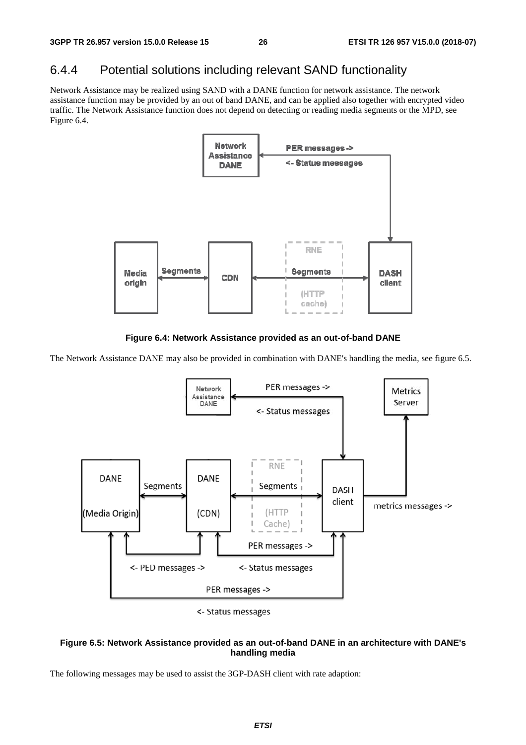### 6.4.4 Potential solutions including relevant SAND functionality

Network Assistance may be realized using SAND with a DANE function for network assistance. The network assistance function may be provided by an out of band DANE, and can be applied also together with encrypted video traffic. The Network Assistance function does not depend on detecting or reading media segments or the MPD, see Figure 6.4.

**Figure 6.4: Network Assistance provided as an out-of-band DANE**

The Network Assistance DANE may also be provided in combination with DANE's handling the media, see figure 6.5.

**Figure 6.5: Network Assistance provided as an out-of-band DANE in an architecture with DANE's handling media**

The following messages may be used to assist the 3GP-DASH client with rate adaption: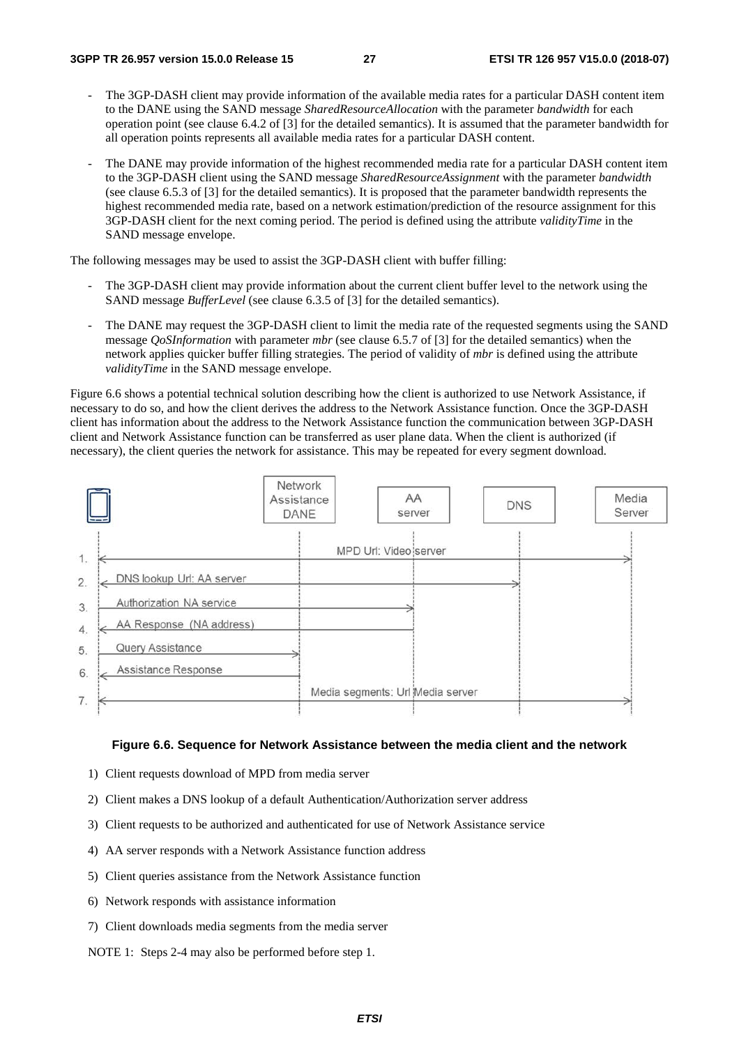- The 3GP-DASH client may provide information of the available media rates for a particular DASH content item to the DANE using the SAND message *SharedResourceAllocation* with the parameter *bandwidth* for each operation point (see clause 6.4.2 of [3] for the detailed semantics). It is assumed that the parameter bandwidth for all operation points represents all available media rates for a particular DASH content.

- The DANE may provide information of the highest recommended media rate for a particular DASH content item to the 3GP-DASH client using the SAND message *SharedResourceAssignment* with the parameter *bandwidth* (see clause 6.5.3 of [3] for the detailed semantics). It is proposed that the parameter bandwidth represents the highest recommended media rate, based on a network estimation/prediction of the resource assignment for this 3GP-DASH client for the next coming period. The period is defined using the attribute *validityTime* in the SAND message envelope.

The following messages may be used to assist the 3GP-DASH client with buffer filling:

- The 3GP-DASH client may provide information about the current client buffer level to the network using the SAND message *BufferLevel* (see clause 6.3.5 of [3] for the detailed semantics).

- The DANE may request the 3GP-DASH client to limit the media rate of the requested segments using the SAND message *QoSInformation* with parameter *mbr* (see clause 6.5.7 of [3] for the detailed semantics) when the network applies quicker buffer filling strategies. The period of validity of *mbr* is defined using the attribute *validityTime* in the SAND message envelope.

Figure 6.6 shows a potential technical solution describing how the client is authorized to use Network Assistance, if necessary to do so, and how the client derives the address to the Network Assistance function. Once the 3GP-DASH client has information about the address to the Network Assistance function the communication between 3GP-DASH client and Network Assistance function can be transferred as user plane data. When the client is authorized (if necessary), the client queries the network for assistance. This may be repeated for every segment download.

**Figure 6.6. Sequence for Network Assistance between the media client and the network**

1) Client requests download of MPD from media server

2) Client makes a DNS lookup of a default Authentication/Authorization server address

3) Client requests to be authorized and authenticated for use of Network Assistance service

4) AA server responds with a Network Assistance function address

5) Client queries assistance from the Network Assistance function

6) Network responds with assistance information

7) Client downloads media segments from the media server

NOTE 1: Steps 2-4 may also be performed before step 1.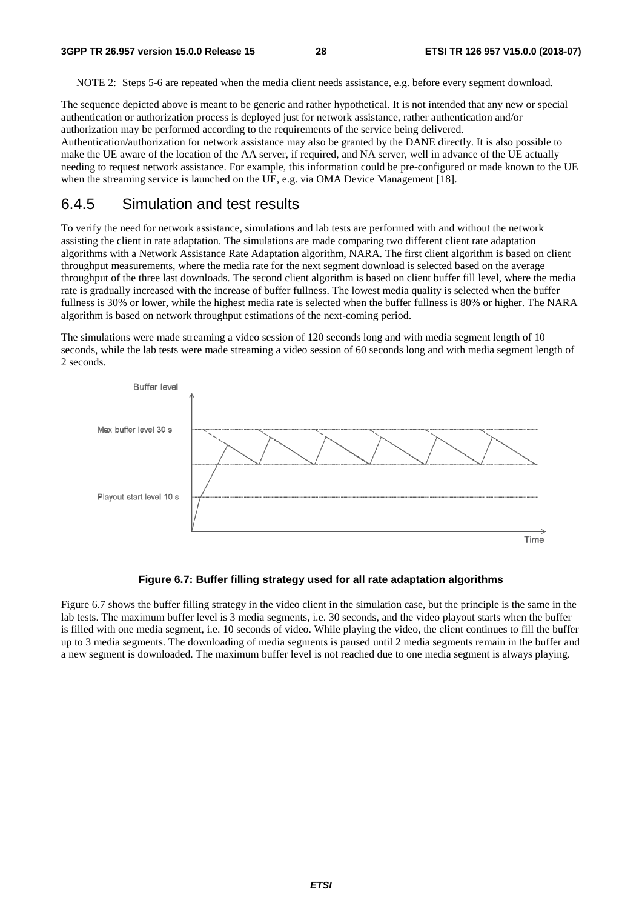NOTE 2: Steps 5-6 are repeated when the media client needs assistance, e.g. before every segment download.

The sequence depicted above is meant to be generic and rather hypothetical. It is not intended that any new or special authentication or authorization process is deployed just for network assistance, rather authentication and/or authorization may be performed according to the requirements of the service being delivered. Authentication/authorization for network assistance may also be granted by the DANE directly. It is also possible to make the UE aware of the location of the AA server, if required, and NA server, well in advance of the UE actually needing to request network assistance. For example, this information could be pre-configured or made known to the UE when the streaming service is launched on the UE, e.g. via OMA Device Management [18].

### 6.4.5 Simulation and test results

To verify the need for network assistance, simulations and lab tests are performed with and without the network assisting the client in rate adaptation. The simulations are made comparing two different client rate adaptation algorithms with a Network Assistance Rate Adaptation algorithm, NARA. The first client algorithm is based on client throughput measurements, where the media rate for the next segment download is selected based on the average throughput of the three last downloads. The second client algorithm is based on client buffer fill level, where the media rate is gradually increased with the increase of buffer fullness. The lowest media quality is selected when the buffer fullness is 30% or lower, while the highest media rate is selected when the buffer fullness is 80% or higher. The NARA algorithm is based on network throughput estimations of the next-coming period.

The simulations were made streaming a video session of 120 seconds long and with media segment length of 10 seconds, while the lab tests were made streaming a video session of 60 seconds long and with media segment length of 2 seconds.

**Figure 6.7: Buffer filling strategy used for all rate adaptation algorithms**

Figure 6.7 shows the buffer filling strategy in the video client in the simulation case, but the principle is the same in the lab tests. The maximum buffer level is 3 media segments, i.e. 30 seconds, and the video playout starts when the buffer is filled with one media segment, i.e. 10 seconds of video. While playing the video, the client continues to fill the buffer up to 3 media segments. The downloading of media segments is paused until 2 media segments remain in the buffer and a new segment is downloaded. The maximum buffer level is not reached due to one media segment is always playing.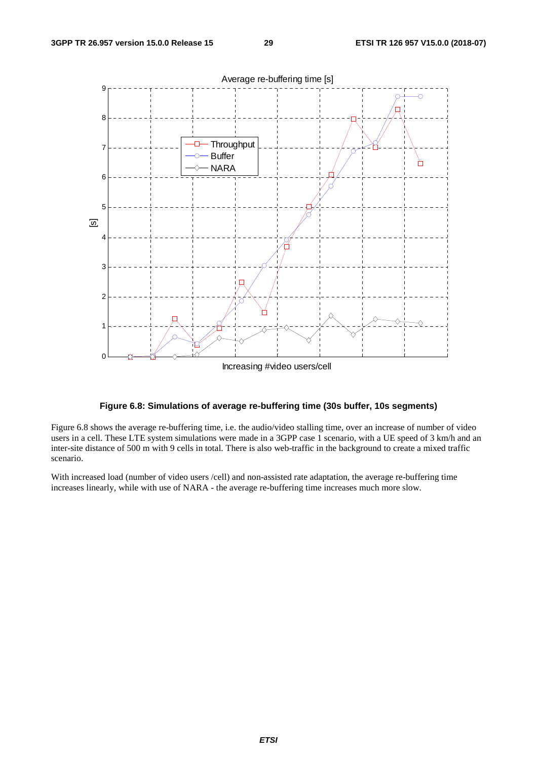**Figure 6.8: Simulations of average re-buffering time (30s buffer, 10s segments)**

Figure 6.8 shows the average re-buffering time, i.e. the audio/video stalling time, over an increase of number of video users in a cell. These LTE system simulations were made in a 3GPP case 1 scenario, with a UE speed of 3 km/h and an inter-site distance of 500 m with 9 cells in total. There is also web-traffic in the background to create a mixed traffic scenario.

With increased load (number of video users /cell) and non-assisted rate adaptation, the average re-buffering time increases linearly, while with use of NARA - the average re-buffering time increases much more slow.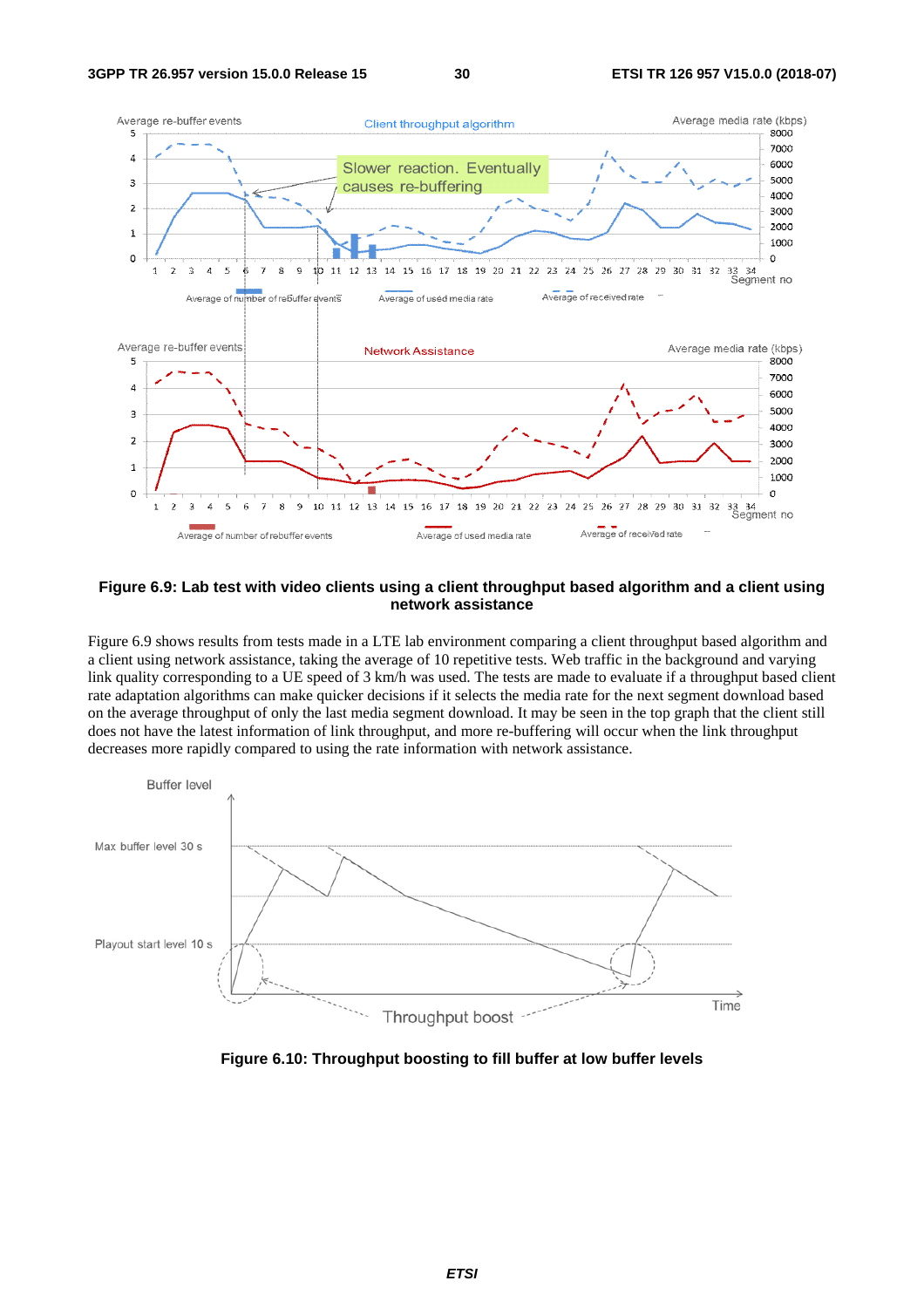**Figure 6.9: Lab test with video clients using a client throughput based algorithm and a client using network assistance**

Figure 6.9 shows results from tests made in a LTE lab environment comparing a client throughput based algorithm and a client using network assistance, taking the average of 10 repetitive tests. Web traffic in the background and varying link quality corresponding to a UE speed of 3 km/h was used. The tests are made to evaluate if a throughput based client rate adaptation algorithms can make quicker decisions if it selects the media rate for the next segment download based on the average throughput of only the last media segment download. It may be seen in the top graph that the client still does not have the latest information of link throughput, and more re-buffering will occur when the link throughput decreases more rapidly compared to using the rate information with network assistance.

**Figure 6.10: Throughput boosting to fill buffer at low buffer levels**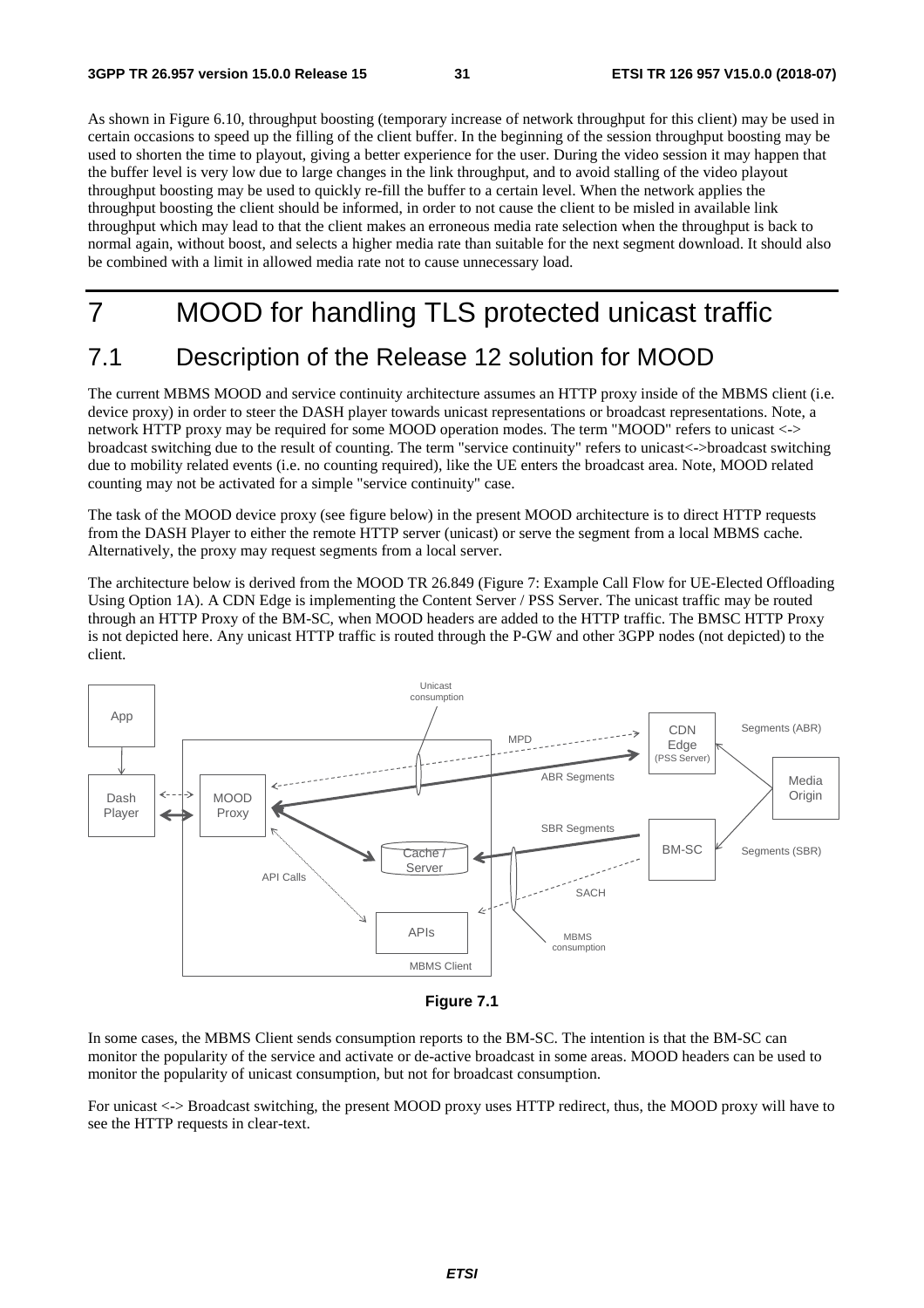As shown in Figure 6.10, throughput boosting (temporary increase of network throughput for this client) may be used in certain occasions to speed up the filling of the client buffer. In the beginning of the session throughput boosting may be used to shorten the time to playout, giving a better experience for the user. During the video session it may happen that the buffer level is very low due to large changes in the link throughput, and to avoid stalling of the video playout throughput boosting may be used to quickly re-fill the buffer to a certain level. When the network applies the throughput boosting the client should be informed, in order to not cause the client to be misled in available link throughput which may lead to that the client makes an erroneous media rate selection when the throughput is back to normal again, without boost, and selects a higher media rate than suitable for the next segment download. It should also be combined with a limit in allowed media rate not to cause unnecessary load.

# 7 MOOD for handling TLS protected unicast traffic

## 7.1 Description of the Release 12 solution for MOOD

The current MBMS MOOD and service continuity architecture assumes an HTTP proxy inside of the MBMS client (i.e. device proxy) in order to steer the DASH player towards unicast representations or broadcast representations. Note, a network HTTP proxy may be required for some MOOD operation modes. The term "MOOD" refers to unicast <-> broadcast switching due to the result of counting. The term "service continuity" refers to unicast<->broadcast switching due to mobility related events (i.e. no counting required), like the UE enters the broadcast area. Note, MOOD related counting may not be activated for a simple "service continuity" case.

The task of the MOOD device proxy (see figure below) in the present MOOD architecture is to direct HTTP requests from the DASH Player to either the remote HTTP server (unicast) or serve the segment from a local MBMS cache. Alternatively, the proxy may request segments from a local server.

The architecture below is derived from the MOOD TR 26.849 (Figure 7: Example Call Flow for UE-Elected Offloading Using Option 1A). A CDN Edge is implementing the Content Server / PSS Server. The unicast traffic may be routed through an HTTP Proxy of the BM-SC, when MOOD headers are added to the HTTP traffic. The BMSC HTTP Proxy is not depicted here. Any unicast HTTP traffic is routed through the P-GW and other 3GPP nodes (not depicted) to the client.

**Figure 7.1**

In some cases, the MBMS Client sends consumption reports to the BM-SC. The intention is that the BM-SC can monitor the popularity of the service and activate or de-active broadcast in some areas. MOOD headers can be used to monitor the popularity of unicast consumption, but not for broadcast consumption.

For unicast <-> Broadcast switching, the present MOOD proxy uses HTTP redirect, thus, the MOOD proxy will have to see the HTTP requests in clear-text.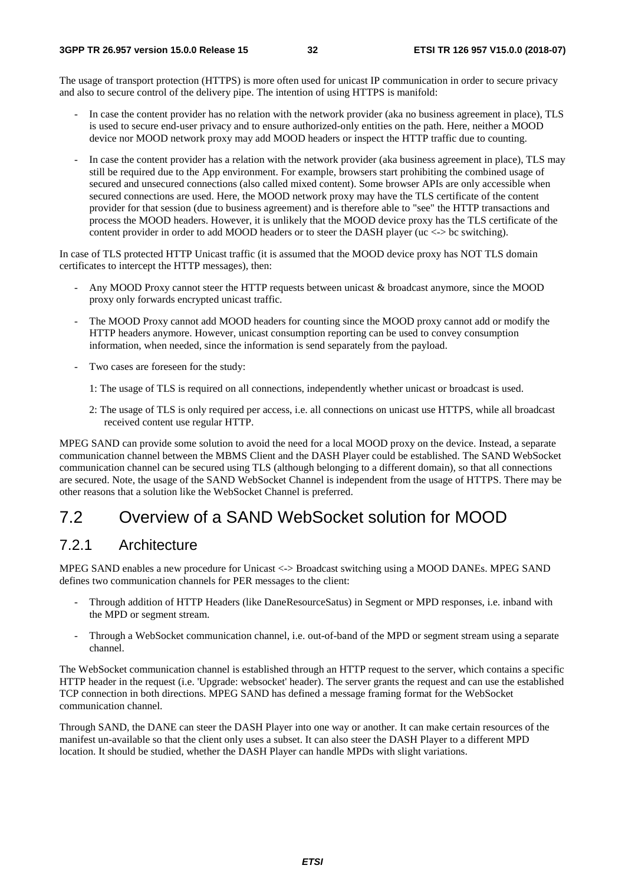The usage of transport protection (HTTPS) is more often used for unicast IP communication in order to secure privacy and also to secure control of the delivery pipe. The intention of using HTTPS is manifold:

- In case the content provider has no relation with the network provider (aka no business agreement in place), TLS is used to secure end-user privacy and to ensure authorized-only entities on the path. Here, neither a MOOD device nor MOOD network proxy may add MOOD headers or inspect the HTTP traffic due to counting.

- In case the content provider has a relation with the network provider (aka business agreement in place), TLS may still be required due to the App environment. For example, browsers start prohibiting the combined usage of secured and unsecured connections (also called mixed content). Some browser APIs are only accessible when secured connections are used. Here, the MOOD network proxy may have the TLS certificate of the content provider for that session (due to business agreement) and is therefore able to "see" the HTTP transactions and process the MOOD headers. However, it is unlikely that the MOOD device proxy has the TLS certificate of the content provider in order to add MOOD headers or to steer the DASH player (uc <-> bc switching).

In case of TLS protected HTTP Unicast traffic (it is assumed that the MOOD device proxy has NOT TLS domain certificates to intercept the HTTP messages), then:

- Any MOOD Proxy cannot steer the HTTP requests between unicast & broadcast anymore, since the MOOD proxy only forwards encrypted unicast traffic.

- The MOOD Proxy cannot add MOOD headers for counting since the MOOD proxy cannot add or modify the HTTP headers anymore. However, unicast consumption reporting can be used to convey consumption information, when needed, since the information is send separately from the payload.

- Two cases are foreseen for the study:

  1: The usage of TLS is required on all connections, independently whether unicast or broadcast is used.

  2: The usage of TLS is only required per access, i.e. all connections on unicast use HTTPS, while all broadcast received content use regular HTTP.

MPEG SAND can provide some solution to avoid the need for a local MOOD proxy on the device. Instead, a separate communication channel between the MBMS Client and the DASH Player could be established. The SAND WebSocket communication channel can be secured using TLS (although belonging to a different domain), so that all connections are secured. Note, the usage of the SAND WebSocket Channel is independent from the usage of HTTPS. There may be other reasons that a solution like the WebSocket Channel is preferred.

## 7.2 Overview of a SAND WebSocket solution for MOOD

### 7.2.1 Architecture

MPEG SAND enables a new procedure for Unicast <-> Broadcast switching using a MOOD DANEs. MPEG SAND defines two communication channels for PER messages to the client:

- Through addition of HTTP Headers (like DaneResourceSatus) in Segment or MPD responses, i.e. inband with the MPD or segment stream.

- Through a WebSocket communication channel, i.e. out-of-band of the MPD or segment stream using a separate channel.

The WebSocket communication channel is established through an HTTP request to the server, which contains a specific HTTP header in the request (i.e. 'Upgrade: websocket' header). The server grants the request and can use the established TCP connection in both directions. MPEG SAND has defined a message framing format for the WebSocket communication channel.

Through SAND, the DANE can steer the DASH Player into one way or another. It can make certain resources of the manifest un-available so that the client only uses a subset. It can also steer the DASH Player to a different MPD location. It should be studied, whether the DASH Player can handle MPDs with slight variations.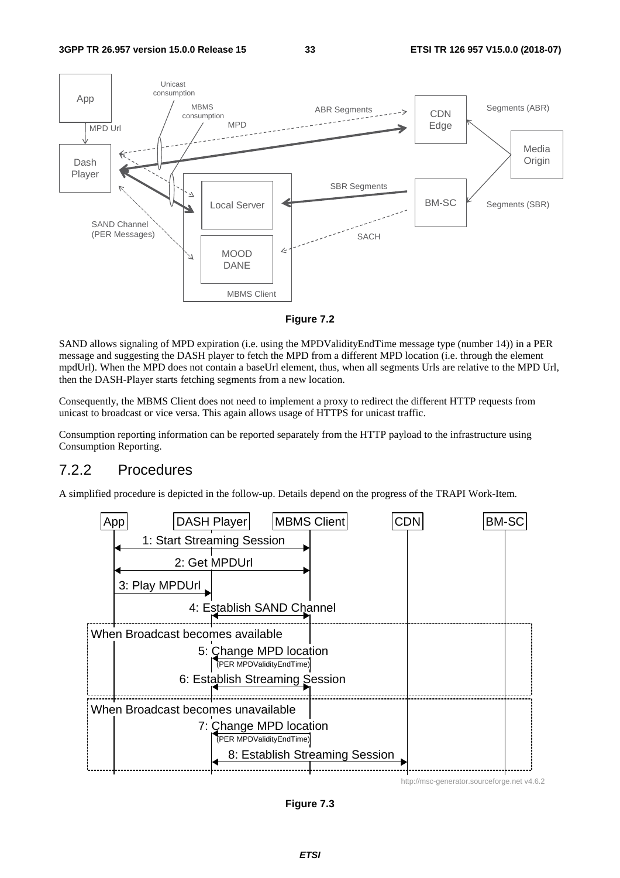Figure 7.2

SAND allows signaling of MPD expiration (i.e. using the MPDValidityEndTime message type (number 14)) in a PER message and suggesting the DASH player to fetch the MPD from a different MPD location (i.e. through the element mpdUrl). When the MPD does not contain a baseUrl element, thus, when all segments Urls are relative to the MPD Url, then the DASH-Player starts fetching segments from a new location.

Consequently, the MBMS Client does not need to implement a proxy to redirect the different HTTP requests from unicast to broadcast or vice versa. This again allows usage of HTTPS for unicast traffic.

Consumption reporting information can be reported separately from the HTTP payload to the infrastructure using Consumption Reporting.

## 7.2.2 Procedures

A simplified procedure is depicted in the follow-up. Details depend on the progress of the TRAPI Work-Item.

Figure 7.3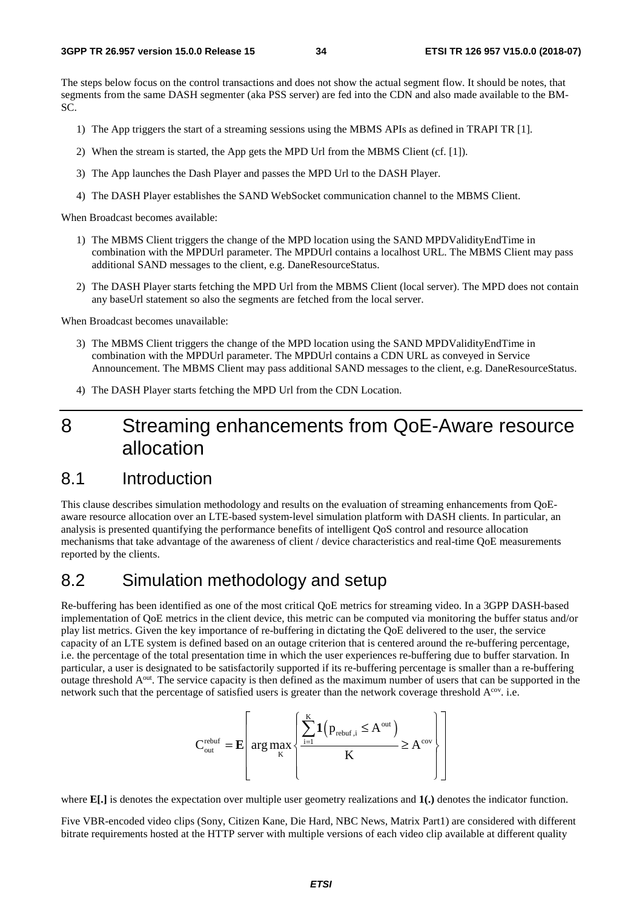The steps below focus on the control transactions and does not show the actual segment flow. It should be notes, that segments from the same DASH segmenter (aka PSS server) are fed into the CDN and also made available to the BM-SC.

1) The App triggers the start of a streaming sessions using the MBMS APIs as defined in TRAPI TR [1].
2) When the stream is started, the App gets the MPD Url from the MBMS Client (cf. [1]).
3) The App launches the Dash Player and passes the MPD Url to the DASH Player.
4) The DASH Player establishes the SAND WebSocket communication channel to the MBMS Client.

When Broadcast becomes available:

1) The MBMS Client triggers the change of the MPD location using the SAND MPDValidityEndTime in combination with the MPDUrl parameter. The MPDUrl contains a localhost URL. The MBMS Client may pass additional SAND messages to the client, e.g. DaneResourceStatus.
2) The DASH Player starts fetching the MPD Url from the MBMS Client (local server). The MPD does not contain any baseUrl statement so also the segments are fetched from the local server.

When Broadcast becomes unavailable:

3) The MBMS Client triggers the change of the MPD location using the SAND MPDValidityEndTime in combination with the MPDUrl parameter. The MPDUrl contains a CDN URL as conveyed in Service Announcement. The MBMS Client may pass additional SAND messages to the client, e.g. DaneResourceStatus.
4) The DASH Player starts fetching the MPD Url from the CDN Location.

# 8 Streaming enhancements from QoE-Aware resource allocation

## 8.1 Introduction

This clause describes simulation methodology and results on the evaluation of streaming enhancements from QoE-aware resource allocation over an LTE-based system-level simulation platform with DASH clients. In particular, an analysis is presented quantifying the performance benefits of intelligent QoS control and resource allocation mechanisms that take advantage of the awareness of client / device characteristics and real-time QoE measurements reported by the clients.

## 8.2 Simulation methodology and setup

Re-buffering has been identified as one of the most critical QoE metrics for streaming video. In a 3GPP DASH-based implementation of QoE metrics in the client device, this metric can be computed via monitoring the buffer status and/or play list metrics. Given the key importance of re-buffering in dictating the QoE delivered to the user, the service capacity of an LTE system is defined based on an outage criterion that is centered around the re-buffering percentage, i.e. the percentage of the total presentation time in which the user experiences re-buffering due to buffer starvation. In particular, a user is designated to be satisfactorily supported if its re-buffering percentage is smaller than a re-buffering outage threshold $A^{out}$. The service capacity is then defined as the maximum number of users that can be supported in the network such that the percentage of satisfied users is greater than the network coverage threshold $A^{cov}$. i.e.

$$C_{out}^{rebuf} = \mathbf{E}\left[ \arg\max_{K} \left\{ \frac{\sum_{i=1}^{K} \mathbf{1}\left( p_{rebuf,i} \leq A^{out} \right)}{K} \geq A^{cov} \right\} \right]$$

where **E[.]** is denotes the expectation over multiple user geometry realizations and **1(.)** denotes the indicator function.

Five VBR-encoded video clips (Sony, Citizen Kane, Die Hard, NBC News, Matrix Part1) are considered with different bitrate requirements hosted at the HTTP server with multiple versions of each video clip available at different quality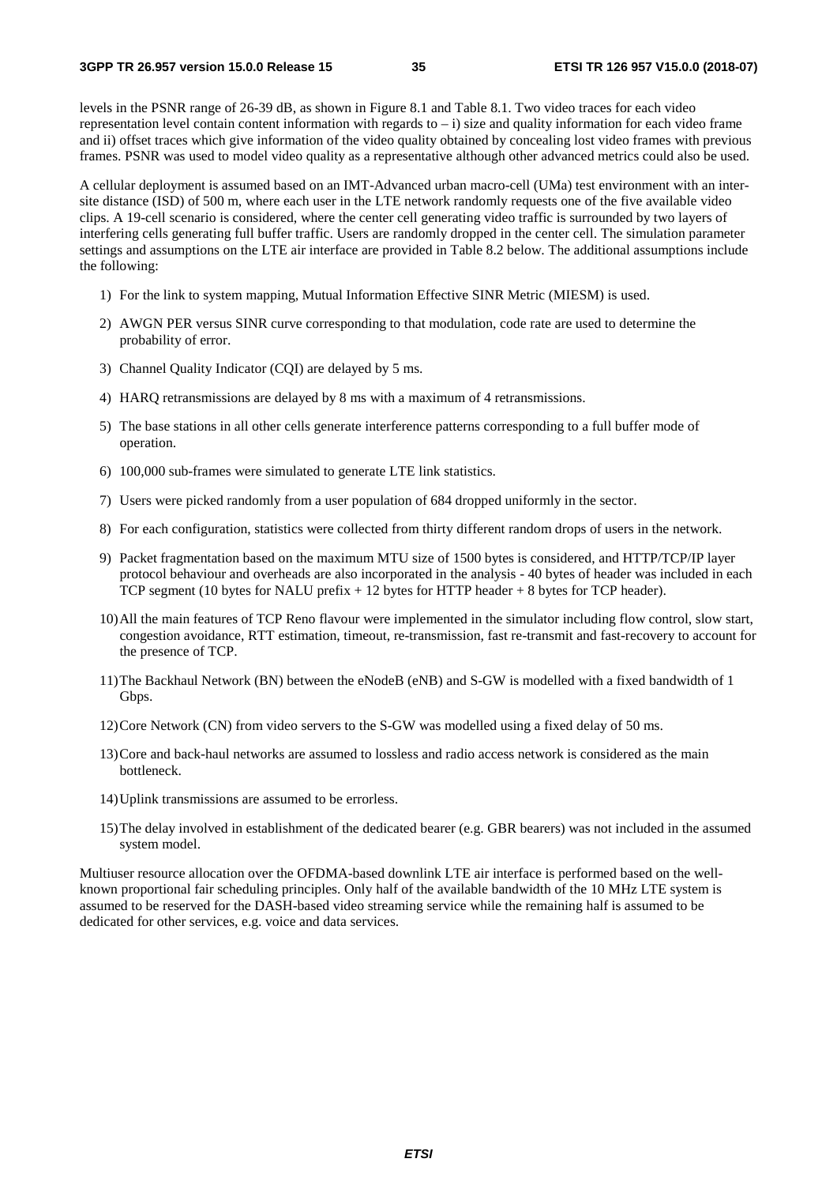levels in the PSNR range of 26-39 dB, as shown in Figure 8.1 and Table 8.1. Two video traces for each video representation level contain content information with regards to – i) size and quality information for each video frame and ii) offset traces which give information of the video quality obtained by concealing lost video frames with previous frames. PSNR was used to model video quality as a representative although other advanced metrics could also be used.

A cellular deployment is assumed based on an IMT-Advanced urban macro-cell (UMa) test environment with an inter-site distance (ISD) of 500 m, where each user in the LTE network randomly requests one of the five available video clips. A 19-cell scenario is considered, where the center cell generating video traffic is surrounded by two layers of interfering cells generating full buffer traffic. Users are randomly dropped in the center cell. The simulation parameter settings and assumptions on the LTE air interface are provided in Table 8.2 below. The additional assumptions include the following:

1) For the link to system mapping, Mutual Information Effective SINR Metric (MIESM) is used.
2) AWGN PER versus SINR curve corresponding to that modulation, code rate are used to determine the probability of error.
3) Channel Quality Indicator (CQI) are delayed by 5 ms.
4) HARQ retransmissions are delayed by 8 ms with a maximum of 4 retransmissions.
5) The base stations in all other cells generate interference patterns corresponding to a full buffer mode of operation.
6) 100,000 sub-frames were simulated to generate LTE link statistics.
7) Users were picked randomly from a user population of 684 dropped uniformly in the sector.
8) For each configuration, statistics were collected from thirty different random drops of users in the network.
9) Packet fragmentation based on the maximum MTU size of 1500 bytes is considered, and HTTP/TCP/IP layer protocol behaviour and overheads are also incorporated in the analysis - 40 bytes of header was included in each TCP segment (10 bytes for NALU prefix + 12 bytes for HTTP header + 8 bytes for TCP header).
10) All the main features of TCP Reno flavour were implemented in the simulator including flow control, slow start, congestion avoidance, RTT estimation, timeout, re-transmission, fast re-transmit and fast-recovery to account for the presence of TCP.
11) The Backhaul Network (BN) between the eNodeB (eNB) and S-GW is modelled with a fixed bandwidth of 1 Gbps.
12) Core Network (CN) from video servers to the S-GW was modelled using a fixed delay of 50 ms.
13) Core and back-haul networks are assumed to lossless and radio access network is considered as the main bottleneck.
14) Uplink transmissions are assumed to be errorless.
15) The delay involved in establishment of the dedicated bearer (e.g. GBR bearers) was not included in the assumed system model.

Multiuser resource allocation over the OFDMA-based downlink LTE air interface is performed based on the well-known proportional fair scheduling principles. Only half of the available bandwidth of the 10 MHz LTE system is assumed to be reserved for the DASH-based video streaming service while the remaining half is assumed to be dedicated for other services, e.g. voice and data services.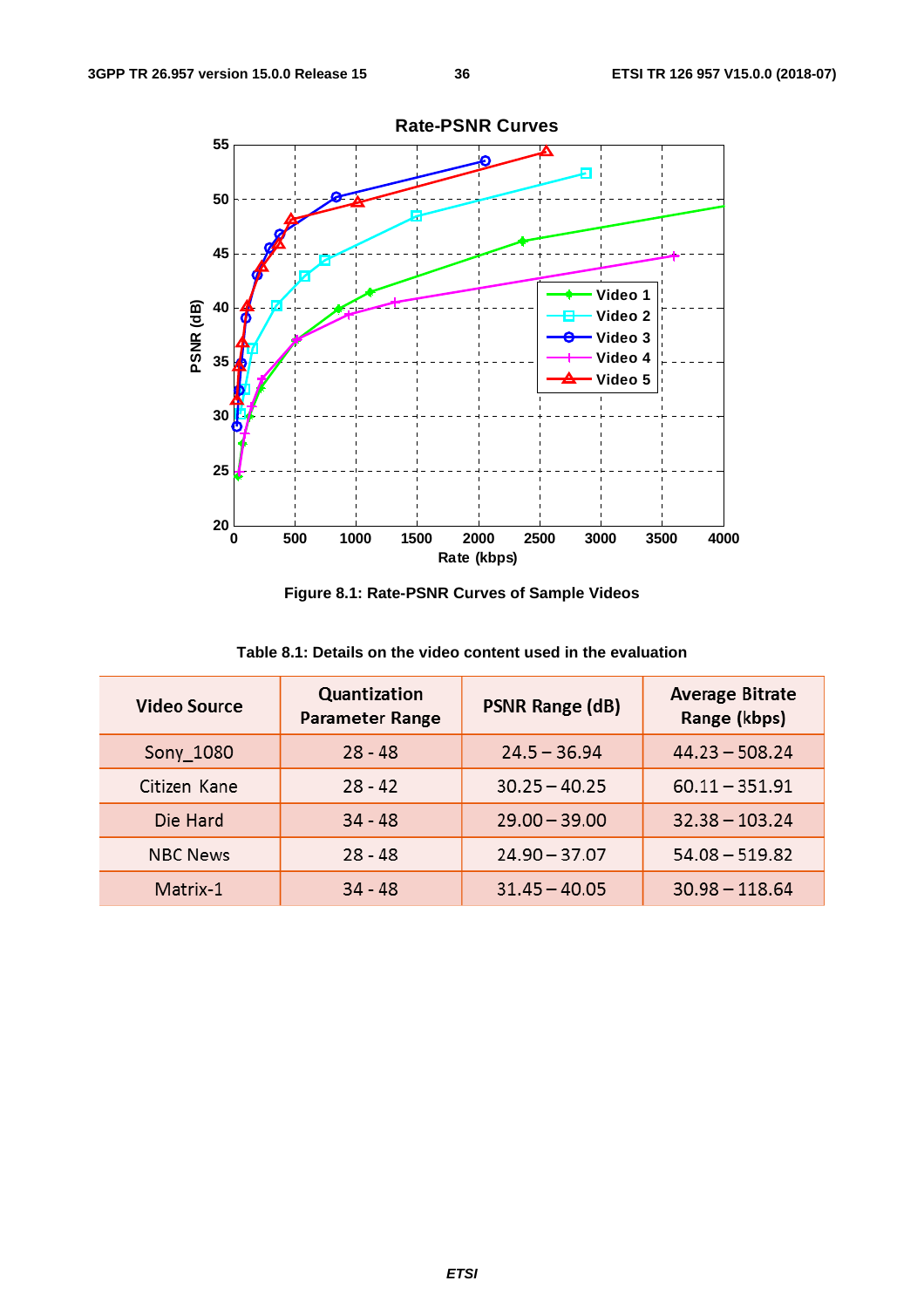Figure 8.1: Rate-PSNR Curves of Sample Videos

Table 8.1: Details on the video content used in the evaluation

| Video Source | Quantization Parameter Range | PSNR Range (dB) | Average Bitrate Range (kbps) |
|---|---|---|---|
| Sony_1080 | 28 - 48 | 24.5 – 36.94 | 44.23 – 508.24 |
| Citizen Kane | 28 - 42 | 30.25 – 40.25 | 60.11 – 351.91 |
| Die Hard | 34 - 48 | 29.00 – 39.00 | 32.38 – 103.24 |
| NBC News | 28 - 48 | 24.90 – 37.07 | 54.08 – 519.82 |
| Matrix-1 | 34 - 48 | 31.45 – 40.05 | 30.98 – 118.64 |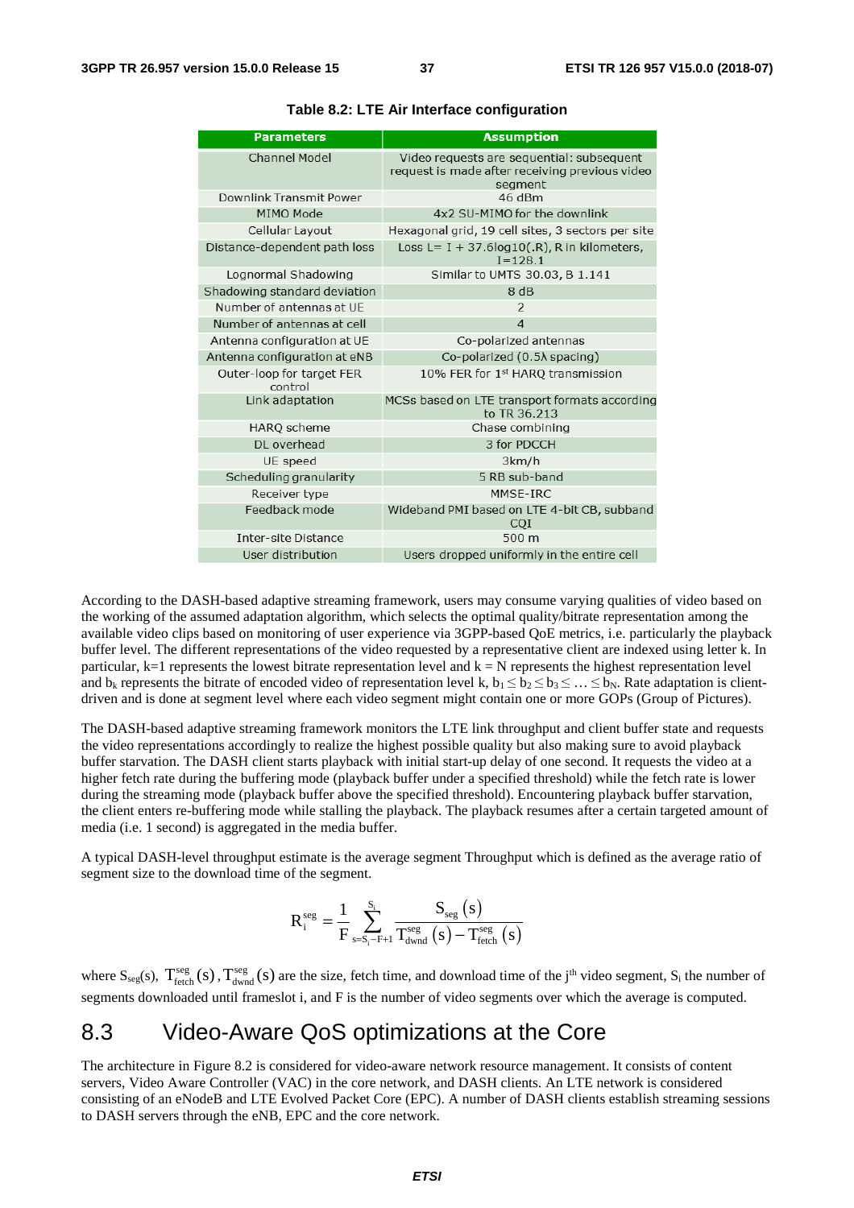**Table 8.2: LTE Air Interface configuration**

| Parameters | Assumption |
|---|---|
| Channel Model | Video requests are sequential: subsequent request is made after receiving previous video segment |
| Downlink Transmit Power | 46 dBm |
| MIMO Mode | 4x2 SU-MIMO for the downlink |
| Cellular Layout | Hexagonal grid, 19 cell sites, 3 sectors per site |
| Distance-dependent path loss | Loss L= I + 37.6log10(.R), R in kilometers, I=128.1 |
| Lognormal Shadowing | Similar to UMTS 30.03, B 1.141 |
| Shadowing standard deviation | 8 dB |
| Number of antennas at UE | 2 |
| Number of antennas at cell | 4 |
| Antenna configuration at UE | Co-polarized antennas |
| Antenna configuration at eNB | Co-polarized (0.5λ spacing) |
| Outer-loop for target FER control | 10% FER for 1st HARQ transmission |
| Link adaptation | MCSs based on LTE transport formats according to TR 36.213 |
| HARQ scheme | Chase combining |
| DL overhead | 3 for PDCCH |
| UE speed | 3km/h |
| Scheduling granularity | 5 RB sub-band |
| Receiver type | MMSE-IRC |
| Feedback mode | Wideband PMI based on LTE 4-bit CB, subband CQI |
| Inter-site Distance | 500 m |
| User distribution | Users dropped uniformly in the entire cell |

According to the DASH-based adaptive streaming framework, users may consume varying qualities of video based on the working of the assumed adaptation algorithm, which selects the optimal quality/bitrate representation among the available video clips based on monitoring of user experience via 3GPP-based QoE metrics, i.e. particularly the playback buffer level. The different representations of the video requested by a representative client are indexed using letter k. In particular, k=1 represents the lowest bitrate representation level and k = N represents the highest representation level and $b_k$ represents the bitrate of encoded video of representation level k, $b_1 \leq b_2 \leq b_3 \leq \ldots \leq b_N$. Rate adaptation is client-driven and is done at segment level where each video segment might contain one or more GOPs (Group of Pictures).

The DASH-based adaptive streaming framework monitors the LTE link throughput and client buffer state and requests the video representations accordingly to realize the highest possible quality but also making sure to avoid playback buffer starvation. The DASH client starts playback with initial start-up delay of one second. It requests the video at a higher fetch rate during the buffering mode (playback buffer under a specified threshold) while the fetch rate is lower during the streaming mode (playback buffer above the specified threshold). Encountering playback buffer starvation, the client enters re-buffering mode while stalling the playback. The playback resumes after a certain targeted amount of media (i.e. 1 second) is aggregated in the media buffer.

A typical DASH-level throughput estimate is the average segment Throughput which is defined as the average ratio of segment size to the download time of the segment.

$$R_i^{seg} = \frac{1}{F} \sum_{s=S_i-F+1}^{S_i} \frac{S_{seg}(s)}{T_{dwnd}^{seg}(s) - T_{fetch}^{seg}(s)}$$

where $S_{seg}(s)$, $T_{fetch}^{seg}(s)$, $T_{dwnd}^{seg}(s)$ are the size, fetch time, and download time of the $j^{th}$ video segment, $S_i$ the number of segments downloaded until frameslot i, and F is the number of video segments over which the average is computed.

## 8.3 Video-Aware QoS optimizations at the Core

The architecture in Figure 8.2 is considered for video-aware network resource management. It consists of content servers, Video Aware Controller (VAC) in the core network, and DASH clients. An LTE network is considered consisting of an eNodeB and LTE Evolved Packet Core (EPC). A number of DASH clients establish streaming sessions to DASH servers through the eNB, EPC and the core network.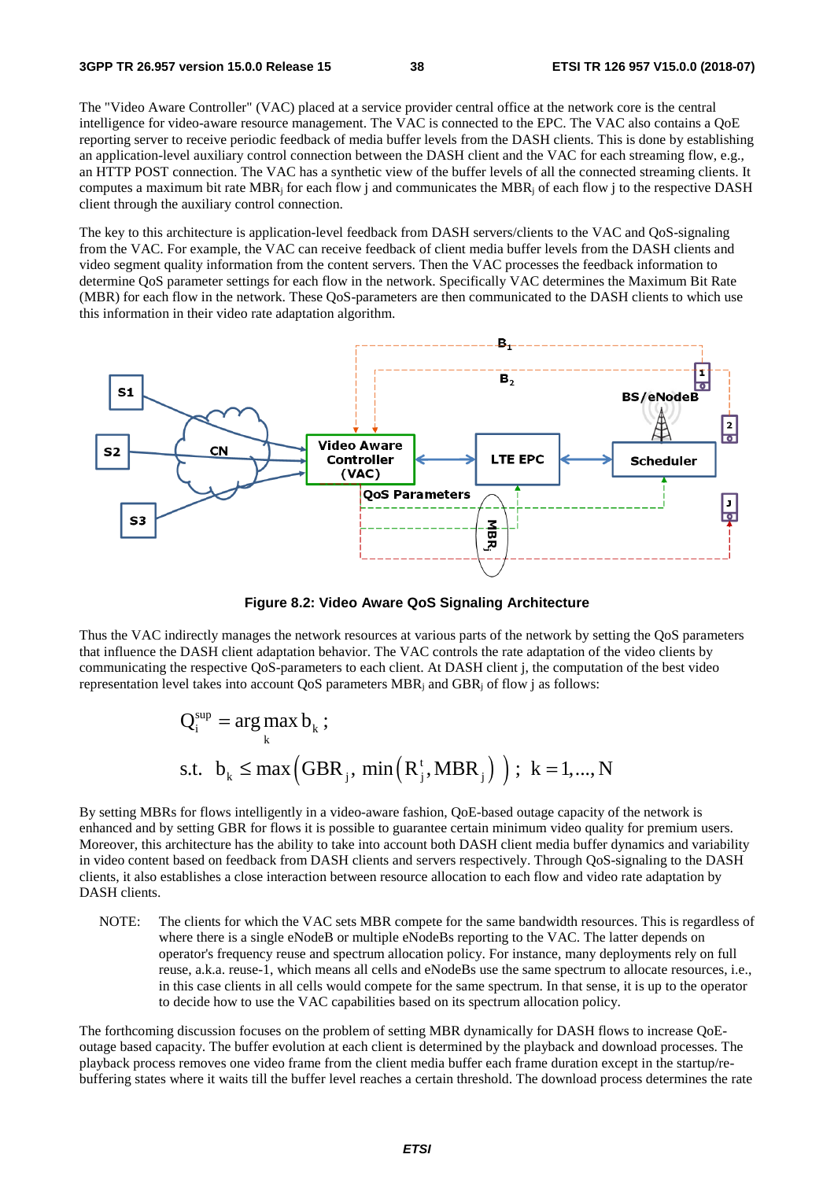The "Video Aware Controller" (VAC) placed at a service provider central office at the network core is the central intelligence for video-aware resource management. The VAC is connected to the EPC. The VAC also contains a QoE reporting server to receive periodic feedback of media buffer levels from the DASH clients. This is done by establishing an application-level auxiliary control connection between the DASH client and the VAC for each streaming flow, e.g., an HTTP POST connection. The VAC has a synthetic view of the buffer levels of all the connected streaming clients. It computes a maximum bit rate $MBR_j$ for each flow j and communicates the $MBR_j$ of each flow j to the respective DASH client through the auxiliary control connection.

The key to this architecture is application-level feedback from DASH servers/clients to the VAC and QoS-signaling from the VAC. For example, the VAC can receive feedback of client media buffer levels from the DASH clients and video segment quality information from the content servers. Then the VAC processes the feedback information to determine QoS parameter settings for each flow in the network. Specifically VAC determines the Maximum Bit Rate (MBR) for each flow in the network. These QoS-parameters are then communicated to the DASH clients to which use this information in their video rate adaptation algorithm.

**Figure 8.2: Video Aware QoS Signaling Architecture**

Thus the VAC indirectly manages the network resources at various parts of the network by setting the QoS parameters that influence the DASH client adaptation behavior. The VAC controls the rate adaptation of the video clients by communicating the respective QoS-parameters to each client. At DASH client j, the computation of the best video representation level takes into account QoS parameters $MBR_j$ and $GBR_j$ of flow j as follows:

$$Q_i^{sup} = \arg\max_k b_k \,;$$

$$\text{s.t.} \quad b_k \le \max\left(GBR_j,\ \min\left(R_j^t, MBR_j\right)\right);\ \ k = 1,\ldots,N$$

By setting MBRs for flows intelligently in a video-aware fashion, QoE-based outage capacity of the network is enhanced and by setting GBR for flows it is possible to guarantee certain minimum video quality for premium users. Moreover, this architecture has the ability to take into account both DASH client media buffer dynamics and variability in video content based on feedback from DASH clients and servers respectively. Through QoS-signaling to the DASH clients, it also establishes a close interaction between resource allocation to each flow and video rate adaptation by DASH clients.

NOTE: The clients for which the VAC sets MBR compete for the same bandwidth resources. This is regardless of where there is a single eNodeB or multiple eNodeBs reporting to the VAC. The latter depends on operator's frequency reuse and spectrum allocation policy. For instance, many deployments rely on full reuse, a.k.a. reuse-1, which means all cells and eNodeBs use the same spectrum to allocate resources, i.e., in this case clients in all cells would compete for the same spectrum. In that sense, it is up to the operator to decide how to use the VAC capabilities based on its spectrum allocation policy.

The forthcoming discussion focuses on the problem of setting MBR dynamically for DASH flows to increase QoE-outage based capacity. The buffer evolution at each client is determined by the playback and download processes. The playback process removes one video frame from the client media buffer each frame duration except in the startup/re-buffering states where it waits till the buffer level reaches a certain threshold. The download process determines the rate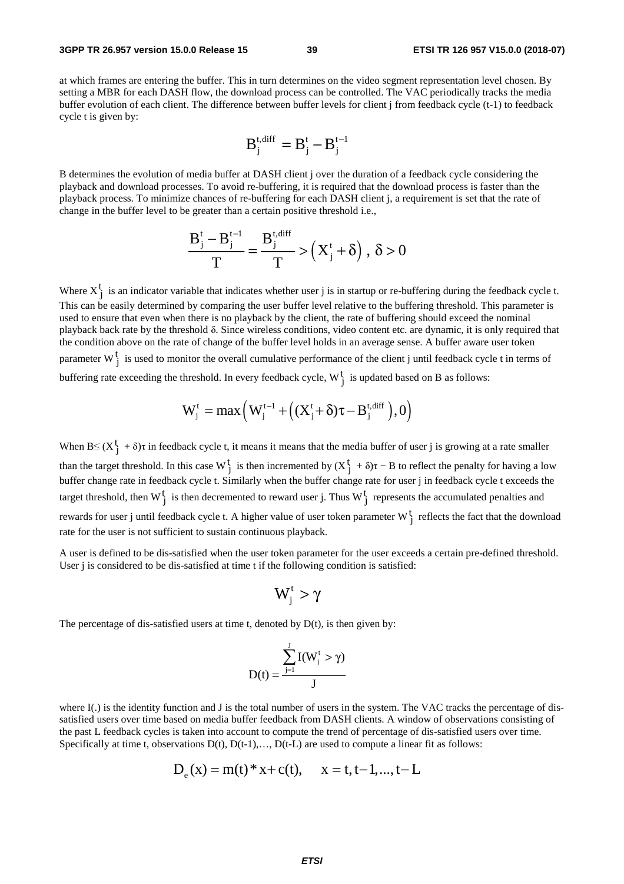at which frames are entering the buffer. This in turn determines on the video segment representation level chosen. By setting a MBR for each DASH flow, the download process can be controlled. The VAC periodically tracks the media buffer evolution of each client. The difference between buffer levels for client j from feedback cycle (t-1) to feedback cycle t is given by:

$$B_j^{t,diff} = B_j^t - B_j^{t-1}$$

B determines the evolution of media buffer at DASH client j over the duration of a feedback cycle considering the playback and download processes. To avoid re-buffering, it is required that the download process is faster than the playback process. To minimize chances of re-buffering for each DASH client j, a requirement is set that the rate of change in the buffer level to be greater than a certain positive threshold i.e.,

$$\frac{B_j^t - B_j^{t-1}}{T} = \frac{B_j^{t,diff}}{T} > \left(X_j^t + \delta\right),\ \delta > 0$$

Where $X_j^t$ is an indicator variable that indicates whether user j is in startup or re-buffering during the feedback cycle t. This can be easily determined by comparing the user buffer level relative to the buffering threshold. This parameter is used to ensure that even when there is no playback by the client, the rate of buffering should exceed the nominal playback back rate by the threshold δ. Since wireless conditions, video content etc. are dynamic, it is only required that the condition above on the rate of change of the buffer level holds in an average sense. A buffer aware user token parameter $W_j^t$ is used to monitor the overall cumulative performance of the client j until feedback cycle t in terms of buffering rate exceeding the threshold. In every feedback cycle, $W_j^t$ is updated based on B as follows:

$$W_j^t = \max\left(W_j^{t-1} + \left((X_j^t + \delta)\tau - B_j^{t,diff}\right), 0\right)$$

When $B \leq (X_j^t + \delta)\tau$ in feedback cycle t, it means it means that the media buffer of user j is growing at a rate smaller than the target threshold. In this case $W_j^t$ is then incremented by $(X_j^t + \delta)\tau - B$ to reflect the penalty for having a low buffer change rate in feedback cycle t. Similarly when the buffer change rate for user j in feedback cycle t exceeds the target threshold, then $W_j^t$ is then decremented to reward user j. Thus $W_j^t$ represents the accumulated penalties and rewards for user j until feedback cycle t. A higher value of user token parameter $W_j^t$ reflects the fact that the download rate for the user is not sufficient to sustain continuous playback.

A user is defined to be dis-satisfied when the user token parameter for the user exceeds a certain pre-defined threshold. User j is considered to be dis-satisfied at time t if the following condition is satisfied:

$$W_j^t > \gamma$$

The percentage of dis-satisfied users at time t, denoted by D(t), is then given by:

$$D(t) = \frac{\sum_{j=1}^{J} I(W_j^t > \gamma)}{J}$$

where I(.) is the identity function and J is the total number of users in the system. The VAC tracks the percentage of dis-satisfied users over time based on media buffer feedback from DASH clients. A window of observations consisting of the past L feedback cycles is taken into account to compute the trend of percentage of dis-satisfied users over time. Specifically at time t, observations D(t), D(t-1),…, D(t-L) are used to compute a linear fit as follows:

$$D_e(x) = m(t) * x + c(t), \quad x = t, t-1, ..., t-L$$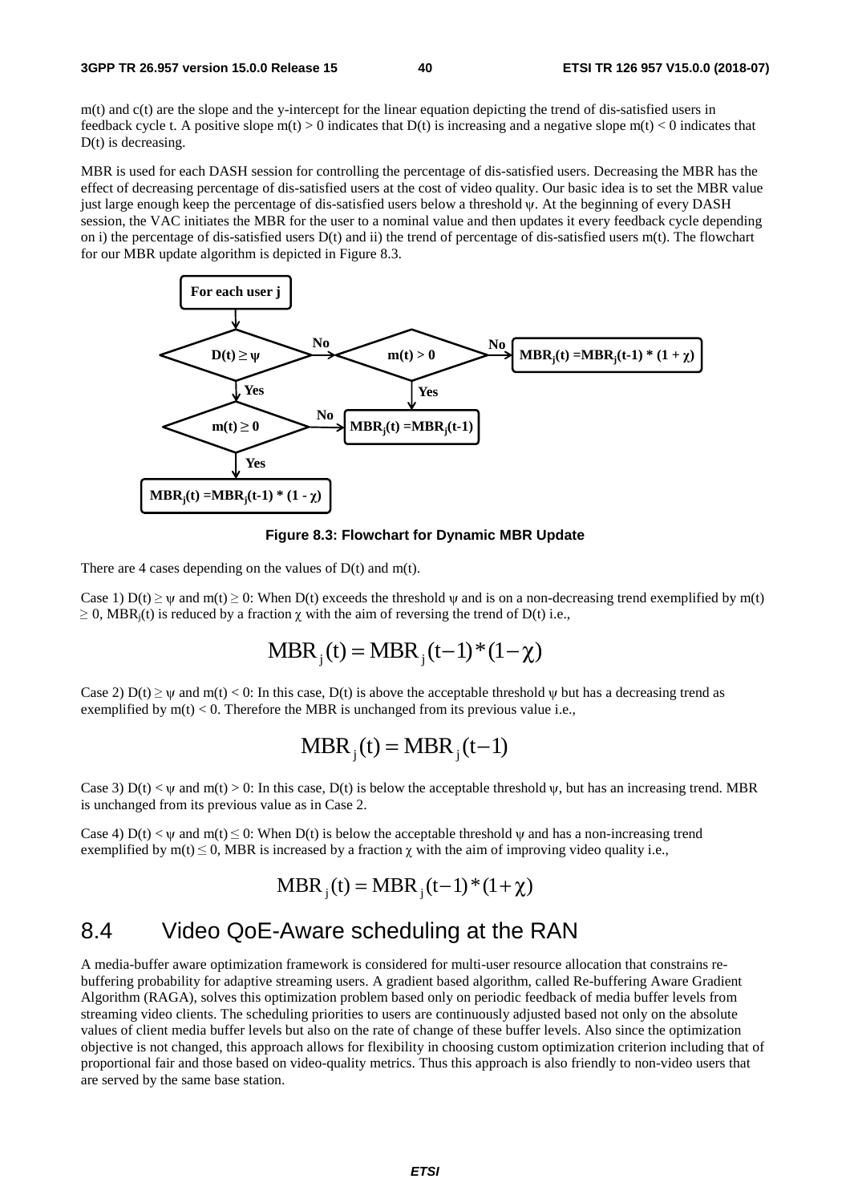$m(t)$ and $c(t)$ are the slope and the y-intercept for the linear equation depicting the trend of dis-satisfied users in feedback cycle t. A positive slope $m(t) > 0$ indicates that $D(t)$ is increasing and a negative slope $m(t) < 0$ indicates that $D(t)$ is decreasing.

MBR is used for each DASH session for controlling the percentage of dis-satisfied users. Decreasing the MBR has the effect of decreasing percentage of dis-satisfied users at the cost of video quality. Our basic idea is to set the MBR value just large enough keep the percentage of dis-satisfied users below a threshold $\psi$. At the beginning of every DASH session, the VAC initiates the MBR for the user to a nominal value and then updates it every feedback cycle depending on i) the percentage of dis-satisfied users $D(t)$ and ii) the trend of percentage of dis-satisfied users $m(t)$. The flowchart for our MBR update algorithm is depicted in Figure 8.3.

**Figure 8.3: Flowchart for Dynamic MBR Update**

There are 4 cases depending on the values of $D(t)$ and $m(t)$.

Case 1) $D(t) \geq \psi$ and $m(t) \geq 0$: When $D(t)$ exceeds the threshold $\psi$ and is on a non-decreasing trend exemplified by $m(t) \geq 0$, $MBR_j(t)$ is reduced by a fraction $\chi$ with the aim of reversing the trend of $D(t)$ i.e.,

$$\mathrm{MBR}_j(t) = \mathrm{MBR}_j(t-1) * (1-\chi)$$

Case 2) $D(t) \geq \psi$ and $m(t) < 0$: In this case, $D(t)$ is above the acceptable threshold $\psi$ but has a decreasing trend as exemplified by $m(t) < 0$. Therefore the MBR is unchanged from its previous value i.e.,

$$\mathrm{MBR}_j(t) = \mathrm{MBR}_j(t-1)$$

Case 3) $D(t) < \psi$ and $m(t) > 0$: In this case, $D(t)$ is below the acceptable threshold $\psi$, but has an increasing trend. MBR is unchanged from its previous value as in Case 2.

Case 4) $D(t) < \psi$ and $m(t) \leq 0$: When $D(t)$ is below the acceptable threshold $\psi$ and has a non-increasing trend exemplified by $m(t) \leq 0$, MBR is increased by a fraction $\chi$ with the aim of improving video quality i.e.,

$$\mathrm{MBR}_j(t) = \mathrm{MBR}_j(t-1) * (1+\chi)$$

## 8.4 Video QoE-Aware scheduling at the RAN

A media-buffer aware optimization framework is considered for multi-user resource allocation that constrains re-buffering probability for adaptive streaming users. A gradient based algorithm, called Re-buffering Aware Gradient Algorithm (RAGA), solves this optimization problem based only on periodic feedback of media buffer levels from streaming video clients. The scheduling priorities to users are continuously adjusted based not only on the absolute values of client media buffer levels but also on the rate of change of these buffer levels. Also since the optimization objective is not changed, this approach allows for flexibility in choosing custom optimization criterion including that of proportional fair and those based on video-quality metrics. Thus this approach is also friendly to non-video users that are served by the same base station.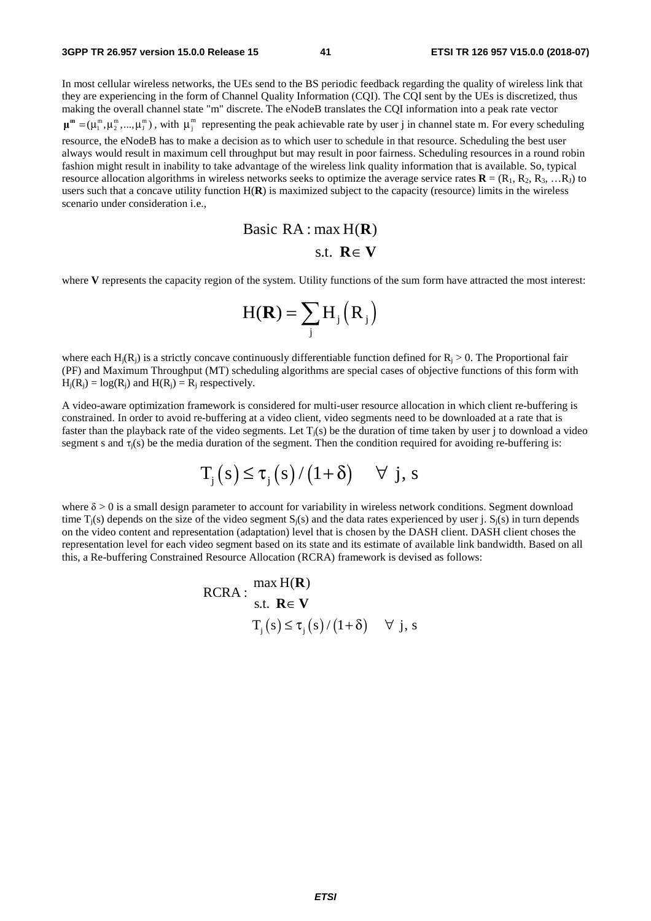In most cellular wireless networks, the UEs send to the BS periodic feedback regarding the quality of wireless link that they are experiencing in the form of Channel Quality Information (CQI). The CQI sent by the UEs is discretized, thus making the overall channel state "m" discrete. The eNodeB translates the CQI information into a peak rate vector $\boldsymbol{\mu}^{\mathbf{m}} = (\mu_1^m, \mu_2^m, ..., \mu_J^m)$, with $\mu_j^m$ representing the peak achievable rate by user j in channel state m. For every scheduling resource, the eNodeB has to make a decision as to which user to schedule in that resource. Scheduling the best user always would result in maximum cell throughput but may result in poor fairness. Scheduling resources in a round robin fashion might result in inability to take advantage of the wireless link quality information that is available. So, typical resource allocation algorithms in wireless networks seeks to optimize the average service rates $\mathbf{R} = (R_1, R_2, R_3, \ldots R_J)$ to users such that a concave utility function $H(\mathbf{R})$ is maximized subject to the capacity (resource) limits in the wireless scenario under consideration i.e.,

$$
\begin{aligned}
\text{Basic RA} : &\max H(\mathbf{R}) \\
&\text{s.t. } \mathbf{R} \in \mathbf{V}
\end{aligned}
$$

where **V** represents the capacity region of the system. Utility functions of the sum form have attracted the most interest:

$$
H(\mathbf{R}) = \sum_j H_j\left(R_j\right)
$$

where each $H_j(R_j)$ is a strictly concave continuously differentiable function defined for $R_j > 0$. The Proportional fair (PF) and Maximum Throughput (MT) scheduling algorithms are special cases of objective functions of this form with $H_j(R_j) = \log(R_j)$ and $H(R_j) = R_j$ respectively.

A video-aware optimization framework is considered for multi-user resource allocation in which client re-buffering is constrained. In order to avoid re-buffering at a video client, video segments need to be downloaded at a rate that is faster than the playback rate of the video segments. Let $T_j(s)$ be the duration of time taken by user j to download a video segment s and $\tau_j(s)$ be the media duration of the segment. Then the condition required for avoiding re-buffering is:

$$
T_j\left(s\right) \le \tau_j\left(s\right) / \left(1 + \delta\right) \quad \forall \ j, s
$$

where $\delta > 0$ is a small design parameter to account for variability in wireless network conditions. Segment download time $T_j(s)$ depends on the size of the video segment $S_j(s)$ and the data rates experienced by user j. $S_j(s)$ in turn depends on the video content and representation (adaptation) level that is chosen by the DASH client. DASH client choses the representation level for each video segment based on its state and its estimate of available link bandwidth. Based on all this, a Re-buffering Constrained Resource Allocation (RCRA) framework is devised as follows:

$$
\text{RCRA} : 
\begin{aligned}
&\max H(\mathbf{R}) \\
&\text{s.t. } \mathbf{R} \in \mathbf{V} \\
&\quad T_j\left(s\right) \le \tau_j\left(s\right) / \left(1 + \delta\right) \quad \forall \ j, s
\end{aligned}
$$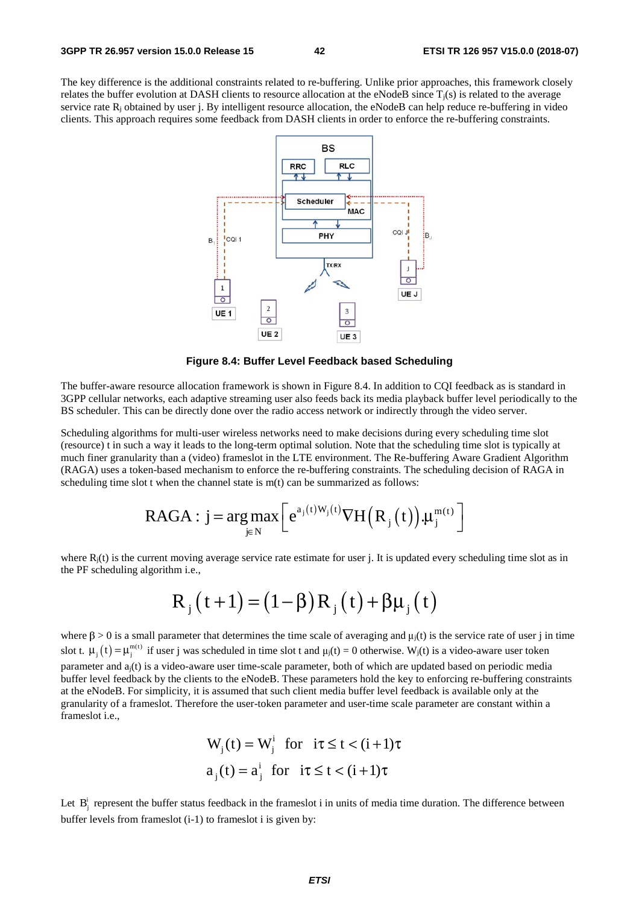The key difference is the additional constraints related to re-buffering. Unlike prior approaches, this framework closely relates the buffer evolution at DASH clients to resource allocation at the eNodeB since $T_j(s)$ is related to the average service rate $R_j$ obtained by user j. By intelligent resource allocation, the eNodeB can help reduce re-buffering in video clients. This approach requires some feedback from DASH clients in order to enforce the re-buffering constraints.

**Figure 8.4: Buffer Level Feedback based Scheduling**

The buffer-aware resource allocation framework is shown in Figure 8.4. In addition to CQI feedback as is standard in 3GPP cellular networks, each adaptive streaming user also feeds back its media playback buffer level periodically to the BS scheduler. This can be directly done over the radio access network or indirectly through the video server.

Scheduling algorithms for multi-user wireless networks need to make decisions during every scheduling time slot (resource) t in such a way it leads to the long-term optimal solution. Note that the scheduling time slot is typically at much finer granularity than a (video) frameslot in the LTE environment. The Re-buffering Aware Gradient Algorithm (RAGA) uses a token-based mechanism to enforce the re-buffering constraints. The scheduling decision of RAGA in scheduling time slot t when the channel state is m(t) can be summarized as follows:

$$\text{RAGA}: \ j = \arg\max_{j \in N} \left[ e^{a_j(t) W_j(t)} \nabla H\left(R_j(t)\right) . \mu_j^{m(t)} \right]$$

where $R_j(t)$ is the current moving average service rate estimate for user j. It is updated every scheduling time slot as in the PF scheduling algorithm i.e.,

$$R_j(t+1) = (1-\beta) R_j(t) + \beta \mu_j(t)$$

where $\beta > 0$ is a small parameter that determines the time scale of averaging and $\mu_j(t)$ is the service rate of user j in time slot t. $\mu_j(t) = \mu_j^{m(t)}$ if user j was scheduled in time slot t and $\mu_j(t) = 0$ otherwise. $W_j(t)$ is a video-aware user token parameter and $a_j(t)$ is a video-aware user time-scale parameter, both of which are updated based on periodic media buffer level feedback by the clients to the eNodeB. These parameters hold the key to enforcing re-buffering constraints at the eNodeB. For simplicity, it is assumed that such client media buffer level feedback is available only at the granularity of a frameslot. Therefore the user-token parameter and user-time scale parameter are constant within a frameslot i.e.,

$$W_j(t) = W_j^i \quad \text{for} \quad i\tau \le t < (i+1)\tau$$
$$a_j(t) = a_j^i \quad \text{for} \quad i\tau \le t < (i+1)\tau$$

Let $B_j^i$ represent the buffer status feedback in the frameslot i in units of media time duration. The difference between buffer levels from frameslot (i-1) to frameslot i is given by: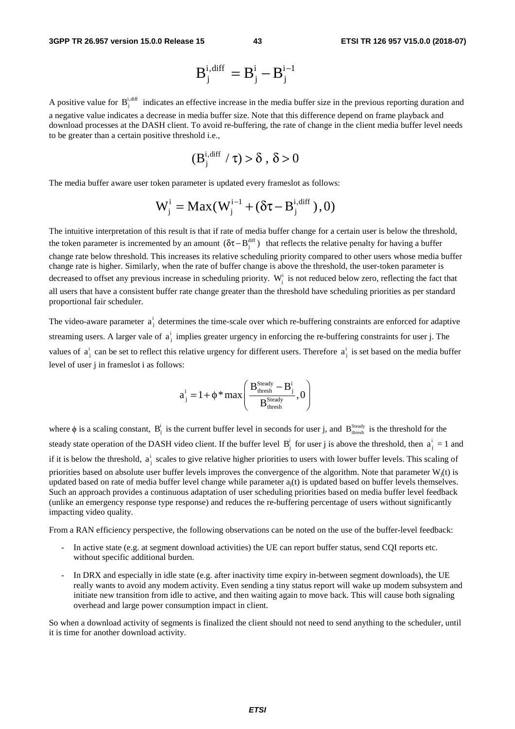$$B_j^{i,\text{diff}} = B_j^i - B_j^{i-1}$$

A positive value for $B_j^{i,\text{diff}}$ indicates an effective increase in the media buffer size in the previous reporting duration and a negative value indicates a decrease in media buffer size. Note that this difference depend on frame playback and download processes at the DASH client. To avoid re-buffering, the rate of change in the client media buffer level needs to be greater than a certain positive threshold i.e.,

$$(B_j^{i,\text{diff}} / \tau) > \delta \text{ , } \delta > 0$$

The media buffer aware user token parameter is updated every frameslot as follows:

$$W_j^i = \text{Max}(W_j^{i-1} + (\delta\tau - B_j^{i,\text{diff}}), 0)$$

The intuitive interpretation of this result is that if rate of media buffer change for a certain user is below the threshold, the token parameter is incremented by an amount $(\delta\tau - B_j^{\text{diff}})$ that reflects the relative penalty for having a buffer change rate below threshold. This increases its relative scheduling priority compared to other users whose media buffer change rate is higher. Similarly, when the rate of buffer change is above the threshold, the user-token parameter is decreased to offset any previous increase in scheduling priority. $W_j^i$ is not reduced below zero, reflecting the fact that all users that have a consistent buffer rate change greater than the threshold have scheduling priorities as per standard proportional fair scheduler.

The video-aware parameter $a_j^i$ determines the time-scale over which re-buffering constraints are enforced for adaptive streaming users. A larger vale of $a_j^i$ implies greater urgency in enforcing the re-buffering constraints for user j. The values of $a_j^i$ can be set to reflect this relative urgency for different users. Therefore $a_j^i$ is set based on the media buffer level of user j in frameslot i as follows:

$$a_j^i = 1 + \phi * \max\left(\frac{B_{\text{thresh}}^{\text{Steady}} - B_j^i}{B_{\text{thresh}}^{\text{Steady}}}, 0\right)$$

where $\phi$ is a scaling constant, $B_j^i$ is the current buffer level in seconds for user j, and $B_{\text{thresh}}^{\text{Steady}}$ is the threshold for the steady state operation of the DASH video client. If the buffer level $B_j^i$ for user j is above the threshold, then $a_j^i = 1$ and if it is below the threshold, $a_j^i$ scales to give relative higher priorities to users with lower buffer levels. This scaling of priorities based on absolute user buffer levels improves the convergence of the algorithm. Note that parameter $W_j(t)$ is updated based on rate of media buffer level change while parameter $a_j(t)$ is updated based on buffer levels themselves. Such an approach provides a continuous adaptation of user scheduling priorities based on media buffer level feedback (unlike an emergency response type response) and reduces the re-buffering percentage of users without significantly impacting video quality.

From a RAN efficiency perspective, the following observations can be noted on the use of the buffer-level feedback:

- In active state (e.g. at segment download activities) the UE can report buffer status, send CQI reports etc. without specific additional burden.
- In DRX and especially in idle state (e.g. after inactivity time expiry in-between segment downloads), the UE really wants to avoid any modem activity. Even sending a tiny status report will wake up modem subsystem and initiate new transition from idle to active, and then waiting again to move back. This will cause both signaling overhead and large power consumption impact in client.

So when a download activity of segments is finalized the client should not need to send anything to the scheduler, until it is time for another download activity.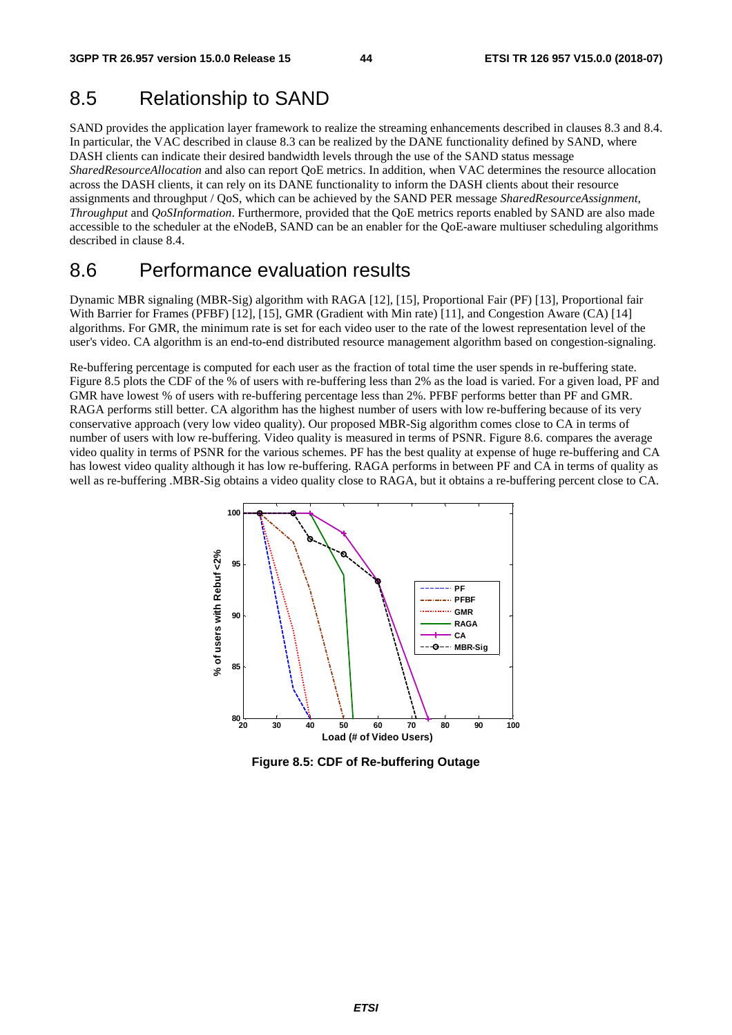# 8.5 Relationship to SAND

SAND provides the application layer framework to realize the streaming enhancements described in clauses 8.3 and 8.4. In particular, the VAC described in clause 8.3 can be realized by the DANE functionality defined by SAND, where DASH clients can indicate their desired bandwidth levels through the use of the SAND status message *SharedResourceAllocation* and also can report QoE metrics. In addition, when VAC determines the resource allocation across the DASH clients, it can rely on its DANE functionality to inform the DASH clients about their resource assignments and throughput / QoS, which can be achieved by the SAND PER message *SharedResourceAssignment*, *Throughput* and *QoSInformation*. Furthermore, provided that the QoE metrics reports enabled by SAND are also made accessible to the scheduler at the eNodeB, SAND can be an enabler for the QoE-aware multiuser scheduling algorithms described in clause 8.4.

# 8.6 Performance evaluation results

Dynamic MBR signaling (MBR-Sig) algorithm with RAGA [12], [15], Proportional Fair (PF) [13], Proportional fair With Barrier for Frames (PFBF) [12], [15], GMR (Gradient with Min rate) [11], and Congestion Aware (CA) [14] algorithms. For GMR, the minimum rate is set for each video user to the rate of the lowest representation level of the user's video. CA algorithm is an end-to-end distributed resource management algorithm based on congestion-signaling.

Re-buffering percentage is computed for each user as the fraction of total time the user spends in re-buffering state. Figure 8.5 plots the CDF of the % of users with re-buffering less than 2% as the load is varied. For a given load, PF and GMR have lowest % of users with re-buffering percentage less than 2%. PFBF performs better than PF and GMR. RAGA performs still better. CA algorithm has the highest number of users with low re-buffering because of its very conservative approach (very low video quality). Our proposed MBR-Sig algorithm comes close to CA in terms of number of users with low re-buffering. Video quality is measured in terms of PSNR. Figure 8.6. compares the average video quality in terms of PSNR for the various schemes. PF has the best quality at expense of huge re-buffering and CA has lowest video quality although it has low re-buffering. RAGA performs in between PF and CA in terms of quality as well as re-buffering .MBR-Sig obtains a video quality close to RAGA, but it obtains a re-buffering percent close to CA.

**Figure 8.5: CDF of Re-buffering Outage**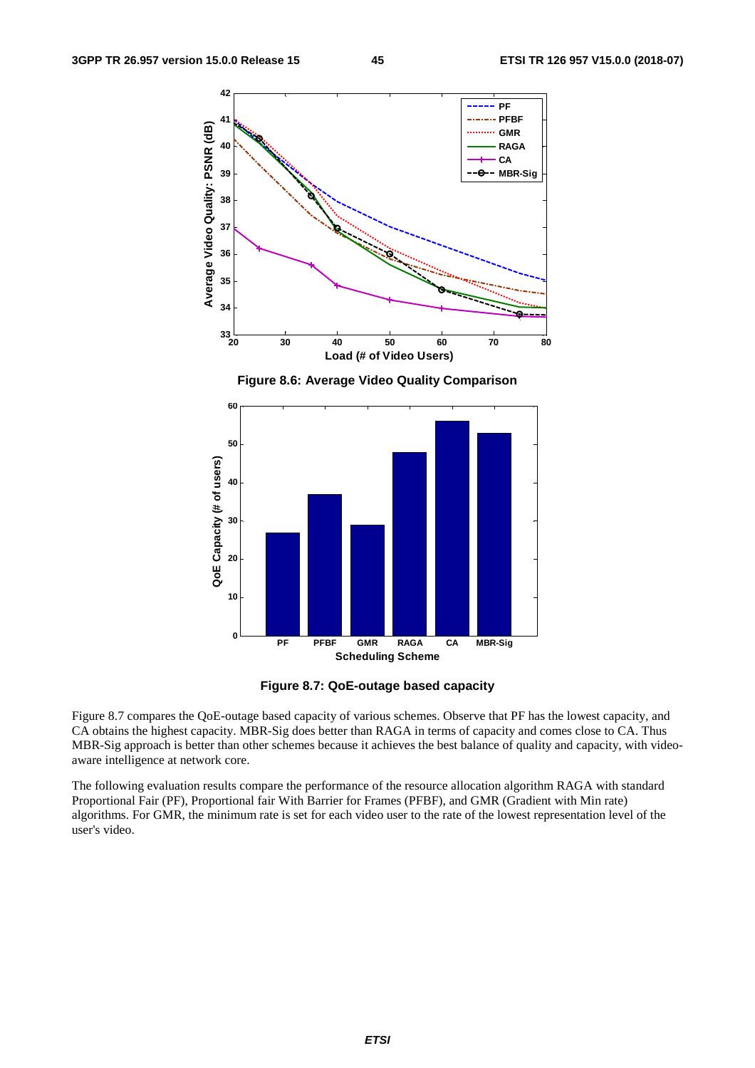Figure 8.6: Average Video Quality Comparison

Figure 8.7: QoE-outage based capacity

Figure 8.7 compares the QoE-outage based capacity of various schemes. Observe that PF has the lowest capacity, and CA obtains the highest capacity. MBR-Sig does better than RAGA in terms of capacity and comes close to CA. Thus MBR-Sig approach is better than other schemes because it achieves the best balance of quality and capacity, with video-aware intelligence at network core.

The following evaluation results compare the performance of the resource allocation algorithm RAGA with standard Proportional Fair (PF), Proportional fair With Barrier for Frames (PFBF), and GMR (Gradient with Min rate) algorithms. For GMR, the minimum rate is set for each video user to the rate of the lowest representation level of the user's video.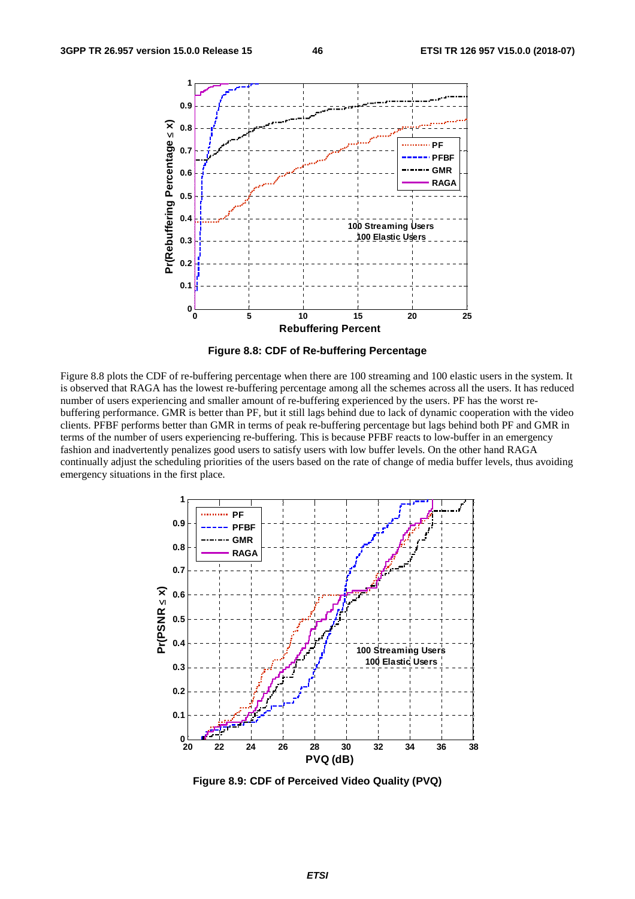**Figure 8.8: CDF of Re-buffering Percentage**

Figure 8.8 plots the CDF of re-buffering percentage when there are 100 streaming and 100 elastic users in the system. It is observed that RAGA has the lowest re-buffering percentage among all the schemes across all the users. It has reduced number of users experiencing and smaller amount of re-buffering experienced by the users. PF has the worst re-buffering performance. GMR is better than PF, but it still lags behind due to lack of dynamic cooperation with the video clients. PFBF performs better than GMR in terms of peak re-buffering percentage but lags behind both PF and GMR in terms of the number of users experiencing re-buffering. This is because PFBF reacts to low-buffer in an emergency fashion and inadvertently penalizes good users to satisfy users with low buffer levels. On the other hand RAGA continually adjust the scheduling priorities of the users based on the rate of change of media buffer levels, thus avoiding emergency situations in the first place.

**Figure 8.9: CDF of Perceived Video Quality (PVQ)**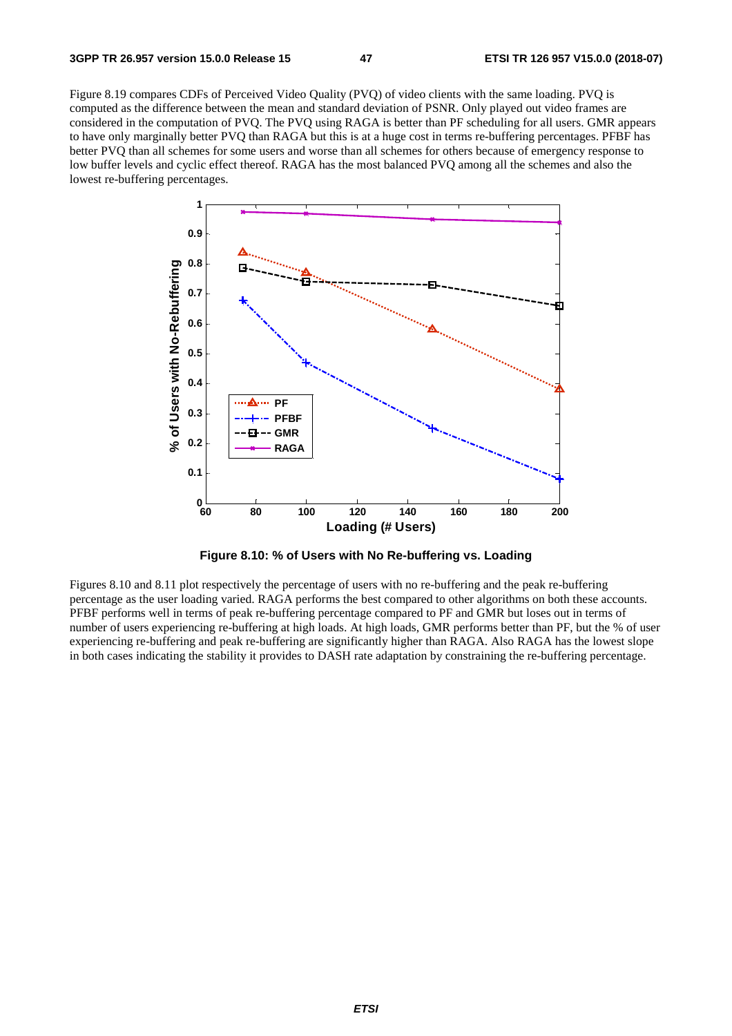Figure 8.19 compares CDFs of Perceived Video Quality (PVQ) of video clients with the same loading. PVQ is computed as the difference between the mean and standard deviation of PSNR. Only played out video frames are considered in the computation of PVQ. The PVQ using RAGA is better than PF scheduling for all users. GMR appears to have only marginally better PVQ than RAGA but this is at a huge cost in terms re-buffering percentages. PFBF has better PVQ than all schemes for some users and worse than all schemes for others because of emergency response to low buffer levels and cyclic effect thereof. RAGA has the most balanced PVQ among all the schemes and also the lowest re-buffering percentages.

**Figure 8.10: % of Users with No Re-buffering vs. Loading**

Figures 8.10 and 8.11 plot respectively the percentage of users with no re-buffering and the peak re-buffering percentage as the user loading varied. RAGA performs the best compared to other algorithms on both these accounts. PFBF performs well in terms of peak re-buffering percentage compared to PF and GMR but loses out in terms of number of users experiencing re-buffering at high loads. At high loads, GMR performs better than PF, but the % of user experiencing re-buffering and peak re-buffering are significantly higher than RAGA. Also RAGA has the lowest slope in both cases indicating the stability it provides to DASH rate adaptation by constraining the re-buffering percentage.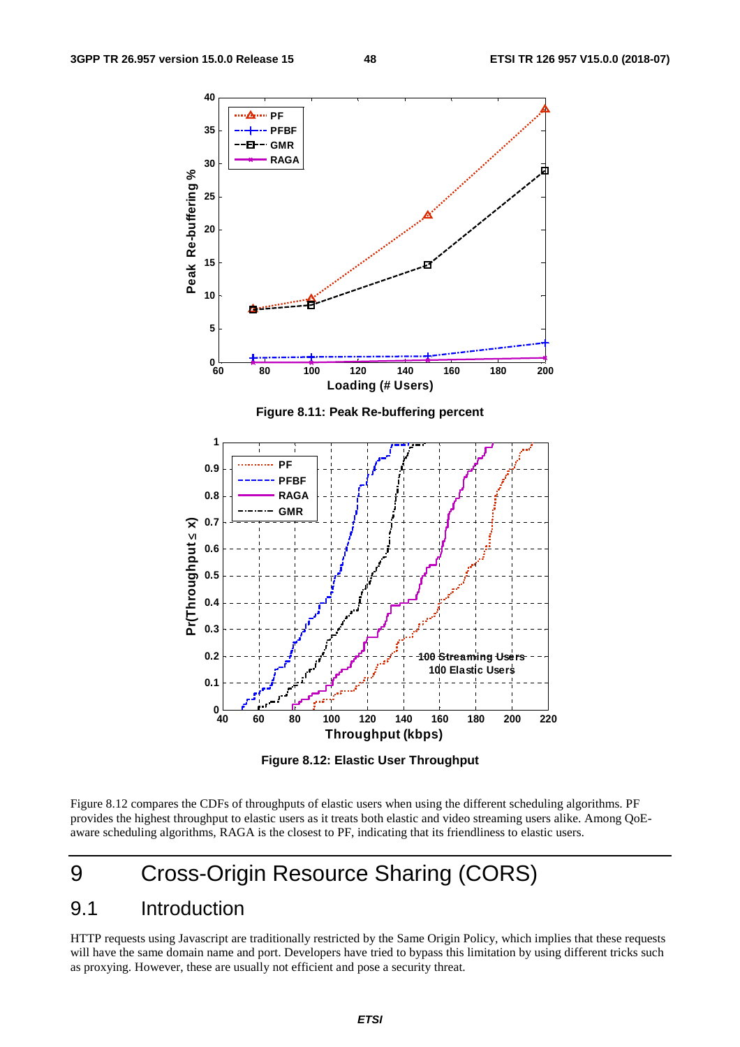Figure 8.11: Peak Re-buffering percent

Figure 8.12: Elastic User Throughput

Figure 8.12 compares the CDFs of throughputs of elastic users when using the different scheduling algorithms. PF provides the highest throughput to elastic users as it treats both elastic and video streaming users alike. Among QoE-aware scheduling algorithms, RAGA is the closest to PF, indicating that its friendliness to elastic users.

# 9 Cross-Origin Resource Sharing (CORS)

## 9.1 Introduction

HTTP requests using Javascript are traditionally restricted by the Same Origin Policy, which implies that these requests will have the same domain name and port. Developers have tried to bypass this limitation by using different tricks such as proxying. However, these are usually not efficient and pose a security threat.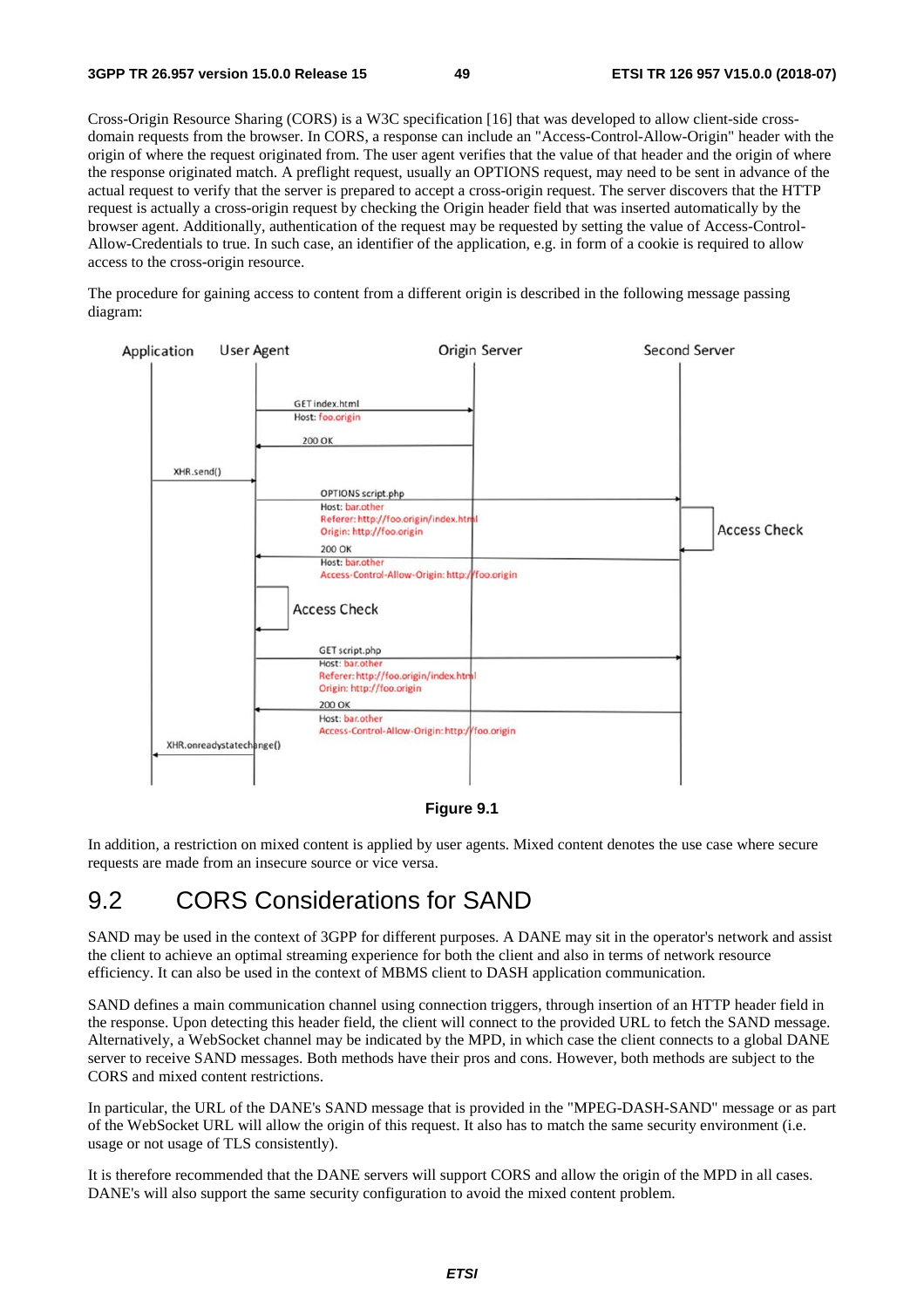Cross-Origin Resource Sharing (CORS) is a W3C specification [16] that was developed to allow client-side cross-domain requests from the browser. In CORS, a response can include an "Access-Control-Allow-Origin" header with the origin of where the request originated from. The user agent verifies that the value of that header and the origin of where the request originated match. A preflight request, usually an OPTIONS request, may need to be sent in advance of the actual request to verify that the server is prepared to accept a cross-origin request. The server discovers that the HTTP request is actually a cross-origin request by checking the Origin header field that was inserted automatically by the browser agent. Additionally, authentication of the request may be requested by setting the value of Access-Control-Allow-Credentials to true. In such case, an identifier of the application, e.g. in form of a cookie is required to allow access to the cross-origin resource.

The procedure for gaining access to content from a different origin is described in the following message passing diagram:

**Figure 9.1**

In addition, a restriction on mixed content is applied by user agents. Mixed content denotes the use case where secure requests are made from an insecure source or vice versa.

## 9.2 CORS Considerations for SAND

SAND may be used in the context of 3GPP for different purposes. A DANE may sit in the operator's network and assist the client to achieve an optimal streaming experience for both the client and also in terms of network resource efficiency. It can also be used in the context of MBMS client to DASH application communication.

SAND defines a main communication channel using connection triggers, through insertion of an HTTP header field in the response. Upon detecting this header field, the client will connect to the provided URL to fetch the SAND message. Alternatively, a WebSocket channel may be indicated by the MPD, in which case the client connects to a global DANE server to receive SAND messages. Both methods have their pros and cons. However, both methods are subject to the CORS and mixed content restrictions.

In particular, the URL of the DANE's SAND message that is provided in the "MPEG-DASH-SAND" message or as part of the WebSocket URL will allow the origin of this request. It also has to match the same security environment (i.e. usage or not usage of TLS consistently).

It is therefore recommended that the DANE servers will support CORS and allow the origin of the MPD in all cases. DANE's will also support the same security configuration to avoid the mixed content problem.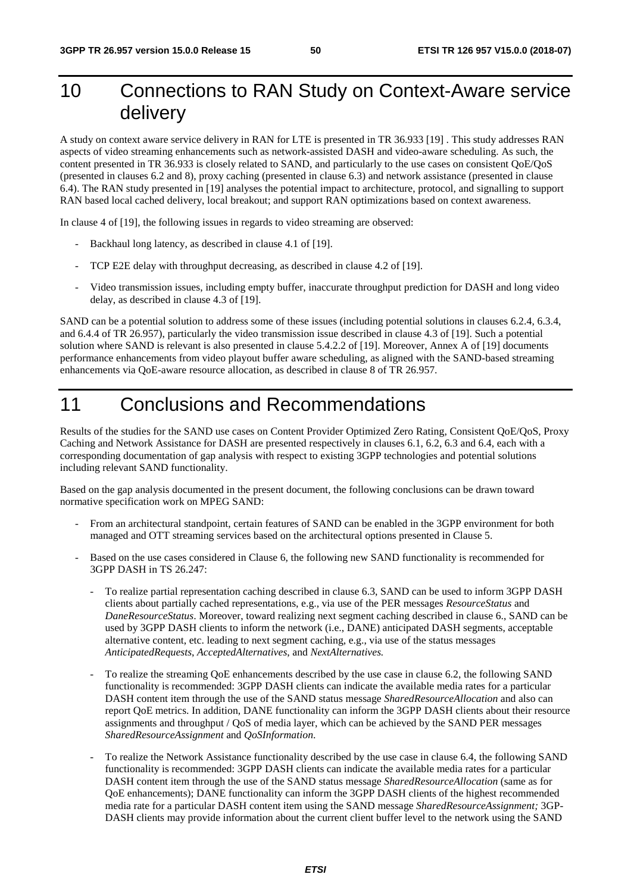# 10 Connections to RAN Study on Context-Aware service delivery

A study on context aware service delivery in RAN for LTE is presented in TR 36.933 [19] . This study addresses RAN aspects of video streaming enhancements such as network-assisted DASH and video-aware scheduling. As such, the content presented in TR 36.933 is closely related to SAND, and particularly to the use cases on consistent QoE/QoS (presented in clauses 6.2 and 8), proxy caching (presented in clause 6.3) and network assistance (presented in clause 6.4). The RAN study presented in [19] analyses the potential impact to architecture, protocol, and signalling to support RAN based local cached delivery, local breakout; and support RAN optimizations based on context awareness.

In clause 4 of [19], the following issues in regards to video streaming are observed:

- Backhaul long latency, as described in clause 4.1 of [19].
- TCP E2E delay with throughput decreasing, as described in clause 4.2 of [19].
- Video transmission issues, including empty buffer, inaccurate throughput prediction for DASH and long video delay, as described in clause 4.3 of [19].

SAND can be a potential solution to address some of these issues (including potential solutions in clauses 6.2.4, 6.3.4, and 6.4.4 of TR 26.957), particularly the video transmission issue described in clause 4.3 of [19]. Such a potential solution where SAND is relevant is also presented in clause 5.4.2.2 of [19]. Moreover, Annex A of [19] documents performance enhancements from video playout buffer aware scheduling, as aligned with the SAND-based streaming enhancements via QoE-aware resource allocation, as described in clause 8 of TR 26.957.

# 11 Conclusions and Recommendations

Results of the studies for the SAND use cases on Content Provider Optimized Zero Rating, Consistent QoE/QoS, Proxy Caching and Network Assistance for DASH are presented respectively in clauses 6.1, 6.2, 6.3 and 6.4, each with a corresponding documentation of gap analysis with respect to existing 3GPP technologies and potential solutions including relevant SAND functionality.

Based on the gap analysis documented in the present document, the following conclusions can be drawn toward normative specification work on MPEG SAND:

- From an architectural standpoint, certain features of SAND can be enabled in the 3GPP environment for both managed and OTT streaming services based on the architectural options presented in Clause 5.
- Based on the use cases considered in Clause 6, the following new SAND functionality is recommended for 3GPP DASH in TS 26.247:
  - To realize partial representation caching described in clause 6.3, SAND can be used to inform 3GPP DASH clients about partially cached representations, e.g., via use of the PER messages *ResourceStatus* and *DaneResourceStatus*. Moreover, toward realizing next segment caching described in clause 6., SAND can be used by 3GPP DASH clients to inform the network (i.e., DANE) anticipated DASH segments, acceptable alternative content, etc. leading to next segment caching, e.g., via use of the status messages *AnticipatedRequests*, *AcceptedAlternatives*, and *NextAlternatives.*
  - To realize the streaming QoE enhancements described by the use case in clause 6.2, the following SAND functionality is recommended: 3GPP DASH clients can indicate the available media rates for a particular DASH content item through the use of the SAND status message *SharedResourceAllocation* and also can report QoE metrics. In addition, DANE functionality can inform the 3GPP DASH clients about their resource assignments and throughput / QoS of media layer, which can be achieved by the SAND PER messages *SharedResourceAssignment* and *QoSInformation*.
  - To realize the Network Assistance functionality described by the use case in clause 6.4, the following SAND functionality is recommended: 3GPP DASH clients can indicate the available media rates for a particular DASH content item through the use of the SAND status message *SharedResourceAllocation* (same as for QoE enhancements); DANE functionality can inform the 3GPP DASH clients of the highest recommended media rate for a particular DASH content item using the SAND message *SharedResourceAssignment;* 3GP-DASH clients may provide information about the current client buffer level to the network using the SAND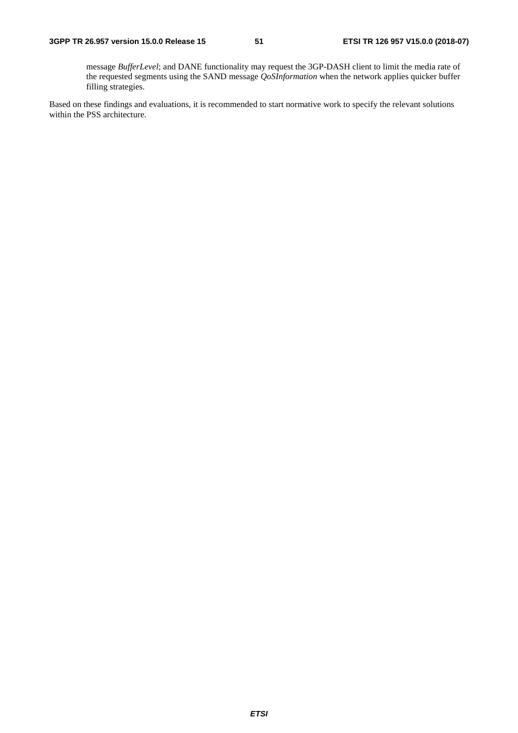message *BufferLevel*; and DANE functionality may request the 3GP-DASH client to limit the media rate of the requested segments using the SAND message *QoSInformation* when the network applies quicker buffer filling strategies.

Based on these findings and evaluations, it is recommended to start normative work to specify the relevant solutions within the PSS architecture.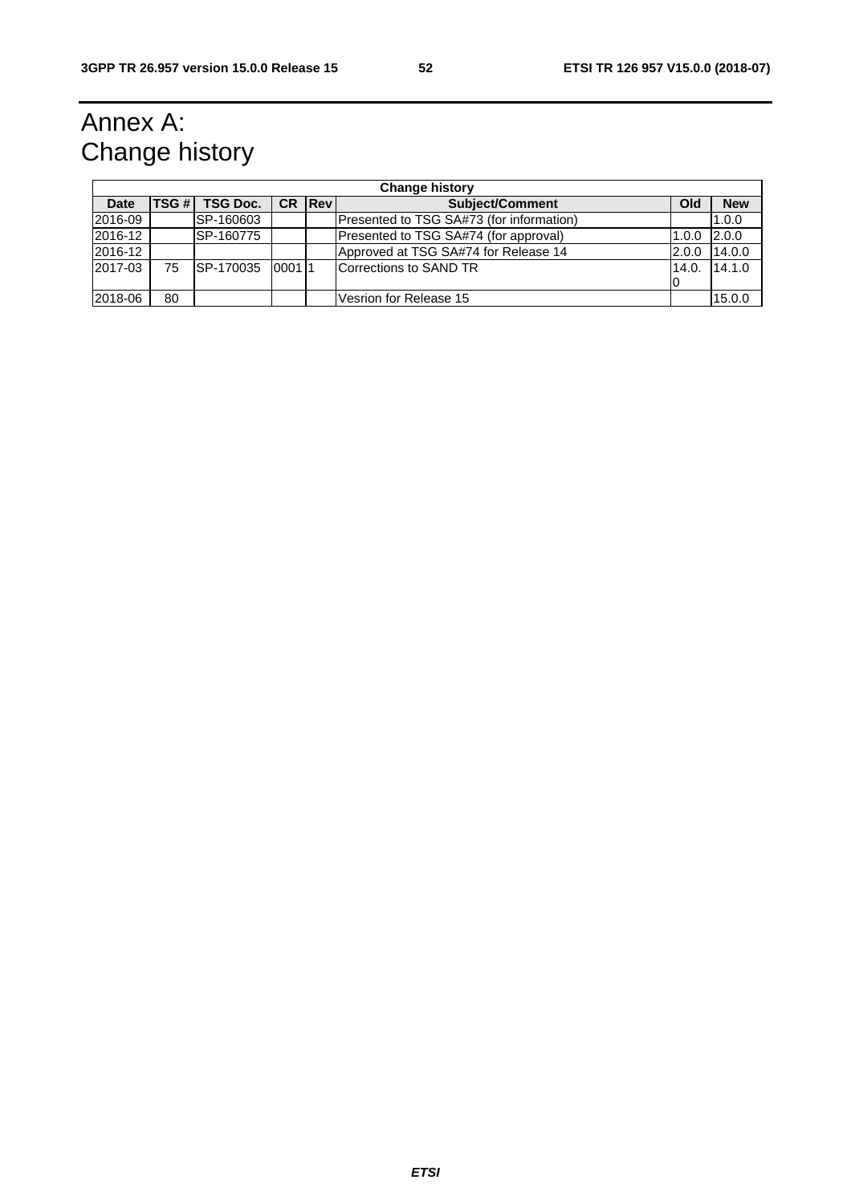# Annex A: Change history

| Change history | | | | | | | |
|---|---|---|---|---|---|---|---|
| **Date** | **TSG #** | **TSG Doc.** | **CR** | **Rev** | **Subject/Comment** | **Old** | **New** |
| 2016-09 | | SP-160603 | | | Presented to TSG SA#73 (for information) | | 1.0.0 |
| 2016-12 | | SP-160775 | | | Presented to TSG SA#74 (for approval) | 1.0.0 | 2.0.0 |
| 2016-12 | | | | | Approved at TSG SA#74 for Release 14 | 2.0.0 | 14.0.0 |
| 2017-03 | 75 | SP-170035 | 0001 | 1 | Corrections to SAND TR | 14.0.0 | 14.1.0 |
| 2018-06 | 80 | | | | Vesrion for Release 15 | | 15.0.0 |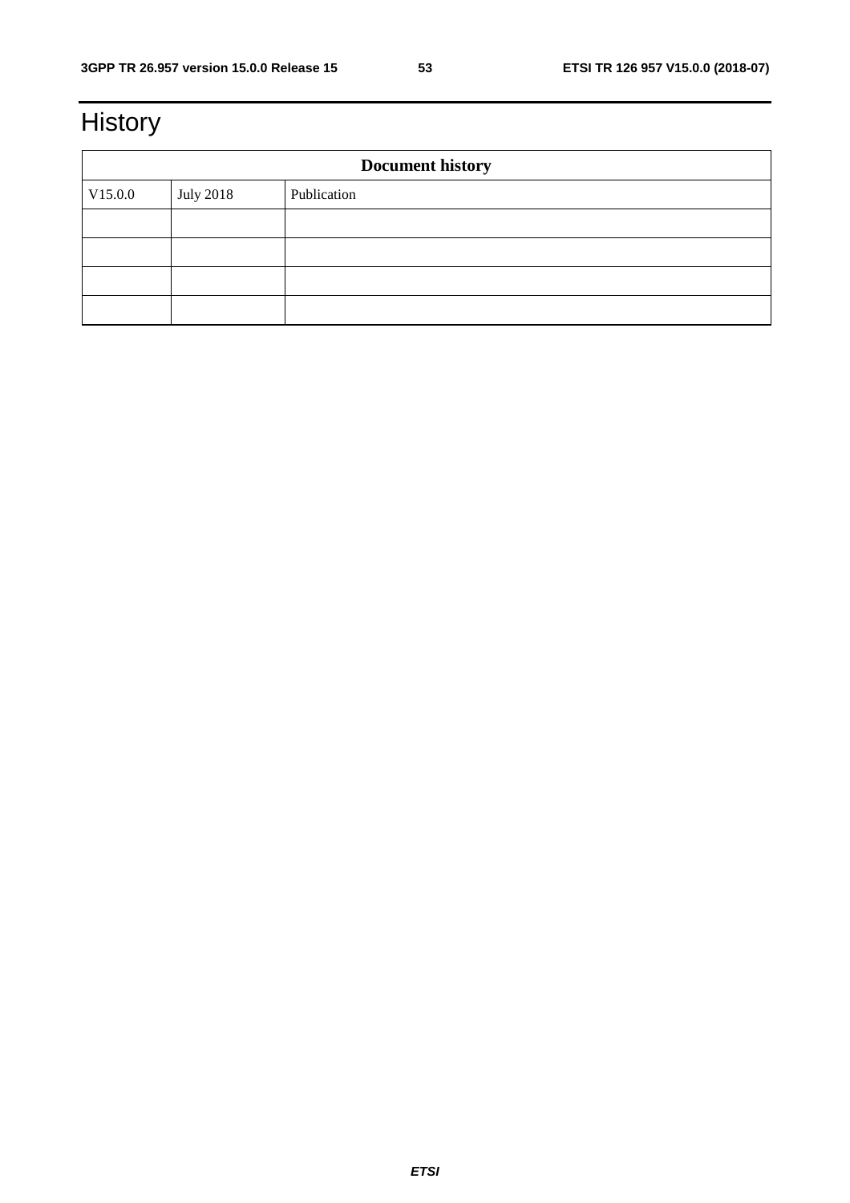# History

| Document history | | |
|---|---|---|
| V15.0.0 | July 2018 | Publication |
| | | |
| | | |
| | | |
| | | |